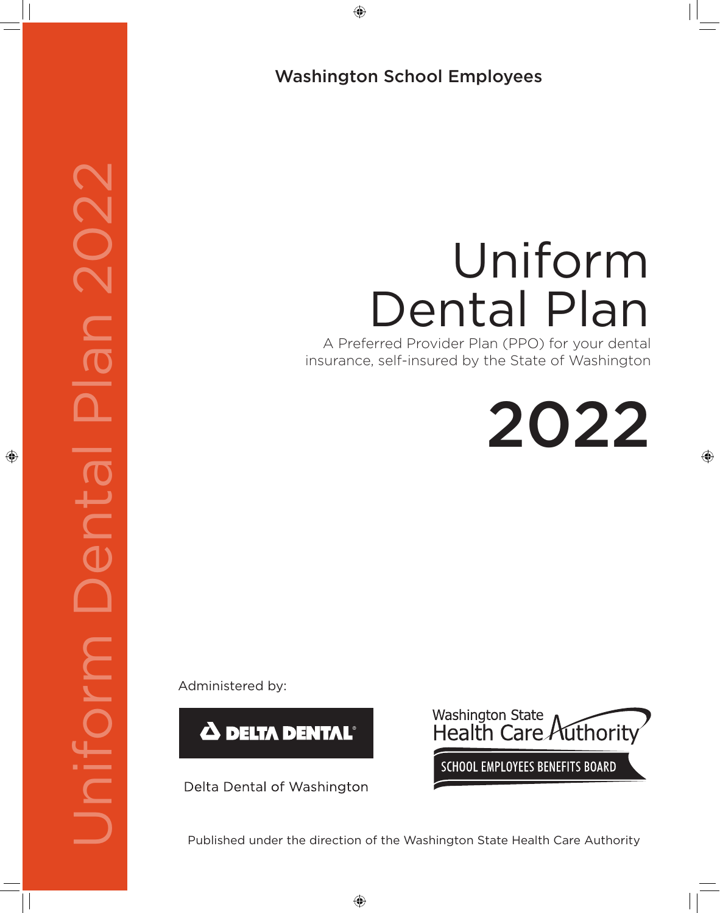Washington School Employees

# Uniform Dental Plan

A Preferred Provider Plan (PPO) for your dental insurance, self-insured by the State of Washington

# 2022

Administered by:

DELTA DENTAL

Delta Dental of Washington

Washington State Health Care Authority

SCHOOL EMPLOYEES BENEFITS BOARD

Published under the direction of the Washington State Health Care Authority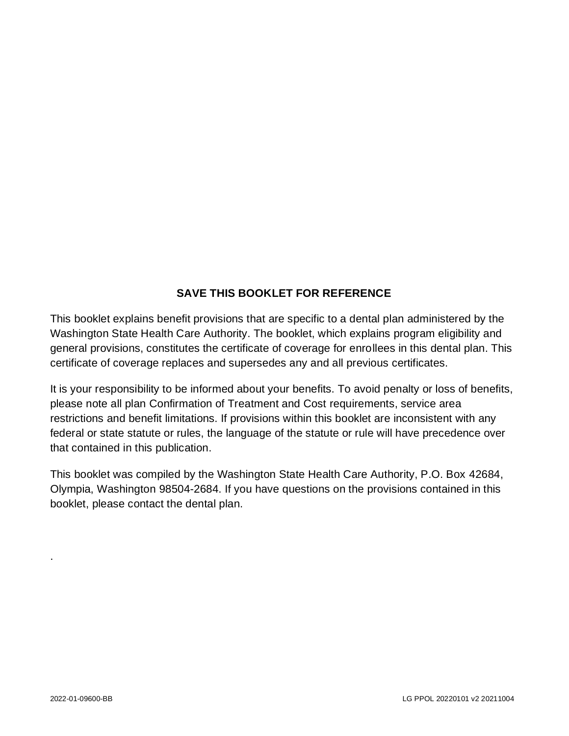## SAVE THIS BOOKLET FOR REFERENCE

This booklet explains benefit provisions that are specific to a dental plan administered by the Washington State Health Care Authority. The booklet, which explains program eligibility and general provisions, constitutes the certificate of coverage for enrollees in this dental plan. This certificate of coverage replaces and supersedes any and all previous certificates.

It is your responsibility to be informed about your benefits. To avoid penalty or loss of benefits, please note all plan Confirmation of Treatment and Cost requirements, service area restrictions and benefit limitations. If provisions within this booklet are inconsistent with any federal or state statute or rules, the language of the statute or rule will have precedence over that contained in this publication.

This booklet was compiled by the Washington State Health Care Authority, P.O. Box 42684, Olympia, Washington 98504-2684. If you have questions on the provisions contained in this booklet, please contact the dental plan.

.

2022-01-09600-BB

LG PPOL 20220101 v2 20211004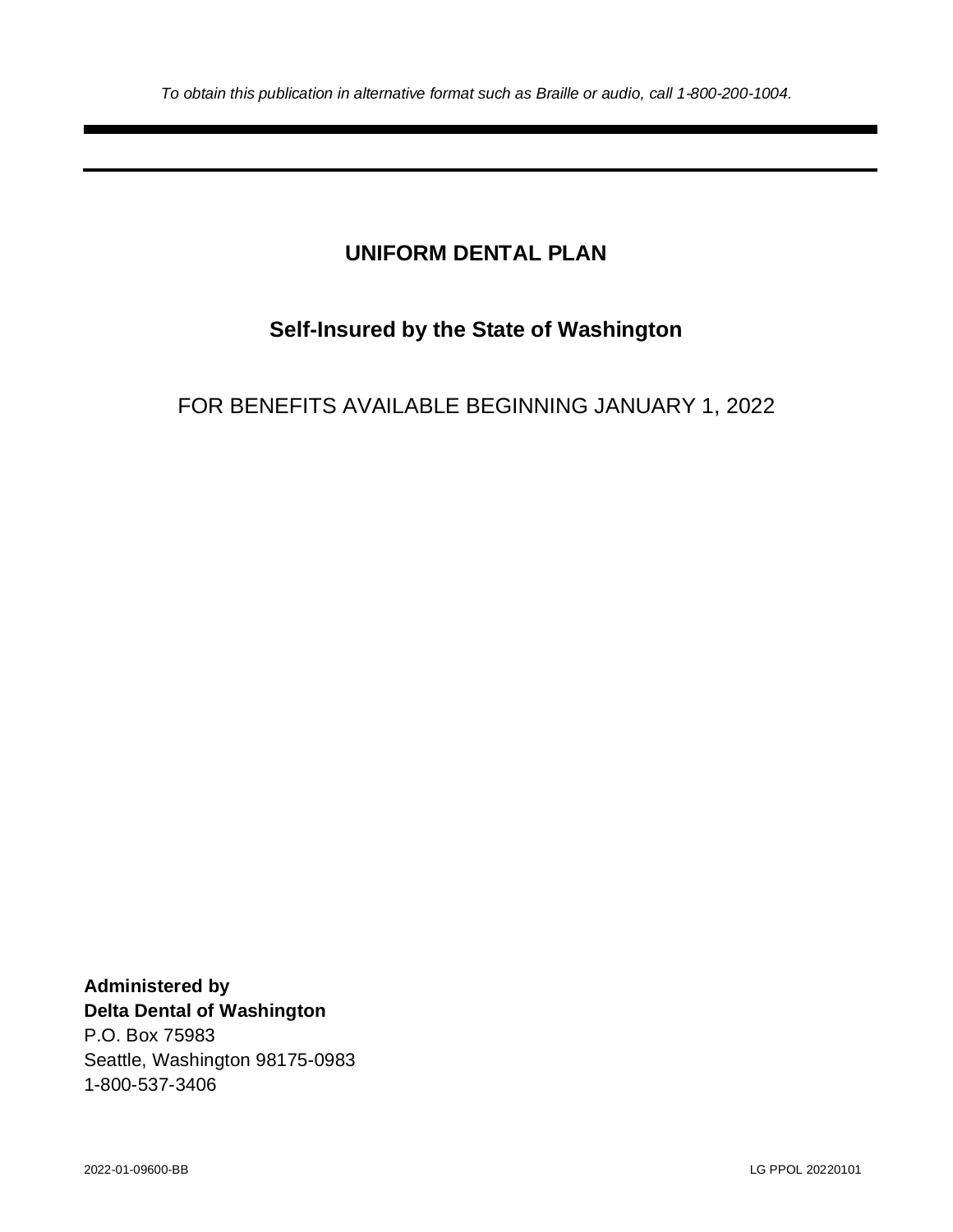*To obtain this publication in alternative format such as Braille or audio, call 1-800-200-1004.*

# UNIFORM DENTAL PLAN

## Self-Insured by the State of Washington

FOR BENEFITS AVAILABLE BEGINNING JANUARY 1, 2022

**Administered by**
**Delta Dental of Washington**
P.O. Box 75983
Seattle, Washington 98175-0983
1-800-537-3406

2022-01-09600-BB

LG PPOL 20220101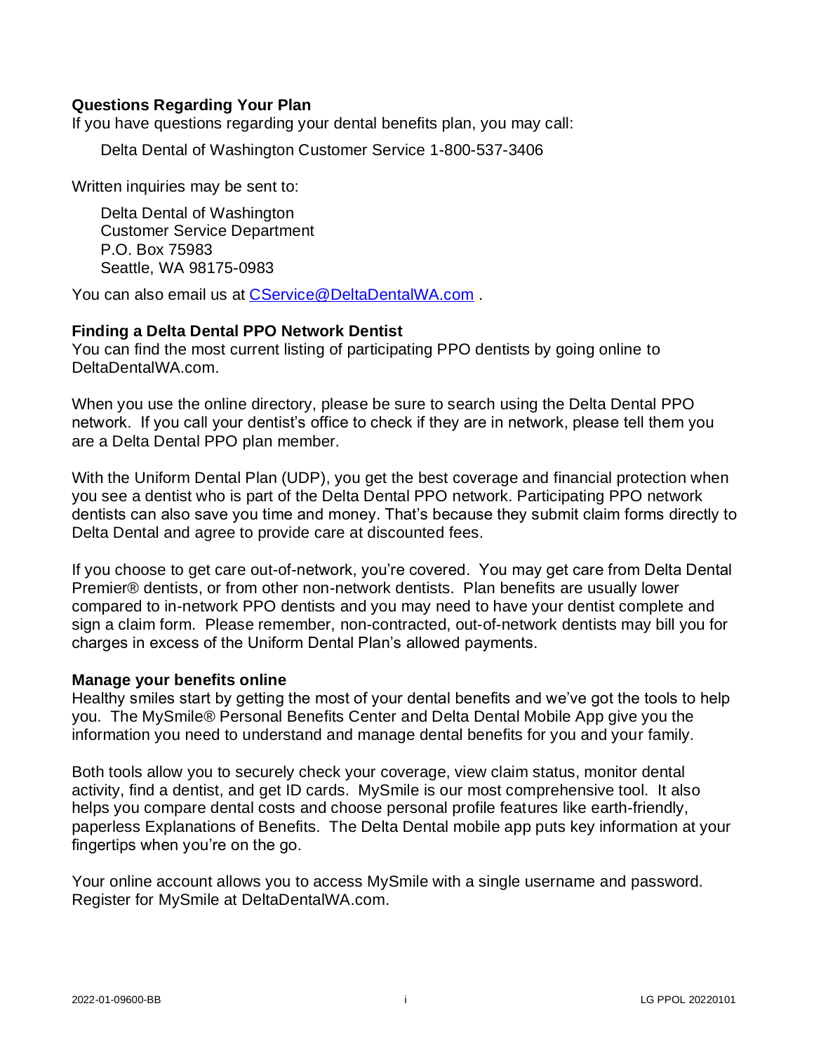**Questions Regarding Your Plan**

If you have questions regarding your dental benefits plan, you may call:

Delta Dental of Washington Customer Service 1-800-537-3406

Written inquiries may be sent to:

Delta Dental of Washington
Customer Service Department
P.O. Box 75983
Seattle, WA 98175-0983

You can also email us at CService@DeltaDentalWA.com .

**Finding a Delta Dental PPO Network Dentist**

You can find the most current listing of participating PPO dentists by going online to DeltaDentalWA.com.

When you use the online directory, please be sure to search using the Delta Dental PPO network. If you call your dentist's office to check if they are in network, please tell them you are a Delta Dental PPO plan member.

With the Uniform Dental Plan (UDP), you get the best coverage and financial protection when you see a dentist who is part of the Delta Dental PPO network. Participating PPO network dentists can also save you time and money. That's because they submit claim forms directly to Delta Dental and agree to provide care at discounted fees.

If you choose to get care out-of-network, you're covered. You may get care from Delta Dental Premier® dentists, or from other non-network dentists. Plan benefits are usually lower compared to in-network PPO dentists and you may need to have your dentist complete and sign a claim form. Please remember, non-contracted, out-of-network dentists may bill you for charges in excess of the Uniform Dental Plan's allowed payments.

**Manage your benefits online**

Healthy smiles start by getting the most of your dental benefits and we've got the tools to help you. The MySmile® Personal Benefits Center and Delta Dental Mobile App give you the information you need to understand and manage dental benefits for you and your family.

Both tools allow you to securely check your coverage, view claim status, monitor dental activity, find a dentist, and get ID cards. MySmile is our most comprehensive tool. It also helps you compare dental costs and choose personal profile features like earth-friendly, paperless Explanations of Benefits. The Delta Dental mobile app puts key information at your fingertips when you're on the go.

Your online account allows you to access MySmile with a single username and password. Register for MySmile at DeltaDentalWA.com.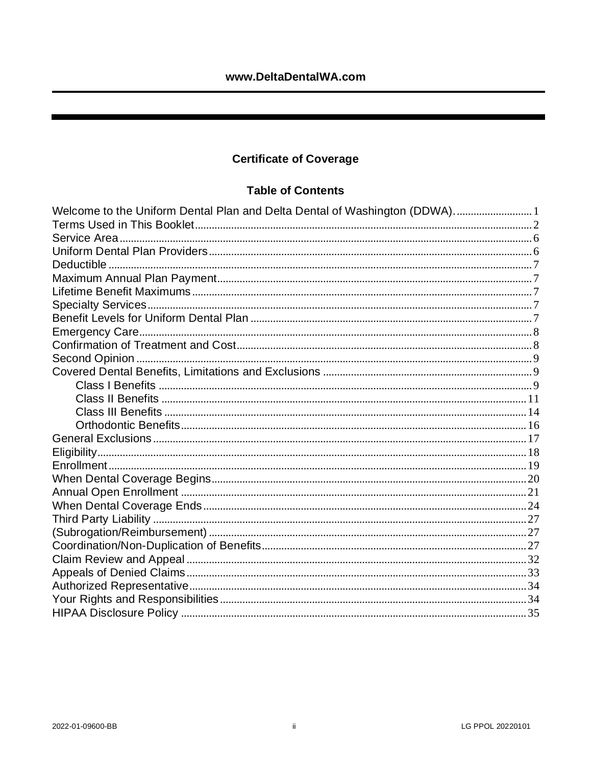www.DeltaDentalWA.com

## Certificate of Coverage

### Table of Contents

| | |
|---|---|
| Welcome to the Uniform Dental Plan and Delta Dental of Washington (DDWA). | 1 |
| Terms Used in This Booklet | 2 |
| Service Area | 6 |
| Uniform Dental Plan Providers | 6 |
| Deductible | 7 |
| Maximum Annual Plan Payment | 7 |
| Lifetime Benefit Maximums | 7 |
| Specialty Services | 7 |
| Benefit Levels for Uniform Dental Plan | 7 |
| Emergency Care | 8 |
| Confirmation of Treatment and Cost | 8 |
| Second Opinion | 9 |
| Covered Dental Benefits, Limitations and Exclusions | 9 |
| Class I Benefits | 9 |
| Class II Benefits | 11 |
| Class III Benefits | 14 |
| Orthodontic Benefits | 16 |
| General Exclusions | 17 |
| Eligibility | 18 |
| Enrollment | 19 |
| When Dental Coverage Begins | 20 |
| Annual Open Enrollment | 21 |
| When Dental Coverage Ends | 24 |
| Third Party Liability | 27 |
| (Subrogation/Reimbursement) | 27 |
| Coordination/Non-Duplication of Benefits | 27 |
| Claim Review and Appeal | 32 |
| Appeals of Denied Claims | 33 |
| Authorized Representative | 34 |
| Your Rights and Responsibilities | 34 |
| HIPAA Disclosure Policy | 35 |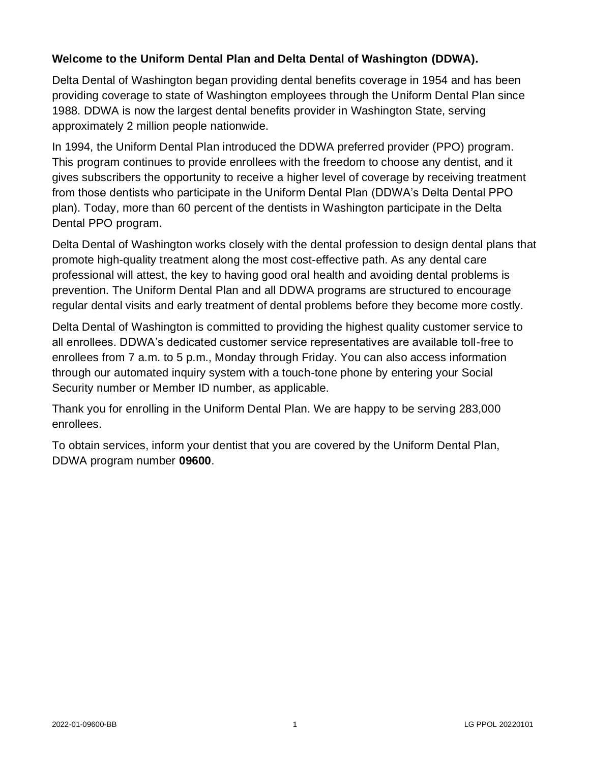**Welcome to the Uniform Dental Plan and Delta Dental of Washington (DDWA).**

Delta Dental of Washington began providing dental benefits coverage in 1954 and has been providing coverage to state of Washington employees through the Uniform Dental Plan since 1988. DDWA is now the largest dental benefits provider in Washington State, serving approximately 2 million people nationwide.

In 1994, the Uniform Dental Plan introduced the DDWA preferred provider (PPO) program. This program continues to provide enrollees with the freedom to choose any dentist, and it gives subscribers the opportunity to receive a higher level of coverage by receiving treatment from those dentists who participate in the Uniform Dental Plan (DDWA's Delta Dental PPO plan). Today, more than 60 percent of the dentists in Washington participate in the Delta Dental PPO program.

Delta Dental of Washington works closely with the dental profession to design dental plans that promote high-quality treatment along the most cost-effective path. As any dental care professional will attest, the key to having good oral health and avoiding dental problems is prevention. The Uniform Dental Plan and all DDWA programs are structured to encourage regular dental visits and early treatment of dental problems before they become more costly.

Delta Dental of Washington is committed to providing the highest quality customer service to all enrollees. DDWA's dedicated customer service representatives are available toll-free to enrollees from 7 a.m. to 5 p.m., Monday through Friday. You can also access information through our automated inquiry system with a touch-tone phone by entering your Social Security number or Member ID number, as applicable.

Thank you for enrolling in the Uniform Dental Plan. We are happy to be serving 283,000 enrollees.

To obtain services, inform your dentist that you are covered by the Uniform Dental Plan, DDWA program number **09600**.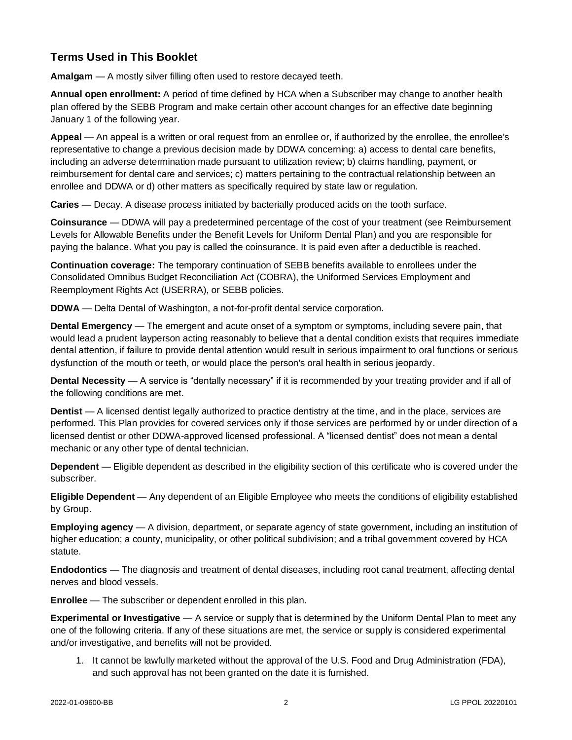## Terms Used in This Booklet

**Amalgam** — A mostly silver filling often used to restore decayed teeth.

**Annual open enrollment:** A period of time defined by HCA when a Subscriber may change to another health plan offered by the SEBB Program and make certain other account changes for an effective date beginning January 1 of the following year.

**Appeal** — An appeal is a written or oral request from an enrollee or, if authorized by the enrollee, the enrollee's representative to change a previous decision made by DDWA concerning: a) access to dental care benefits, including an adverse determination made pursuant to utilization review; b) claims handling, payment, or reimbursement for dental care and services; c) matters pertaining to the contractual relationship between an enrollee and DDWA or d) other matters as specifically required by state law or regulation.

**Caries** — Decay. A disease process initiated by bacterially produced acids on the tooth surface.

**Coinsurance** — DDWA will pay a predetermined percentage of the cost of your treatment (see Reimbursement Levels for Allowable Benefits under the Benefit Levels for Uniform Dental Plan) and you are responsible for paying the balance. What you pay is called the coinsurance. It is paid even after a deductible is reached.

**Continuation coverage:** The temporary continuation of SEBB benefits available to enrollees under the Consolidated Omnibus Budget Reconciliation Act (COBRA), the Uniformed Services Employment and Reemployment Rights Act (USERRA), or SEBB policies.

**DDWA** — Delta Dental of Washington, a not-for-profit dental service corporation.

**Dental Emergency** — The emergent and acute onset of a symptom or symptoms, including severe pain, that would lead a prudent layperson acting reasonably to believe that a dental condition exists that requires immediate dental attention, if failure to provide dental attention would result in serious impairment to oral functions or serious dysfunction of the mouth or teeth, or would place the person's oral health in serious jeopardy.

**Dental Necessity** — A service is "dentally necessary" if it is recommended by your treating provider and if all of the following conditions are met.

**Dentist** — A licensed dentist legally authorized to practice dentistry at the time, and in the place, services are performed. This Plan provides for covered services only if those services are performed by or under direction of a licensed dentist or other DDWA-approved licensed professional. A "licensed dentist" does not mean a dental mechanic or any other type of dental technician.

**Dependent** — Eligible dependent as described in the eligibility section of this certificate who is covered under the subscriber.

**Eligible Dependent** — Any dependent of an Eligible Employee who meets the conditions of eligibility established by Group.

**Employing agency** — A division, department, or separate agency of state government, including an institution of higher education; a county, municipality, or other political subdivision; and a tribal government covered by HCA statute.

**Endodontics** — The diagnosis and treatment of dental diseases, including root canal treatment, affecting dental nerves and blood vessels.

**Enrollee** — The subscriber or dependent enrolled in this plan.

**Experimental or Investigative** — A service or supply that is determined by the Uniform Dental Plan to meet any one of the following criteria. If any of these situations are met, the service or supply is considered experimental and/or investigative, and benefits will not be provided.

1. It cannot be lawfully marketed without the approval of the U.S. Food and Drug Administration (FDA), and such approval has not been granted on the date it is furnished.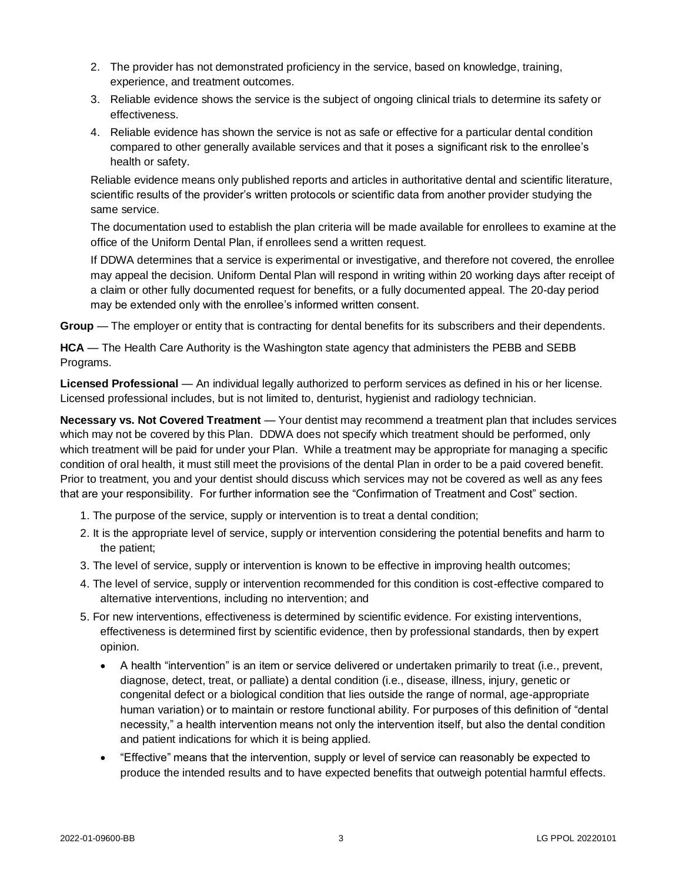2. The provider has not demonstrated proficiency in the service, based on knowledge, training, experience, and treatment outcomes.
3. Reliable evidence shows the service is the subject of ongoing clinical trials to determine its safety or effectiveness.
4. Reliable evidence has shown the service is not as safe or effective for a particular dental condition compared to other generally available services and that it poses a significant risk to the enrollee's health or safety.

Reliable evidence means only published reports and articles in authoritative dental and scientific literature, scientific results of the provider's written protocols or scientific data from another provider studying the same service.

The documentation used to establish the plan criteria will be made available for enrollees to examine at the office of the Uniform Dental Plan, if enrollees send a written request.

If DDWA determines that a service is experimental or investigative, and therefore not covered, the enrollee may appeal the decision. Uniform Dental Plan will respond in writing within 20 working days after receipt of a claim or other fully documented request for benefits, or a fully documented appeal. The 20-day period may be extended only with the enrollee's informed written consent.

**Group** — The employer or entity that is contracting for dental benefits for its subscribers and their dependents.

**HCA** — The Health Care Authority is the Washington state agency that administers the PEBB and SEBB Programs.

**Licensed Professional** — An individual legally authorized to perform services as defined in his or her license. Licensed professional includes, but is not limited to, denturist, hygienist and radiology technician.

**Necessary vs. Not Covered Treatment** — Your dentist may recommend a treatment plan that includes services which may not be covered by this Plan. DDWA does not specify which treatment should be performed, only which treatment will be paid for under your Plan. While a treatment may be appropriate for managing a specific condition of oral health, it must still meet the provisions of the dental Plan in order to be a paid covered benefit. Prior to treatment, you and your dentist should discuss which services may not be covered as well as any fees that are your responsibility. For further information see the "Confirmation of Treatment and Cost" section.

1. The purpose of the service, supply or intervention is to treat a dental condition;
2. It is the appropriate level of service, supply or intervention considering the potential benefits and harm to the patient;
3. The level of service, supply or intervention is known to be effective in improving health outcomes;
4. The level of service, supply or intervention recommended for this condition is cost-effective compared to alternative interventions, including no intervention; and
5. For new interventions, effectiveness is determined by scientific evidence. For existing interventions, effectiveness is determined first by scientific evidence, then by professional standards, then by expert opinion.
   - A health "intervention" is an item or service delivered or undertaken primarily to treat (i.e., prevent, diagnose, detect, treat, or palliate) a dental condition (i.e., disease, illness, injury, genetic or congenital defect or a biological condition that lies outside the range of normal, age-appropriate human variation) or to maintain or restore functional ability. For purposes of this definition of "dental necessity," a health intervention means not only the intervention itself, but also the dental condition and patient indications for which it is being applied.
   - "Effective" means that the intervention, supply or level of service can reasonably be expected to produce the intended results and to have expected benefits that outweigh potential harmful effects.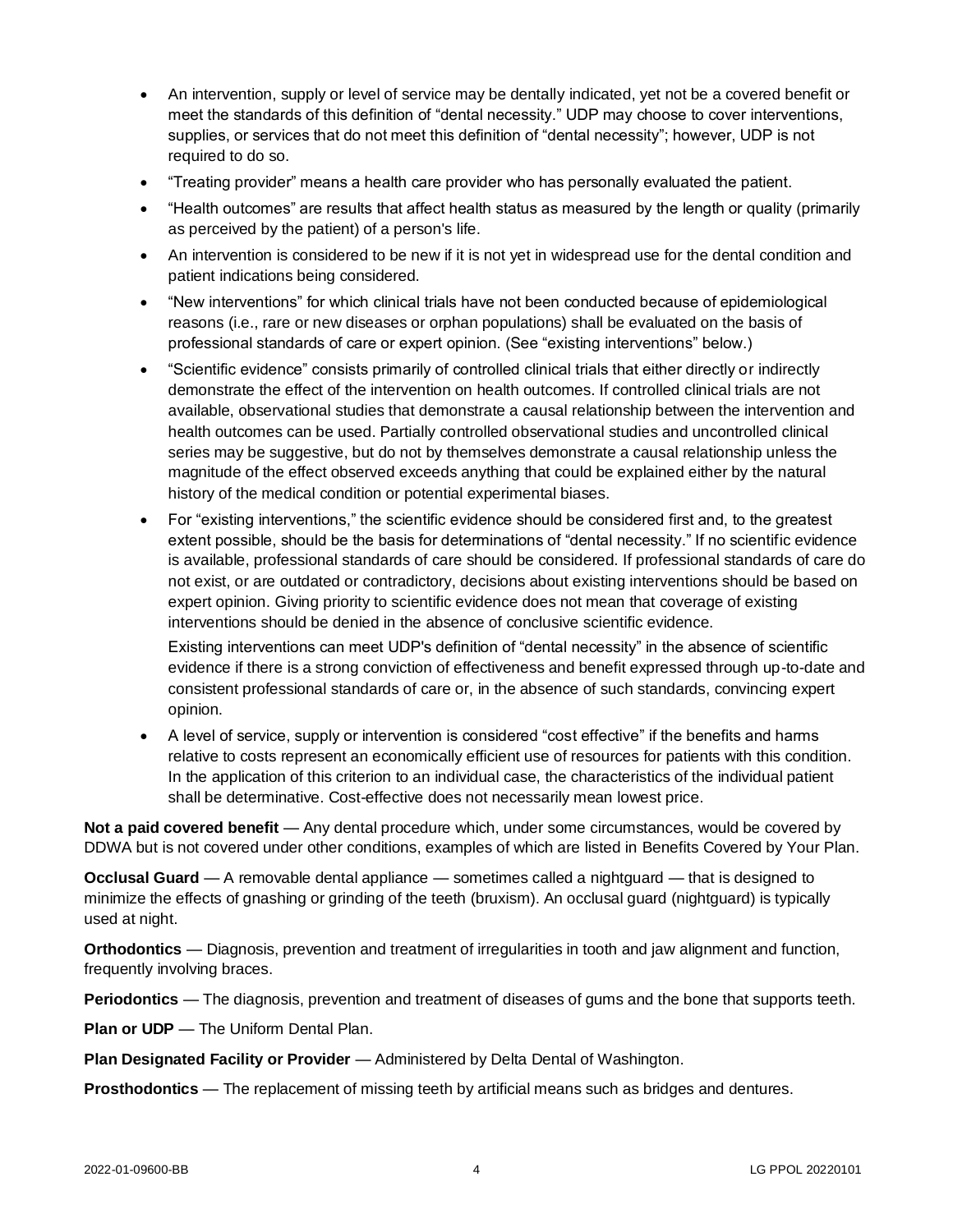- An intervention, supply or level of service may be dentally indicated, yet not be a covered benefit or meet the standards of this definition of "dental necessity." UDP may choose to cover interventions, supplies, or services that do not meet this definition of "dental necessity"; however, UDP is not required to do so.
- "Treating provider" means a health care provider who has personally evaluated the patient.
- "Health outcomes" are results that affect health status as measured by the length or quality (primarily as perceived by the patient) of a person's life.
- An intervention is considered to be new if it is not yet in widespread use for the dental condition and patient indications being considered.
- "New interventions" for which clinical trials have not been conducted because of epidemiological reasons (i.e., rare or new diseases or orphan populations) shall be evaluated on the basis of professional standards of care or expert opinion. (See "existing interventions" below.)
- "Scientific evidence" consists primarily of controlled clinical trials that either directly or indirectly demonstrate the effect of the intervention on health outcomes. If controlled clinical trials are not available, observational studies that demonstrate a causal relationship between the intervention and health outcomes can be used. Partially controlled observational studies and uncontrolled clinical series may be suggestive, but do not by themselves demonstrate a causal relationship unless the magnitude of the effect observed exceeds anything that could be explained either by the natural history of the medical condition or potential experimental biases.
- For "existing interventions," the scientific evidence should be considered first and, to the greatest extent possible, should be the basis for determinations of "dental necessity." If no scientific evidence is available, professional standards of care should be considered. If professional standards of care do not exist, or are outdated or contradictory, decisions about existing interventions should be based on expert opinion. Giving priority to scientific evidence does not mean that coverage of existing interventions should be denied in the absence of conclusive scientific evidence.

  Existing interventions can meet UDP's definition of "dental necessity" in the absence of scientific evidence if there is a strong conviction of effectiveness and benefit expressed through up-to-date and consistent professional standards of care or, in the absence of such standards, convincing expert opinion.
- A level of service, supply or intervention is considered "cost effective" if the benefits and harms relative to costs represent an economically efficient use of resources for patients with this condition. In the application of this criterion to an individual case, the characteristics of the individual patient shall be determinative. Cost-effective does not necessarily mean lowest price.

**Not a paid covered benefit** — Any dental procedure which, under some circumstances, would be covered by DDWA but is not covered under other conditions, examples of which are listed in Benefits Covered by Your Plan.

**Occlusal Guard** — A removable dental appliance — sometimes called a nightguard — that is designed to minimize the effects of gnashing or grinding of the teeth (bruxism). An occlusal guard (nightguard) is typically used at night.

**Orthodontics** — Diagnosis, prevention and treatment of irregularities in tooth and jaw alignment and function, frequently involving braces.

**Periodontics** — The diagnosis, prevention and treatment of diseases of gums and the bone that supports teeth.

**Plan or UDP** — The Uniform Dental Plan.

**Plan Designated Facility or Provider** — Administered by Delta Dental of Washington.

**Prosthodontics** — The replacement of missing teeth by artificial means such as bridges and dentures.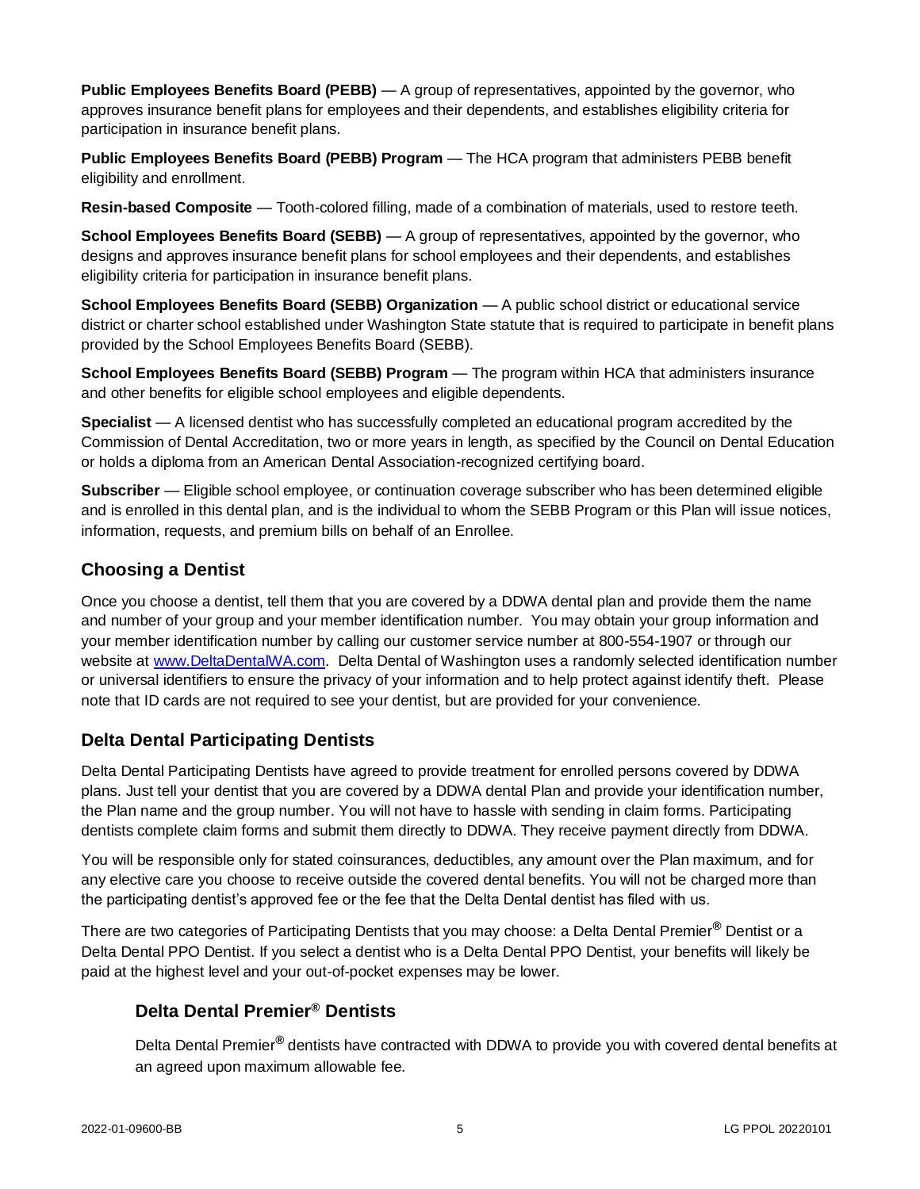**Public Employees Benefits Board (PEBB)** — A group of representatives, appointed by the governor, who approves insurance benefit plans for employees and their dependents, and establishes eligibility criteria for participation in insurance benefit plans.

**Public Employees Benefits Board (PEBB) Program** — The HCA program that administers PEBB benefit eligibility and enrollment.

**Resin-based Composite** — Tooth-colored filling, made of a combination of materials, used to restore teeth.

**School Employees Benefits Board (SEBB)** — A group of representatives, appointed by the governor, who designs and approves insurance benefit plans for school employees and their dependents, and establishes eligibility criteria for participation in insurance benefit plans.

**School Employees Benefits Board (SEBB) Organization** — A public school district or educational service district or charter school established under Washington State statute that is required to participate in benefit plans provided by the School Employees Benefits Board (SEBB).

**School Employees Benefits Board (SEBB) Program** — The program within HCA that administers insurance and other benefits for eligible school employees and eligible dependents.

**Specialist** — A licensed dentist who has successfully completed an educational program accredited by the Commission of Dental Accreditation, two or more years in length, as specified by the Council on Dental Education or holds a diploma from an American Dental Association-recognized certifying board.

**Subscriber** — Eligible school employee, or continuation coverage subscriber who has been determined eligible and is enrolled in this dental plan, and is the individual to whom the SEBB Program or this Plan will issue notices, information, requests, and premium bills on behalf of an Enrollee.

## Choosing a Dentist

Once you choose a dentist, tell them that you are covered by a DDWA dental plan and provide them the name and number of your group and your member identification number. You may obtain your group information and your member identification number by calling our customer service number at 800-554-1907 or through our website at www.DeltaDentalWA.com. Delta Dental of Washington uses a randomly selected identification number or universal identifiers to ensure the privacy of your information and to help protect against identify theft. Please note that ID cards are not required to see your dentist, but are provided for your convenience.

## Delta Dental Participating Dentists

Delta Dental Participating Dentists have agreed to provide treatment for enrolled persons covered by DDWA plans. Just tell your dentist that you are covered by a DDWA dental Plan and provide your identification number, the Plan name and the group number. You will not have to hassle with sending in claim forms. Participating dentists complete claim forms and submit them directly to DDWA. They receive payment directly from DDWA.

You will be responsible only for stated coinsurances, deductibles, any amount over the Plan maximum, and for any elective care you choose to receive outside the covered dental benefits. You will not be charged more than the participating dentist's approved fee or the fee that the Delta Dental dentist has filed with us.

There are two categories of Participating Dentists that you may choose: a Delta Dental Premier® Dentist or a Delta Dental PPO Dentist. If you select a dentist who is a Delta Dental PPO Dentist, your benefits will likely be paid at the highest level and your out-of-pocket expenses may be lower.

### Delta Dental Premier® Dentists

Delta Dental Premier® dentists have contracted with DDWA to provide you with covered dental benefits at an agreed upon maximum allowable fee.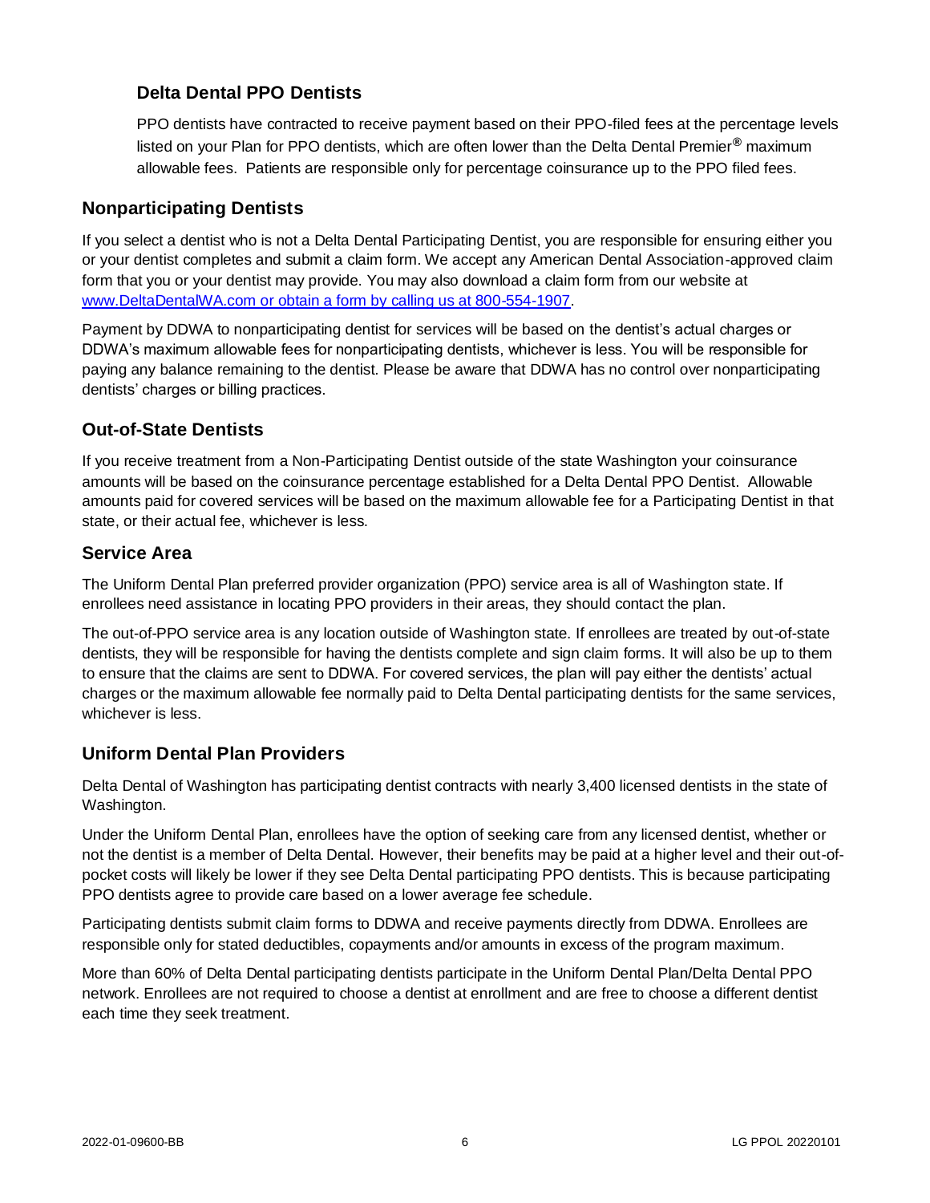### Delta Dental PPO Dentists

PPO dentists have contracted to receive payment based on their PPO-filed fees at the percentage levels listed on your Plan for PPO dentists, which are often lower than the Delta Dental Premier® maximum allowable fees. Patients are responsible only for percentage coinsurance up to the PPO filed fees.

## Nonparticipating Dentists

If you select a dentist who is not a Delta Dental Participating Dentist, you are responsible for ensuring either you or your dentist completes and submit a claim form. We accept any American Dental Association-approved claim form that you or your dentist may provide. You may also download a claim form from our website at www.DeltaDentalWA.com or obtain a form by calling us at 800-554-1907.

Payment by DDWA to nonparticipating dentist for services will be based on the dentist's actual charges or DDWA's maximum allowable fees for nonparticipating dentists, whichever is less. You will be responsible for paying any balance remaining to the dentist. Please be aware that DDWA has no control over nonparticipating dentists' charges or billing practices.

## Out-of-State Dentists

If you receive treatment from a Non-Participating Dentist outside of the state Washington your coinsurance amounts will be based on the coinsurance percentage established for a Delta Dental PPO Dentist. Allowable amounts paid for covered services will be based on the maximum allowable fee for a Participating Dentist in that state, or their actual fee, whichever is less.

## Service Area

The Uniform Dental Plan preferred provider organization (PPO) service area is all of Washington state. If enrollees need assistance in locating PPO providers in their areas, they should contact the plan.

The out-of-PPO service area is any location outside of Washington state. If enrollees are treated by out-of-state dentists, they will be responsible for having the dentists complete and sign claim forms. It will also be up to them to ensure that the claims are sent to DDWA. For covered services, the plan will pay either the dentists' actual charges or the maximum allowable fee normally paid to Delta Dental participating dentists for the same services, whichever is less.

## Uniform Dental Plan Providers

Delta Dental of Washington has participating dentist contracts with nearly 3,400 licensed dentists in the state of Washington.

Under the Uniform Dental Plan, enrollees have the option of seeking care from any licensed dentist, whether or not the dentist is a member of Delta Dental. However, their benefits may be paid at a higher level and their out-of-pocket costs will likely be lower if they see Delta Dental participating PPO dentists. This is because participating PPO dentists agree to provide care based on a lower average fee schedule.

Participating dentists submit claim forms to DDWA and receive payments directly from DDWA. Enrollees are responsible only for stated deductibles, copayments and/or amounts in excess of the program maximum.

More than 60% of Delta Dental participating dentists participate in the Uniform Dental Plan/Delta Dental PPO network. Enrollees are not required to choose a dentist at enrollment and are free to choose a different dentist each time they seek treatment.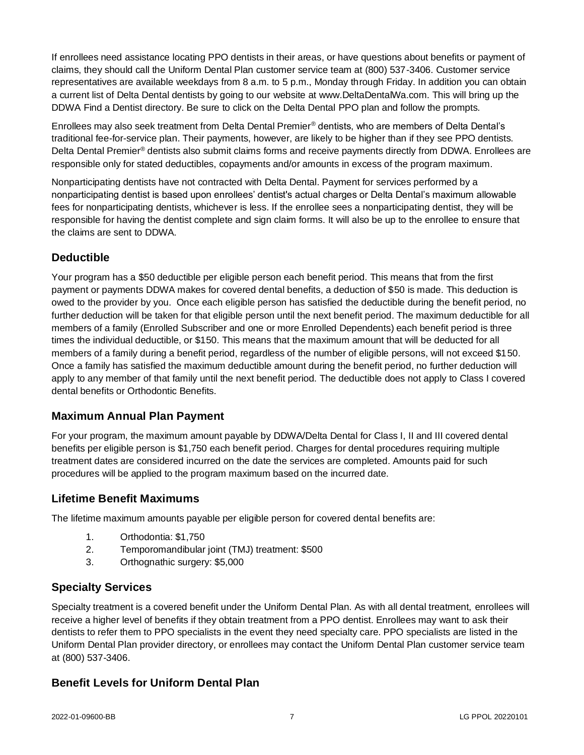If enrollees need assistance locating PPO dentists in their areas, or have questions about benefits or payment of claims, they should call the Uniform Dental Plan customer service team at (800) 537-3406. Customer service representatives are available weekdays from 8 a.m. to 5 p.m., Monday through Friday. In addition you can obtain a current list of Delta Dental dentists by going to our website at www.DeltaDentalWa.com. This will bring up the DDWA Find a Dentist directory. Be sure to click on the Delta Dental PPO plan and follow the prompts.

Enrollees may also seek treatment from Delta Dental Premier® dentists, who are members of Delta Dental's traditional fee-for-service plan. Their payments, however, are likely to be higher than if they see PPO dentists. Delta Dental Premier® dentists also submit claims forms and receive payments directly from DDWA. Enrollees are responsible only for stated deductibles, copayments and/or amounts in excess of the program maximum.

Nonparticipating dentists have not contracted with Delta Dental. Payment for services performed by a nonparticipating dentist is based upon enrollees' dentist's actual charges or Delta Dental's maximum allowable fees for nonparticipating dentists, whichever is less. If the enrollee sees a nonparticipating dentist, they will be responsible for having the dentist complete and sign claim forms. It will also be up to the enrollee to ensure that the claims are sent to DDWA.

## Deductible

Your program has a $50 deductible per eligible person each benefit period. This means that from the first payment or payments DDWA makes for covered dental benefits, a deduction of $50 is made. This deduction is owed to the provider by you. Once each eligible person has satisfied the deductible during the benefit period, no further deduction will be taken for that eligible person until the next benefit period. The maximum deductible for all members of a family (Enrolled Subscriber and one or more Enrolled Dependents) each benefit period is three times the individual deductible, or $150. This means that the maximum amount that will be deducted for all members of a family during a benefit period, regardless of the number of eligible persons, will not exceed $150. Once a family has satisfied the maximum deductible amount during the benefit period, no further deduction will apply to any member of that family until the next benefit period. The deductible does not apply to Class I covered dental benefits or Orthodontic Benefits.

## Maximum Annual Plan Payment

For your program, the maximum amount payable by DDWA/Delta Dental for Class I, II and III covered dental benefits per eligible person is $1,750 each benefit period. Charges for dental procedures requiring multiple treatment dates are considered incurred on the date the services are completed. Amounts paid for such procedures will be applied to the program maximum based on the incurred date.

## Lifetime Benefit Maximums

The lifetime maximum amounts payable per eligible person for covered dental benefits are:

1. Orthodontia: $1,750
2. Temporomandibular joint (TMJ) treatment: $500
3. Orthognathic surgery: $5,000

## Specialty Services

Specialty treatment is a covered benefit under the Uniform Dental Plan. As with all dental treatment, enrollees will receive a higher level of benefits if they obtain treatment from a PPO dentist. Enrollees may want to ask their dentists to refer them to PPO specialists in the event they need specialty care. PPO specialists are listed in the Uniform Dental Plan provider directory, or enrollees may contact the Uniform Dental Plan customer service team at (800) 537-3406.

## Benefit Levels for Uniform Dental Plan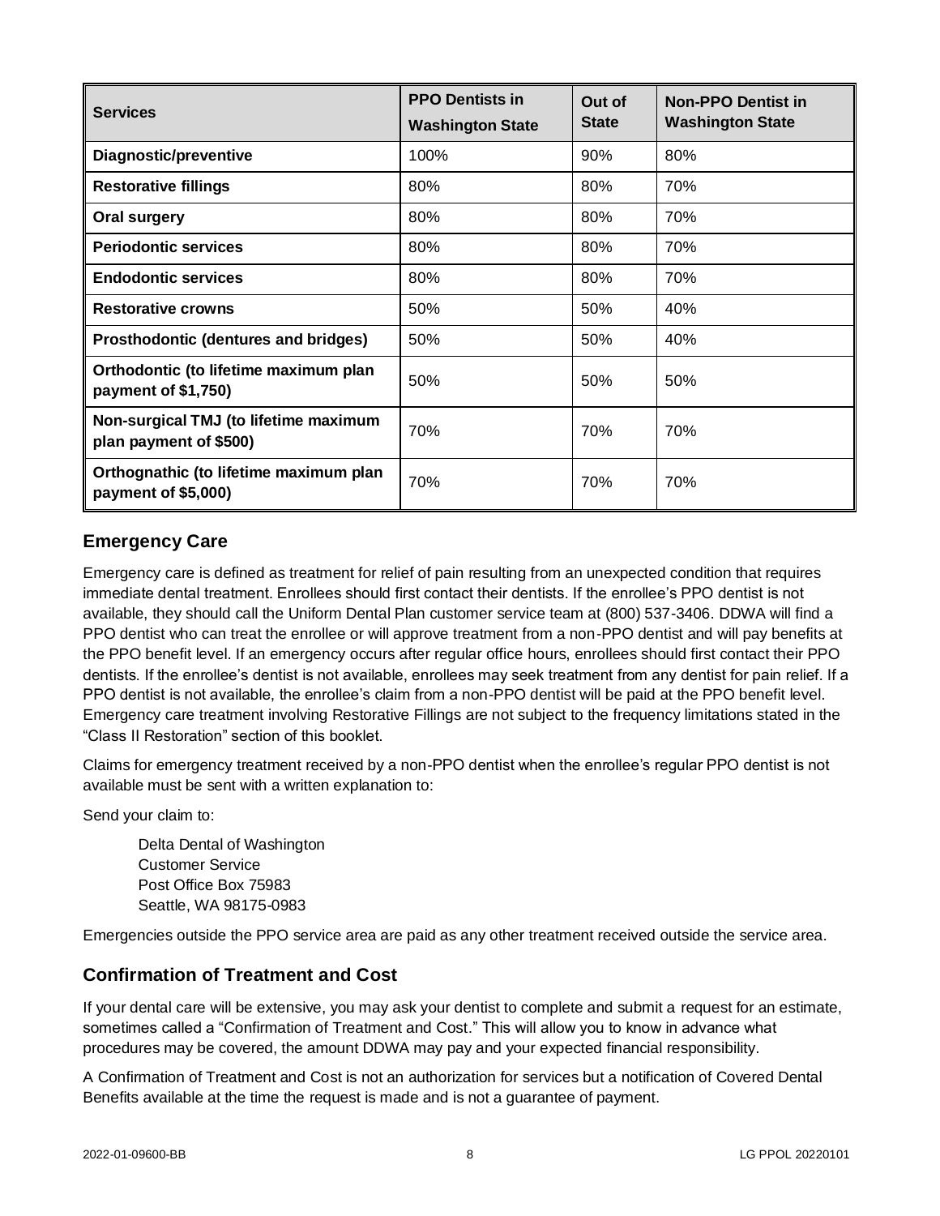| Services | PPO Dentists in Washington State | Out of State | Non-PPO Dentist in Washington State |
|---|---|---|---|
| **Diagnostic/preventive** | 100% | 90% | 80% |
| **Restorative fillings** | 80% | 80% | 70% |
| **Oral surgery** | 80% | 80% | 70% |
| **Periodontic services** | 80% | 80% | 70% |
| **Endodontic services** | 80% | 80% | 70% |
| **Restorative crowns** | 50% | 50% | 40% |
| **Prosthodontic (dentures and bridges)** | 50% | 50% | 40% |
| **Orthodontic (to lifetime maximum plan payment of $1,750)** | 50% | 50% | 50% |
| **Non-surgical TMJ (to lifetime maximum plan payment of $500)** | 70% | 70% | 70% |
| **Orthognathic (to lifetime maximum plan payment of $5,000)** | 70% | 70% | 70% |

## Emergency Care

Emergency care is defined as treatment for relief of pain resulting from an unexpected condition that requires immediate dental treatment. Enrollees should first contact their dentists. If the enrollee's PPO dentist is not available, they should call the Uniform Dental Plan customer service team at (800) 537-3406. DDWA will find a PPO dentist who can treat the enrollee or will approve treatment from a non-PPO dentist and will pay benefits at the PPO benefit level. If an emergency occurs after regular office hours, enrollees should first contact their PPO dentists. If the enrollee's dentist is not available, enrollees may seek treatment from any dentist for pain relief. If a PPO dentist is not available, the enrollee's claim from a non-PPO dentist will be paid at the PPO benefit level. Emergency care treatment involving Restorative Fillings are not subject to the frequency limitations stated in the "Class II Restoration" section of this booklet.

Claims for emergency treatment received by a non-PPO dentist when the enrollee's regular PPO dentist is not available must be sent with a written explanation to:

Send your claim to:

Delta Dental of Washington
Customer Service
Post Office Box 75983
Seattle, WA 98175-0983

Emergencies outside the PPO service area are paid as any other treatment received outside the service area.

## Confirmation of Treatment and Cost

If your dental care will be extensive, you may ask your dentist to complete and submit a request for an estimate, sometimes called a "Confirmation of Treatment and Cost." This will allow you to know in advance what procedures may be covered, the amount DDWA may pay and your expected financial responsibility.

A Confirmation of Treatment and Cost is not an authorization for services but a notification of Covered Dental Benefits available at the time the request is made and is not a guarantee of payment.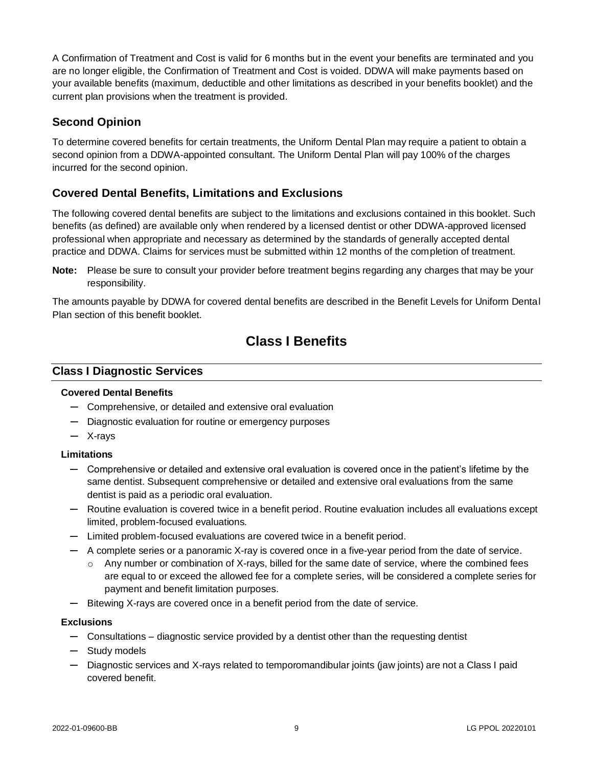A Confirmation of Treatment and Cost is valid for 6 months but in the event your benefits are terminated and you are no longer eligible, the Confirmation of Treatment and Cost is voided. DDWA will make payments based on your available benefits (maximum, deductible and other limitations as described in your benefits booklet) and the current plan provisions when the treatment is provided.

## Second Opinion

To determine covered benefits for certain treatments, the Uniform Dental Plan may require a patient to obtain a second opinion from a DDWA-appointed consultant. The Uniform Dental Plan will pay 100% of the charges incurred for the second opinion.

## Covered Dental Benefits, Limitations and Exclusions

The following covered dental benefits are subject to the limitations and exclusions contained in this booklet. Such benefits (as defined) are available only when rendered by a licensed dentist or other DDWA-approved licensed professional when appropriate and necessary as determined by the standards of generally accepted dental practice and DDWA. Claims for services must be submitted within 12 months of the completion of treatment.

**Note:** Please be sure to consult your provider before treatment begins regarding any charges that may be your responsibility.

The amounts payable by DDWA for covered dental benefits are described in the Benefit Levels for Uniform Dental Plan section of this benefit booklet.

# Class I Benefits

## Class I Diagnostic Services

**Covered Dental Benefits**

- Comprehensive, or detailed and extensive oral evaluation
- Diagnostic evaluation for routine or emergency purposes
- X-rays

**Limitations**

- Comprehensive or detailed and extensive oral evaluation is covered once in the patient's lifetime by the same dentist. Subsequent comprehensive or detailed and extensive oral evaluations from the same dentist is paid as a periodic oral evaluation.
- Routine evaluation is covered twice in a benefit period. Routine evaluation includes all evaluations except limited, problem-focused evaluations.
- Limited problem-focused evaluations are covered twice in a benefit period.
- A complete series or a panoramic X-ray is covered once in a five-year period from the date of service.
  - Any number or combination of X-rays, billed for the same date of service, where the combined fees are equal to or exceed the allowed fee for a complete series, will be considered a complete series for payment and benefit limitation purposes.
- Bitewing X-rays are covered once in a benefit period from the date of service.

**Exclusions**

- Consultations – diagnostic service provided by a dentist other than the requesting dentist
- Study models
- Diagnostic services and X-rays related to temporomandibular joints (jaw joints) are not a Class I paid covered benefit.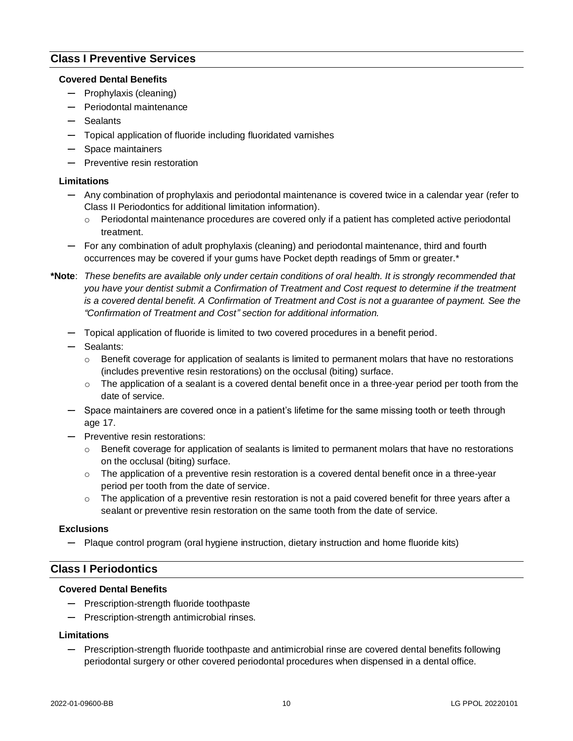## Class I Preventive Services

### Covered Dental Benefits

- Prophylaxis (cleaning)
- Periodontal maintenance
- Sealants
- Topical application of fluoride including fluoridated varnishes
- Space maintainers
- Preventive resin restoration

### Limitations

- Any combination of prophylaxis and periodontal maintenance is covered twice in a calendar year (refer to Class II Periodontics for additional limitation information).
  - Periodontal maintenance procedures are covered only if a patient has completed active periodontal treatment.
- For any combination of adult prophylaxis (cleaning) and periodontal maintenance, third and fourth occurrences may be covered if your gums have Pocket depth readings of 5mm or greater.*

**\*Note**: *These benefits are available only under certain conditions of oral health. It is strongly recommended that you have your dentist submit a Confirmation of Treatment and Cost request to determine if the treatment is a covered dental benefit. A Confirmation of Treatment and Cost is not a guarantee of payment. See the "Confirmation of Treatment and Cost" section for additional information.*

- Topical application of fluoride is limited to two covered procedures in a benefit period.
- Sealants:
  - Benefit coverage for application of sealants is limited to permanent molars that have no restorations (includes preventive resin restorations) on the occlusal (biting) surface.
  - The application of a sealant is a covered dental benefit once in a three-year period per tooth from the date of service.
- Space maintainers are covered once in a patient's lifetime for the same missing tooth or teeth through age 17.
- Preventive resin restorations:
  - Benefit coverage for application of sealants is limited to permanent molars that have no restorations on the occlusal (biting) surface.
  - The application of a preventive resin restoration is a covered dental benefit once in a three-year period per tooth from the date of service.
  - The application of a preventive resin restoration is not a paid covered benefit for three years after a sealant or preventive resin restoration on the same tooth from the date of service.

### Exclusions

- Plaque control program (oral hygiene instruction, dietary instruction and home fluoride kits)

## Class I Periodontics

### Covered Dental Benefits

- Prescription-strength fluoride toothpaste
- Prescription-strength antimicrobial rinses.

### Limitations

- Prescription-strength fluoride toothpaste and antimicrobial rinse are covered dental benefits following periodontal surgery or other covered periodontal procedures when dispensed in a dental office.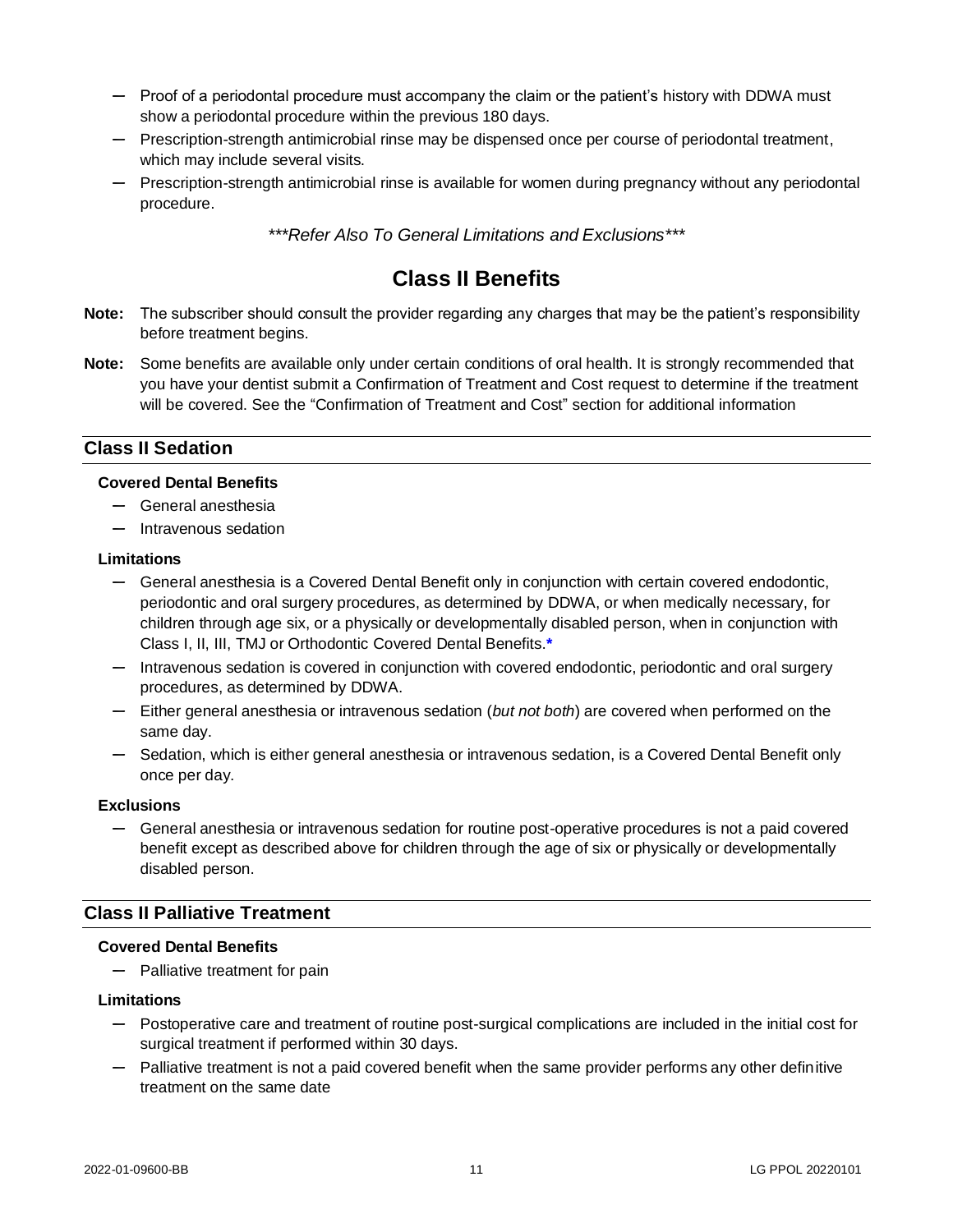- Proof of a periodontal procedure must accompany the claim or the patient's history with DDWA must show a periodontal procedure within the previous 180 days.
- Prescription-strength antimicrobial rinse may be dispensed once per course of periodontal treatment, which may include several visits.
- Prescription-strength antimicrobial rinse is available for women during pregnancy without any periodontal procedure.

*\*\*\*Refer Also To General Limitations and Exclusions\*\*\**

# Class II Benefits

**Note:** The subscriber should consult the provider regarding any charges that may be the patient's responsibility before treatment begins.

**Note:** Some benefits are available only under certain conditions of oral health. It is strongly recommended that you have your dentist submit a Confirmation of Treatment and Cost request to determine if the treatment will be covered. See the "Confirmation of Treatment and Cost" section for additional information

## Class II Sedation

**Covered Dental Benefits**

- General anesthesia
- Intravenous sedation

**Limitations**

- General anesthesia is a Covered Dental Benefit only in conjunction with certain covered endodontic, periodontic and oral surgery procedures, as determined by DDWA, or when medically necessary, for children through age six, or a physically or developmentally disabled person, when in conjunction with Class I, II, III, TMJ or Orthodontic Covered Dental Benefits.*
- Intravenous sedation is covered in conjunction with covered endodontic, periodontic and oral surgery procedures, as determined by DDWA.
- Either general anesthesia or intravenous sedation (*but not both*) are covered when performed on the same day.
- Sedation, which is either general anesthesia or intravenous sedation, is a Covered Dental Benefit only once per day.

**Exclusions**

- General anesthesia or intravenous sedation for routine post-operative procedures is not a paid covered benefit except as described above for children through the age of six or physically or developmentally disabled person.

## Class II Palliative Treatment

**Covered Dental Benefits**

- Palliative treatment for pain

**Limitations**

- Postoperative care and treatment of routine post-surgical complications are included in the initial cost for surgical treatment if performed within 30 days.
- Palliative treatment is not a paid covered benefit when the same provider performs any other definitive treatment on the same date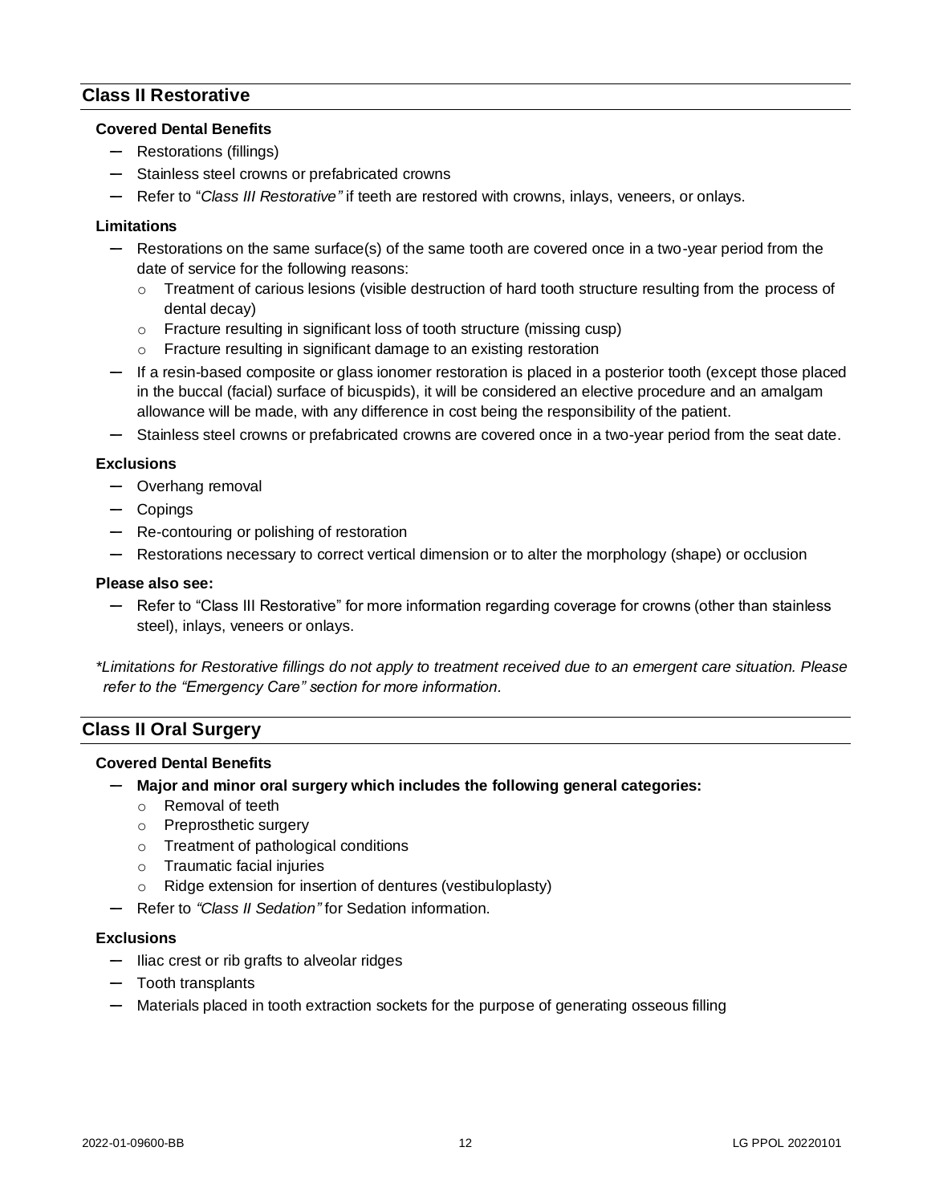## Class II Restorative

### Covered Dental Benefits

- Restorations (fillings)
- Stainless steel crowns or prefabricated crowns
- Refer to "*Class III Restorative"* if teeth are restored with crowns, inlays, veneers, or onlays.

### Limitations

- Restorations on the same surface(s) of the same tooth are covered once in a two-year period from the date of service for the following reasons:
  - Treatment of carious lesions (visible destruction of hard tooth structure resulting from the process of dental decay)
  - Fracture resulting in significant loss of tooth structure (missing cusp)
  - Fracture resulting in significant damage to an existing restoration
- If a resin-based composite or glass ionomer restoration is placed in a posterior tooth (except those placed in the buccal (facial) surface of bicuspids), it will be considered an elective procedure and an amalgam allowance will be made, with any difference in cost being the responsibility of the patient.
- Stainless steel crowns or prefabricated crowns are covered once in a two-year period from the seat date.

### Exclusions

- Overhang removal
- Copings
- Re-contouring or polishing of restoration
- Restorations necessary to correct vertical dimension or to alter the morphology (shape) or occlusion

### Please also see:

- Refer to "Class III Restorative" for more information regarding coverage for crowns (other than stainless steel), inlays, veneers or onlays.

*\*Limitations for Restorative fillings do not apply to treatment received due to an emergent care situation. Please refer to the "Emergency Care" section for more information.*

## Class II Oral Surgery

### Covered Dental Benefits

- **Major and minor oral surgery which includes the following general categories:**
  - Removal of teeth
  - Preprosthetic surgery
  - Treatment of pathological conditions
  - Traumatic facial injuries
  - Ridge extension for insertion of dentures (vestibuloplasty)
- Refer to *"Class II Sedation"* for Sedation information.

### Exclusions

- Iliac crest or rib grafts to alveolar ridges
- Tooth transplants
- Materials placed in tooth extraction sockets for the purpose of generating osseous filling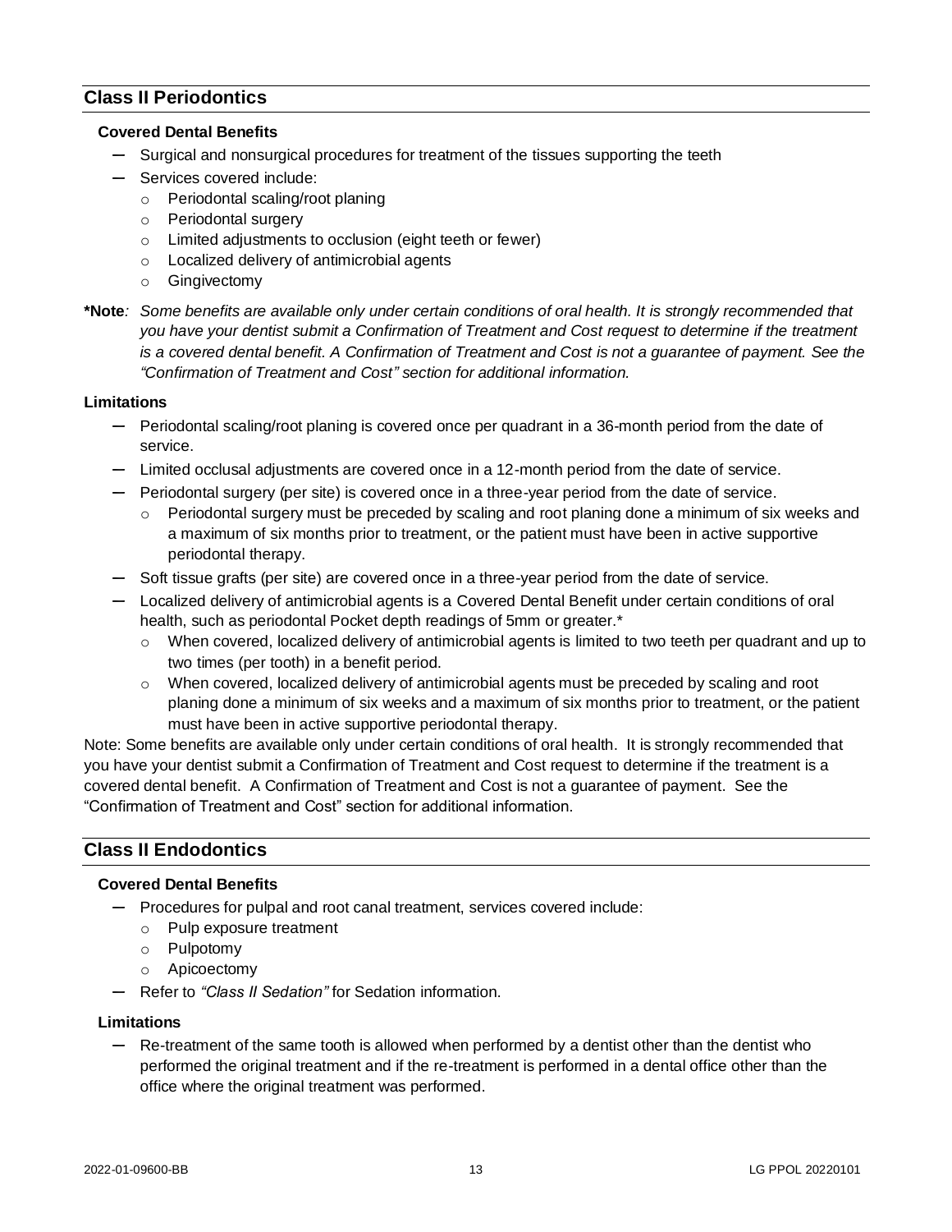## Class II Periodontics

### Covered Dental Benefits

- Surgical and nonsurgical procedures for treatment of the tissues supporting the teeth
- Services covered include:
  - Periodontal scaling/root planing
  - Periodontal surgery
  - Limited adjustments to occlusion (eight teeth or fewer)
  - Localized delivery of antimicrobial agents
  - Gingivectomy

**\*Note***: Some benefits are available only under certain conditions of oral health. It is strongly recommended that you have your dentist submit a Confirmation of Treatment and Cost request to determine if the treatment is a covered dental benefit. A Confirmation of Treatment and Cost is not a guarantee of payment. See the "Confirmation of Treatment and Cost" section for additional information.*

### Limitations

- Periodontal scaling/root planing is covered once per quadrant in a 36-month period from the date of service.
- Limited occlusal adjustments are covered once in a 12-month period from the date of service.
- Periodontal surgery (per site) is covered once in a three-year period from the date of service.
  - Periodontal surgery must be preceded by scaling and root planing done a minimum of six weeks and a maximum of six months prior to treatment, or the patient must have been in active supportive periodontal therapy.
- Soft tissue grafts (per site) are covered once in a three-year period from the date of service.
- Localized delivery of antimicrobial agents is a Covered Dental Benefit under certain conditions of oral health, such as periodontal Pocket depth readings of 5mm or greater.*
  - When covered, localized delivery of antimicrobial agents is limited to two teeth per quadrant and up to two times (per tooth) in a benefit period.
  - When covered, localized delivery of antimicrobial agents must be preceded by scaling and root planing done a minimum of six weeks and a maximum of six months prior to treatment, or the patient must have been in active supportive periodontal therapy.

Note: Some benefits are available only under certain conditions of oral health. It is strongly recommended that you have your dentist submit a Confirmation of Treatment and Cost request to determine if the treatment is a covered dental benefit. A Confirmation of Treatment and Cost is not a guarantee of payment. See the "Confirmation of Treatment and Cost" section for additional information.

## Class II Endodontics

### Covered Dental Benefits

- Procedures for pulpal and root canal treatment, services covered include:
  - Pulp exposure treatment
  - Pulpotomy
  - Apicoectomy
- Refer to *"Class II Sedation"* for Sedation information.

### Limitations

- Re-treatment of the same tooth is allowed when performed by a dentist other than the dentist who performed the original treatment and if the re-treatment is performed in a dental office other than the office where the original treatment was performed.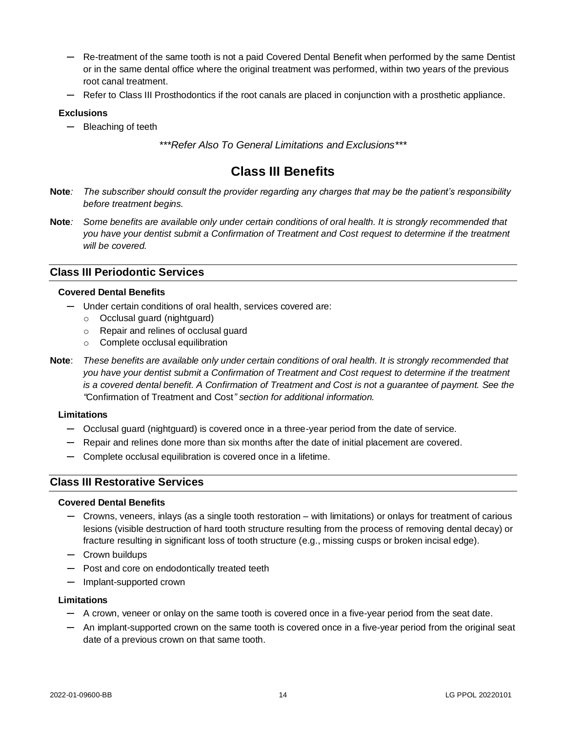- Re-treatment of the same tooth is not a paid Covered Dental Benefit when performed by the same Dentist or in the same dental office where the original treatment was performed, within two years of the previous root canal treatment.
- Refer to Class III Prosthodontics if the root canals are placed in conjunction with a prosthetic appliance.

**Exclusions**

- Bleaching of teeth

*\*\*\*Refer Also To General Limitations and Exclusions\*\*\**

# Class III Benefits

**Note**: *The subscriber should consult the provider regarding any charges that may be the patient's responsibility before treatment begins.*

**Note**: *Some benefits are available only under certain conditions of oral health. It is strongly recommended that you have your dentist submit a Confirmation of Treatment and Cost request to determine if the treatment will be covered.*

## Class III Periodontic Services

**Covered Dental Benefits**

- Under certain conditions of oral health, services covered are:
  - Occlusal guard (nightguard)
  - Repair and relines of occlusal guard
  - Complete occlusal equilibration

**Note**: *These benefits are available only under certain conditions of oral health. It is strongly recommended that you have your dentist submit a Confirmation of Treatment and Cost request to determine if the treatment is a covered dental benefit. A Confirmation of Treatment and Cost is not a guarantee of payment. See the "*Confirmation of Treatment and Cost*" section for additional information.*

**Limitations**

- Occlusal guard (nightguard) is covered once in a three-year period from the date of service.
- Repair and relines done more than six months after the date of initial placement are covered.
- Complete occlusal equilibration is covered once in a lifetime.

## Class III Restorative Services

**Covered Dental Benefits**

- Crowns, veneers, inlays (as a single tooth restoration – with limitations) or onlays for treatment of carious lesions (visible destruction of hard tooth structure resulting from the process of removing dental decay) or fracture resulting in significant loss of tooth structure (e.g., missing cusps or broken incisal edge).
- Crown buildups
- Post and core on endodontically treated teeth
- Implant-supported crown

**Limitations**

- A crown, veneer or onlay on the same tooth is covered once in a five-year period from the seat date.
- An implant-supported crown on the same tooth is covered once in a five-year period from the original seat date of a previous crown on that same tooth.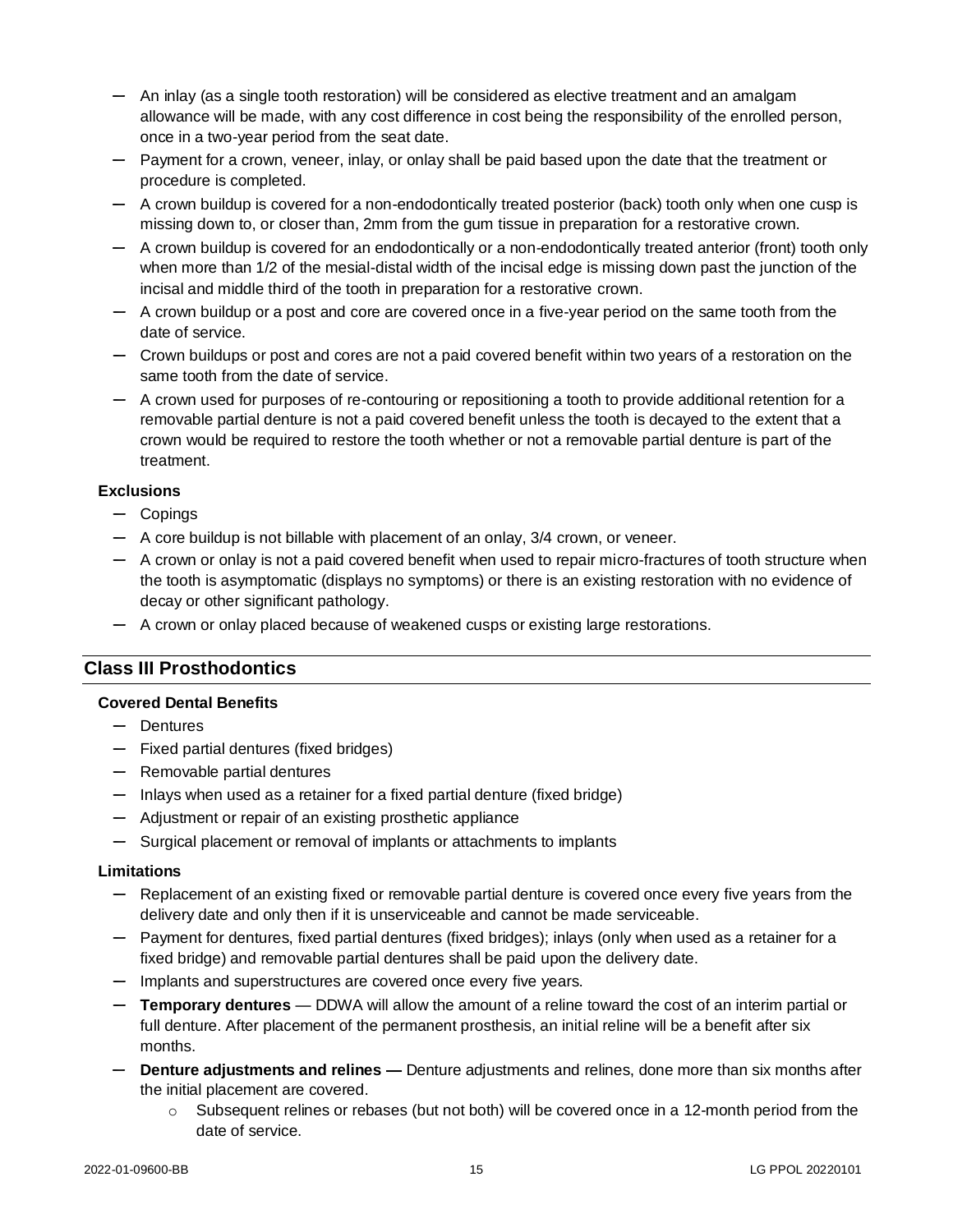- An inlay (as a single tooth restoration) will be considered as elective treatment and an amalgam allowance will be made, with any cost difference in cost being the responsibility of the enrolled person, once in a two-year period from the seat date.
- Payment for a crown, veneer, inlay, or onlay shall be paid based upon the date that the treatment or procedure is completed.
- A crown buildup is covered for a non-endodontically treated posterior (back) tooth only when one cusp is missing down to, or closer than, 2mm from the gum tissue in preparation for a restorative crown.
- A crown buildup is covered for an endodontically or a non-endodontically treated anterior (front) tooth only when more than 1/2 of the mesial-distal width of the incisal edge is missing down past the junction of the incisal and middle third of the tooth in preparation for a restorative crown.
- A crown buildup or a post and core are covered once in a five-year period on the same tooth from the date of service.
- Crown buildups or post and cores are not a paid covered benefit within two years of a restoration on the same tooth from the date of service.
- A crown used for purposes of re-contouring or repositioning a tooth to provide additional retention for a removable partial denture is not a paid covered benefit unless the tooth is decayed to the extent that a crown would be required to restore the tooth whether or not a removable partial denture is part of the treatment.

**Exclusions**

- Copings
- A core buildup is not billable with placement of an onlay, 3/4 crown, or veneer.
- A crown or onlay is not a paid covered benefit when used to repair micro-fractures of tooth structure when the tooth is asymptomatic (displays no symptoms) or there is an existing restoration with no evidence of decay or other significant pathology.
- A crown or onlay placed because of weakened cusps or existing large restorations.

## Class III Prosthodontics

**Covered Dental Benefits**

- Dentures
- Fixed partial dentures (fixed bridges)
- Removable partial dentures
- Inlays when used as a retainer for a fixed partial denture (fixed bridge)
- Adjustment or repair of an existing prosthetic appliance
- Surgical placement or removal of implants or attachments to implants

**Limitations**

- Replacement of an existing fixed or removable partial denture is covered once every five years from the delivery date and only then if it is unserviceable and cannot be made serviceable.
- Payment for dentures, fixed partial dentures (fixed bridges); inlays (only when used as a retainer for a fixed bridge) and removable partial dentures shall be paid upon the delivery date.
- Implants and superstructures are covered once every five years.
- **Temporary dentures** — DDWA will allow the amount of a reline toward the cost of an interim partial or full denture. After placement of the permanent prosthesis, an initial reline will be a benefit after six months.
- **Denture adjustments and relines —** Denture adjustments and relines, done more than six months after the initial placement are covered.
    - Subsequent relines or rebases (but not both) will be covered once in a 12-month period from the date of service.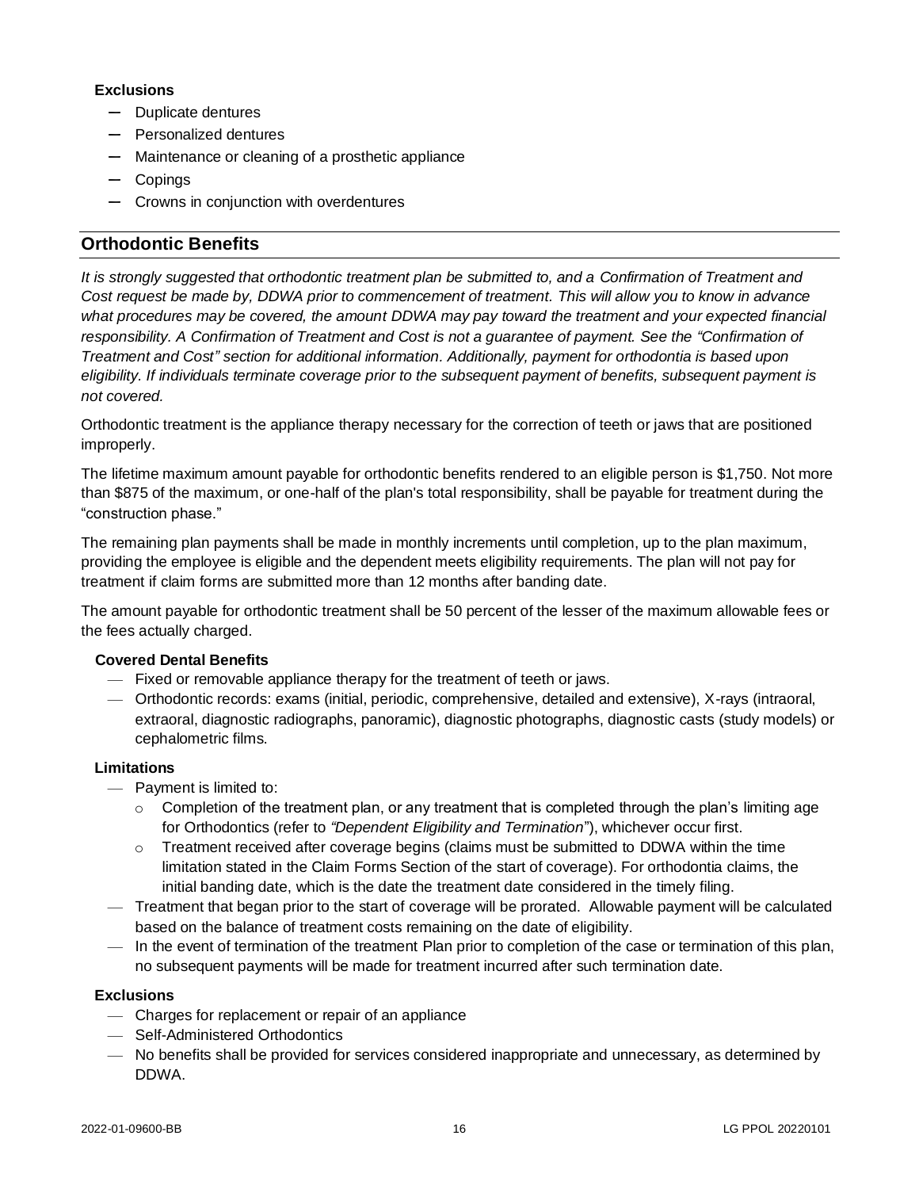**Exclusions**

- Duplicate dentures
- Personalized dentures
- Maintenance or cleaning of a prosthetic appliance
- Copings
- Crowns in conjunction with overdentures

## Orthodontic Benefits

*It is strongly suggested that orthodontic treatment plan be submitted to, and a Confirmation of Treatment and Cost request be made by, DDWA prior to commencement of treatment. This will allow you to know in advance what procedures may be covered, the amount DDWA may pay toward the treatment and your expected financial responsibility. A Confirmation of Treatment and Cost is not a guarantee of payment. See the "Confirmation of Treatment and Cost" section for additional information. Additionally, payment for orthodontia is based upon eligibility. If individuals terminate coverage prior to the subsequent payment of benefits, subsequent payment is not covered.*

Orthodontic treatment is the appliance therapy necessary for the correction of teeth or jaws that are positioned improperly.

The lifetime maximum amount payable for orthodontic benefits rendered to an eligible person is $1,750. Not more than $875 of the maximum, or one-half of the plan's total responsibility, shall be payable for treatment during the "construction phase."

The remaining plan payments shall be made in monthly increments until completion, up to the plan maximum, providing the employee is eligible and the dependent meets eligibility requirements. The plan will not pay for treatment if claim forms are submitted more than 12 months after banding date.

The amount payable for orthodontic treatment shall be 50 percent of the lesser of the maximum allowable fees or the fees actually charged.

**Covered Dental Benefits**

- Fixed or removable appliance therapy for the treatment of teeth or jaws.
- Orthodontic records: exams (initial, periodic, comprehensive, detailed and extensive), X-rays (intraoral, extraoral, diagnostic radiographs, panoramic), diagnostic photographs, diagnostic casts (study models) or cephalometric films.

**Limitations**

- Payment is limited to:
  - Completion of the treatment plan, or any treatment that is completed through the plan's limiting age for Orthodontics (refer to *"Dependent Eligibility and Termination"*), whichever occur first.
  - Treatment received after coverage begins (claims must be submitted to DDWA within the time limitation stated in the Claim Forms Section of the start of coverage). For orthodontia claims, the initial banding date, which is the date the treatment date considered in the timely filing.
- Treatment that began prior to the start of coverage will be prorated. Allowable payment will be calculated based on the balance of treatment costs remaining on the date of eligibility.
- In the event of termination of the treatment Plan prior to completion of the case or termination of this plan, no subsequent payments will be made for treatment incurred after such termination date.

**Exclusions**

- Charges for replacement or repair of an appliance
- Self-Administered Orthodontics
- No benefits shall be provided for services considered inappropriate and unnecessary, as determined by DDWA.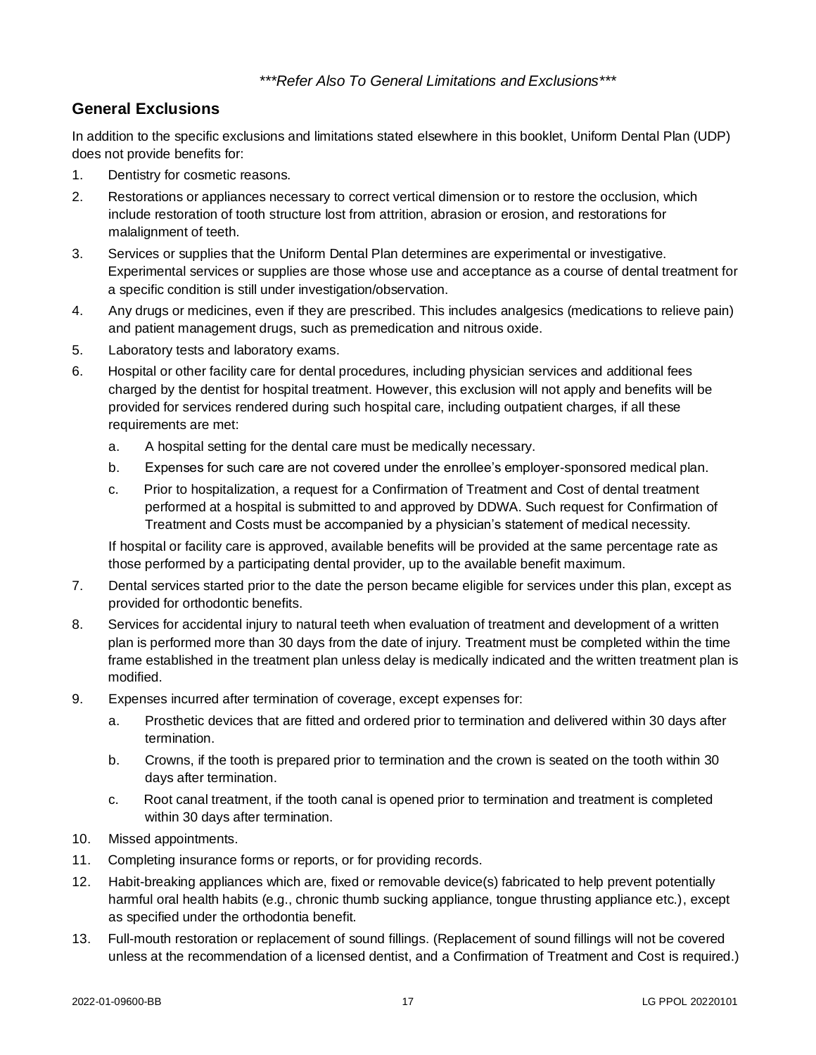*\*\*\*Refer Also To General Limitations and Exclusions\*\*\**

## General Exclusions

In addition to the specific exclusions and limitations stated elsewhere in this booklet, Uniform Dental Plan (UDP) does not provide benefits for:

1. Dentistry for cosmetic reasons.
2. Restorations or appliances necessary to correct vertical dimension or to restore the occlusion, which include restoration of tooth structure lost from attrition, abrasion or erosion, and restorations for malalignment of teeth.
3. Services or supplies that the Uniform Dental Plan determines are experimental or investigative. Experimental services or supplies are those whose use and acceptance as a course of dental treatment for a specific condition is still under investigation/observation.
4. Any drugs or medicines, even if they are prescribed. This includes analgesics (medications to relieve pain) and patient management drugs, such as premedication and nitrous oxide.
5. Laboratory tests and laboratory exams.
6. Hospital or other facility care for dental procedures, including physician services and additional fees charged by the dentist for hospital treatment. However, this exclusion will not apply and benefits will be provided for services rendered during such hospital care, including outpatient charges, if all these requirements are met:
   a. A hospital setting for the dental care must be medically necessary.
   b. Expenses for such care are not covered under the enrollee's employer-sponsored medical plan.
   c. Prior to hospitalization, a request for a Confirmation of Treatment and Cost of dental treatment performed at a hospital is submitted to and approved by DDWA. Such request for Confirmation of Treatment and Costs must be accompanied by a physician's statement of medical necessity.

   If hospital or facility care is approved, available benefits will be provided at the same percentage rate as those performed by a participating dental provider, up to the available benefit maximum.
7. Dental services started prior to the date the person became eligible for services under this plan, except as provided for orthodontic benefits.
8. Services for accidental injury to natural teeth when evaluation of treatment and development of a written plan is performed more than 30 days from the date of injury. Treatment must be completed within the time frame established in the treatment plan unless delay is medically indicated and the written treatment plan is modified.
9. Expenses incurred after termination of coverage, except expenses for:
   a. Prosthetic devices that are fitted and ordered prior to termination and delivered within 30 days after termination.
   b. Crowns, if the tooth is prepared prior to termination and the crown is seated on the tooth within 30 days after termination.
   c. Root canal treatment, if the tooth canal is opened prior to termination and treatment is completed within 30 days after termination.
10. Missed appointments.
11. Completing insurance forms or reports, or for providing records.
12. Habit-breaking appliances which are, fixed or removable device(s) fabricated to help prevent potentially harmful oral health habits (e.g., chronic thumb sucking appliance, tongue thrusting appliance etc.), except as specified under the orthodontia benefit.
13. Full-mouth restoration or replacement of sound fillings. (Replacement of sound fillings will not be covered unless at the recommendation of a licensed dentist, and a Confirmation of Treatment and Cost is required.)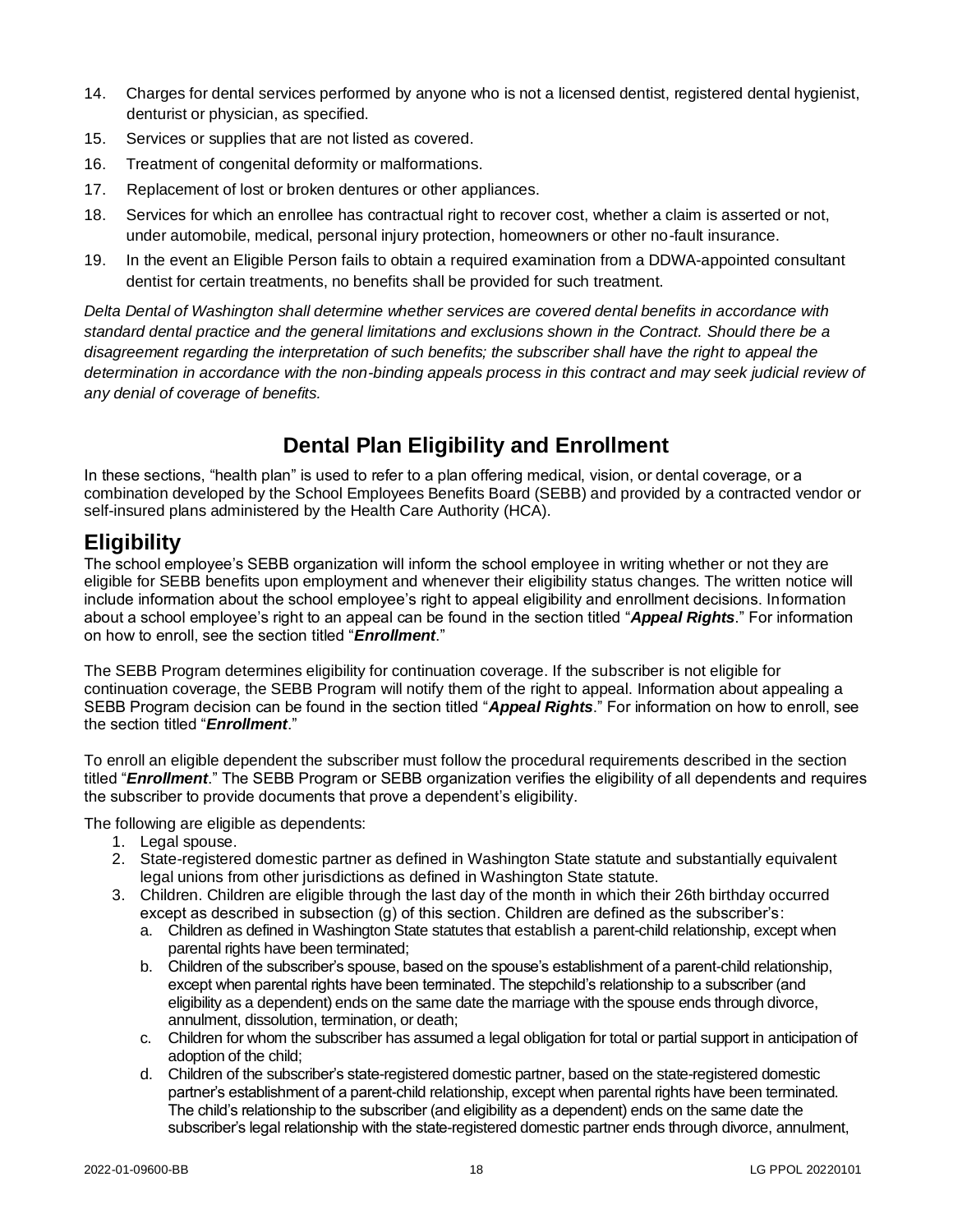14. Charges for dental services performed by anyone who is not a licensed dentist, registered dental hygienist, denturist or physician, as specified.
15. Services or supplies that are not listed as covered.
16. Treatment of congenital deformity or malformations.
17. Replacement of lost or broken dentures or other appliances.
18. Services for which an enrollee has contractual right to recover cost, whether a claim is asserted or not, under automobile, medical, personal injury protection, homeowners or other no-fault insurance.
19. In the event an Eligible Person fails to obtain a required examination from a DDWA-appointed consultant dentist for certain treatments, no benefits shall be provided for such treatment.

*Delta Dental of Washington shall determine whether services are covered dental benefits in accordance with standard dental practice and the general limitations and exclusions shown in the Contract. Should there be a disagreement regarding the interpretation of such benefits; the subscriber shall have the right to appeal the determination in accordance with the non-binding appeals process in this contract and may seek judicial review of any denial of coverage of benefits.*

# Dental Plan Eligibility and Enrollment

In these sections, "health plan" is used to refer to a plan offering medical, vision, or dental coverage, or a combination developed by the School Employees Benefits Board (SEBB) and provided by a contracted vendor or self-insured plans administered by the Health Care Authority (HCA).

## Eligibility

The school employee's SEBB organization will inform the school employee in writing whether or not they are eligible for SEBB benefits upon employment and whenever their eligibility status changes. The written notice will include information about the school employee's right to appeal eligibility and enrollment decisions. Information about a school employee's right to an appeal can be found in the section titled "***Appeal Rights***." For information on how to enroll, see the section titled "***Enrollment***."

The SEBB Program determines eligibility for continuation coverage. If the subscriber is not eligible for continuation coverage, the SEBB Program will notify them of the right to appeal. Information about appealing a SEBB Program decision can be found in the section titled "***Appeal Rights***." For information on how to enroll, see the section titled "***Enrollment***."

To enroll an eligible dependent the subscriber must follow the procedural requirements described in the section titled "***Enrollment***." The SEBB Program or SEBB organization verifies the eligibility of all dependents and requires the subscriber to provide documents that prove a dependent's eligibility.

The following are eligible as dependents:

1. Legal spouse.
2. State-registered domestic partner as defined in Washington State statute and substantially equivalent legal unions from other jurisdictions as defined in Washington State statute.
3. Children. Children are eligible through the last day of the month in which their 26th birthday occurred except as described in subsection (g) of this section. Children are defined as the subscriber's:
   a. Children as defined in Washington State statutes that establish a parent-child relationship, except when parental rights have been terminated;
   b. Children of the subscriber's spouse, based on the spouse's establishment of a parent-child relationship, except when parental rights have been terminated. The stepchild's relationship to a subscriber (and eligibility as a dependent) ends on the same date the marriage with the spouse ends through divorce, annulment, dissolution, termination, or death;
   c. Children for whom the subscriber has assumed a legal obligation for total or partial support in anticipation of adoption of the child;
   d. Children of the subscriber's state-registered domestic partner, based on the state-registered domestic partner's establishment of a parent-child relationship, except when parental rights have been terminated. The child's relationship to the subscriber (and eligibility as a dependent) ends on the same date the subscriber's legal relationship with the state-registered domestic partner ends through divorce, annulment,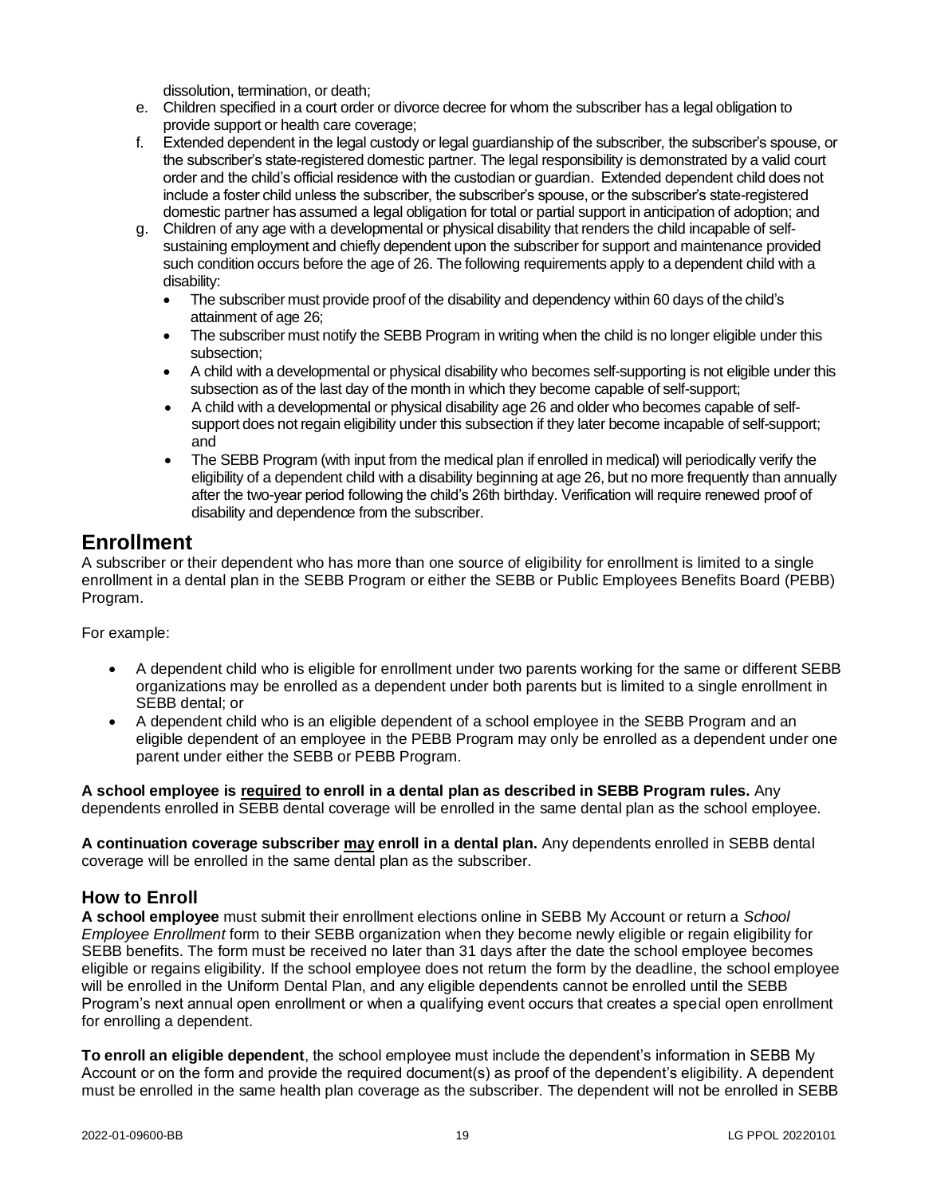dissolution, termination, or death;

e. Children specified in a court order or divorce decree for whom the subscriber has a legal obligation to provide support or health care coverage;
f. Extended dependent in the legal custody or legal guardianship of the subscriber, the subscriber's spouse, or the subscriber's state-registered domestic partner. The legal responsibility is demonstrated by a valid court order and the child's official residence with the custodian or guardian. Extended dependent child does not include a foster child unless the subscriber, the subscriber's spouse, or the subscriber's state-registered domestic partner has assumed a legal obligation for total or partial support in anticipation of adoption; and
g. Children of any age with a developmental or physical disability that renders the child incapable of self-sustaining employment and chiefly dependent upon the subscriber for support and maintenance provided such condition occurs before the age of 26. The following requirements apply to a dependent child with a disability:
    - The subscriber must provide proof of the disability and dependency within 60 days of the child's attainment of age 26;
    - The subscriber must notify the SEBB Program in writing when the child is no longer eligible under this subsection;
    - A child with a developmental or physical disability who becomes self-supporting is not eligible under this subsection as of the last day of the month in which they become capable of self-support;
    - A child with a developmental or physical disability age 26 and older who becomes capable of self-support does not regain eligibility under this subsection if they later become incapable of self-support; and
    - The SEBB Program (with input from the medical plan if enrolled in medical) will periodically verify the eligibility of a dependent child with a disability beginning at age 26, but no more frequently than annually after the two-year period following the child's 26th birthday. Verification will require renewed proof of disability and dependence from the subscriber.

# Enrollment

A subscriber or their dependent who has more than one source of eligibility for enrollment is limited to a single enrollment in a dental plan in the SEBB Program or either the SEBB or Public Employees Benefits Board (PEBB) Program.

For example:

- A dependent child who is eligible for enrollment under two parents working for the same or different SEBB organizations may be enrolled as a dependent under both parents but is limited to a single enrollment in SEBB dental; or
- A dependent child who is an eligible dependent of a school employee in the SEBB Program and an eligible dependent of an employee in the PEBB Program may only be enrolled as a dependent under one parent under either the SEBB or PEBB Program.

**A school employee is <u>required</u> to enroll in a dental plan as described in SEBB Program rules.** Any dependents enrolled in SEBB dental coverage will be enrolled in the same dental plan as the school employee.

**A continuation coverage subscriber <u>may</u> enroll in a dental plan.** Any dependents enrolled in SEBB dental coverage will be enrolled in the same dental plan as the subscriber.

## How to Enroll

**A school employee** must submit their enrollment elections online in SEBB My Account or return a *School Employee Enrollment* form to their SEBB organization when they become newly eligible or regain eligibility for SEBB benefits. The form must be received no later than 31 days after the date the school employee becomes eligible or regains eligibility. If the school employee does not return the form by the deadline, the school employee will be enrolled in the Uniform Dental Plan, and any eligible dependents cannot be enrolled until the SEBB Program's next annual open enrollment or when a qualifying event occurs that creates a special open enrollment for enrolling a dependent.

**To enroll an eligible dependent**, the school employee must include the dependent's information in SEBB My Account or on the form and provide the required document(s) as proof of the dependent's eligibility. A dependent must be enrolled in the same health plan coverage as the subscriber. The dependent will not be enrolled in SEBB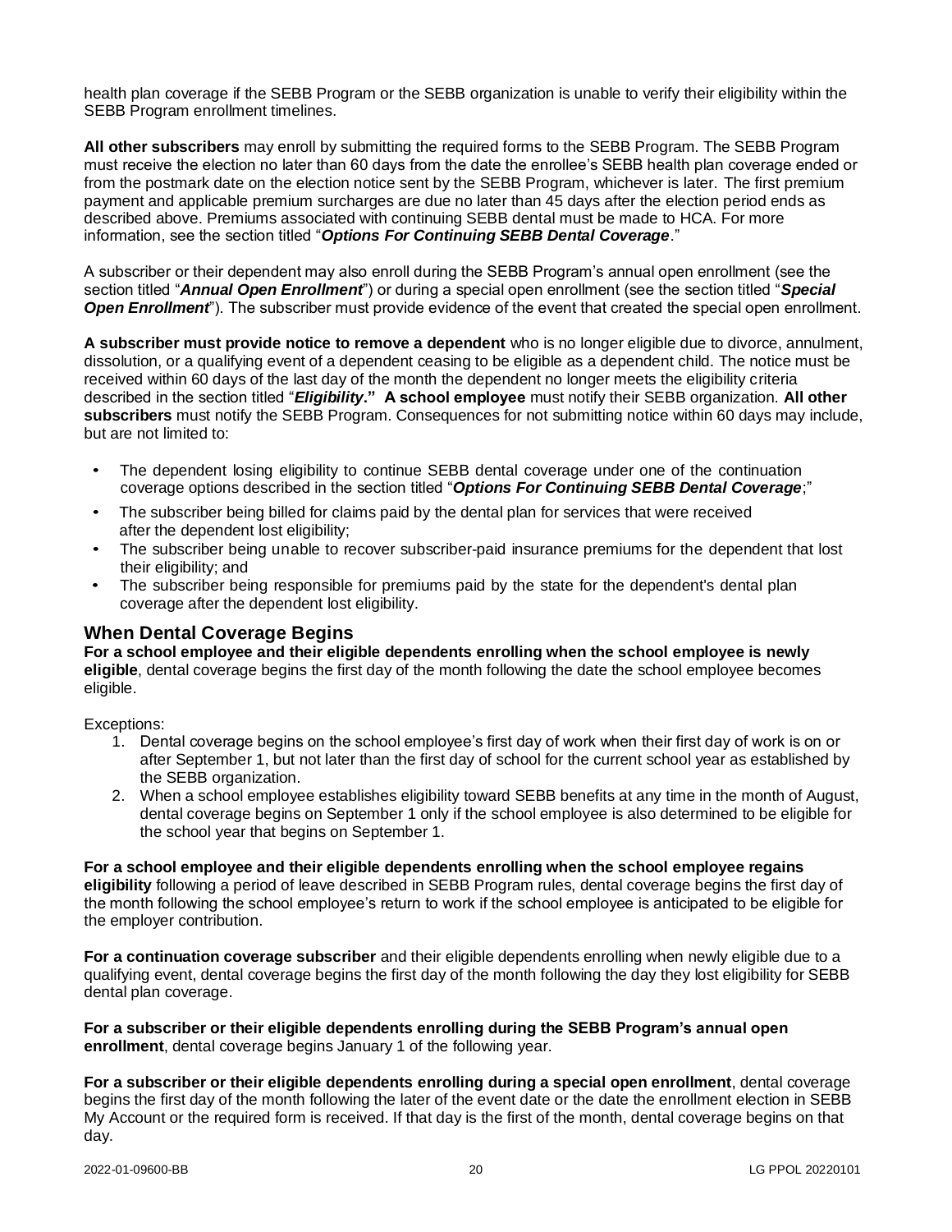health plan coverage if the SEBB Program or the SEBB organization is unable to verify their eligibility within the SEBB Program enrollment timelines.

**All other subscribers** may enroll by submitting the required forms to the SEBB Program. The SEBB Program must receive the election no later than 60 days from the date the enrollee's SEBB health plan coverage ended or from the postmark date on the election notice sent by the SEBB Program, whichever is later. The first premium payment and applicable premium surcharges are due no later than 45 days after the election period ends as described above. Premiums associated with continuing SEBB dental must be made to HCA. For more information, see the section titled "***Options For Continuing SEBB Dental Coverage***."

A subscriber or their dependent may also enroll during the SEBB Program's annual open enrollment (see the section titled "***Annual Open Enrollment***") or during a special open enrollment (see the section titled "***Special Open Enrollment***"). The subscriber must provide evidence of the event that created the special open enrollment.

**A subscriber must provide notice to remove a dependent** who is no longer eligible due to divorce, annulment, dissolution, or a qualifying event of a dependent ceasing to be eligible as a dependent child. The notice must be received within 60 days of the last day of the month the dependent no longer meets the eligibility criteria described in the section titled "***Eligibility*.**" **A school employee** must notify their SEBB organization. **All other subscribers** must notify the SEBB Program. Consequences for not submitting notice within 60 days may include, but are not limited to:

- The dependent losing eligibility to continue SEBB dental coverage under one of the continuation coverage options described in the section titled "***Options For Continuing SEBB Dental Coverage***;"
- The subscriber being billed for claims paid by the dental plan for services that were received after the dependent lost eligibility;
- The subscriber being unable to recover subscriber-paid insurance premiums for the dependent that lost their eligibility; and
- The subscriber being responsible for premiums paid by the state for the dependent's dental plan coverage after the dependent lost eligibility.

## When Dental Coverage Begins

**For a school employee and their eligible dependents enrolling when the school employee is newly eligible**, dental coverage begins the first day of the month following the date the school employee becomes eligible.

Exceptions:

1. Dental coverage begins on the school employee's first day of work when their first day of work is on or after September 1, but not later than the first day of school for the current school year as established by the SEBB organization.
2. When a school employee establishes eligibility toward SEBB benefits at any time in the month of August, dental coverage begins on September 1 only if the school employee is also determined to be eligible for the school year that begins on September 1.

**For a school employee and their eligible dependents enrolling when the school employee regains eligibility** following a period of leave described in SEBB Program rules, dental coverage begins the first day of the month following the school employee's return to work if the school employee is anticipated to be eligible for the employer contribution.

**For a continuation coverage subscriber** and their eligible dependents enrolling when newly eligible due to a qualifying event, dental coverage begins the first day of the month following the day they lost eligibility for SEBB dental plan coverage.

**For a subscriber or their eligible dependents enrolling during the SEBB Program's annual open enrollment**, dental coverage begins January 1 of the following year.

**For a subscriber or their eligible dependents enrolling during a special open enrollment**, dental coverage begins the first day of the month following the later of the event date or the date the enrollment election in SEBB My Account or the required form is received. If that day is the first of the month, dental coverage begins on that day.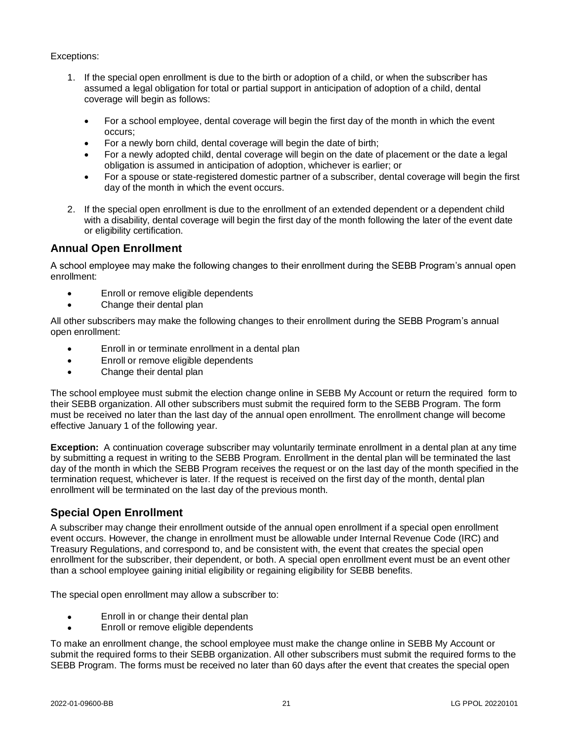Exceptions:

1. If the special open enrollment is due to the birth or adoption of a child, or when the subscriber has assumed a legal obligation for total or partial support in anticipation of adoption of a child, dental coverage will begin as follows:

   - For a school employee, dental coverage will begin the first day of the month in which the event occurs;
   - For a newly born child, dental coverage will begin the date of birth;
   - For a newly adopted child, dental coverage will begin on the date of placement or the date a legal obligation is assumed in anticipation of adoption, whichever is earlier; or
   - For a spouse or state-registered domestic partner of a subscriber, dental coverage will begin the first day of the month in which the event occurs.

2. If the special open enrollment is due to the enrollment of an extended dependent or a dependent child with a disability, dental coverage will begin the first day of the month following the later of the event date or eligibility certification.

## Annual Open Enrollment

A school employee may make the following changes to their enrollment during the SEBB Program's annual open enrollment:

- Enroll or remove eligible dependents
- Change their dental plan

All other subscribers may make the following changes to their enrollment during the SEBB Program's annual open enrollment:

- Enroll in or terminate enrollment in a dental plan
- Enroll or remove eligible dependents
- Change their dental plan

The school employee must submit the election change online in SEBB My Account or return the required form to their SEBB organization. All other subscribers must submit the required form to the SEBB Program. The form must be received no later than the last day of the annual open enrollment. The enrollment change will become effective January 1 of the following year.

**Exception:** A continuation coverage subscriber may voluntarily terminate enrollment in a dental plan at any time by submitting a request in writing to the SEBB Program. Enrollment in the dental plan will be terminated the last day of the month in which the SEBB Program receives the request or on the last day of the month specified in the termination request, whichever is later. If the request is received on the first day of the month, dental plan enrollment will be terminated on the last day of the previous month.

## Special Open Enrollment

A subscriber may change their enrollment outside of the annual open enrollment if a special open enrollment event occurs. However, the change in enrollment must be allowable under Internal Revenue Code (IRC) and Treasury Regulations, and correspond to, and be consistent with, the event that creates the special open enrollment for the subscriber, their dependent, or both. A special open enrollment event must be an event other than a school employee gaining initial eligibility or regaining eligibility for SEBB benefits.

The special open enrollment may allow a subscriber to:

- Enroll in or change their dental plan
- Enroll or remove eligible dependents

To make an enrollment change, the school employee must make the change online in SEBB My Account or submit the required forms to their SEBB organization. All other subscribers must submit the required forms to the SEBB Program. The forms must be received no later than 60 days after the event that creates the special open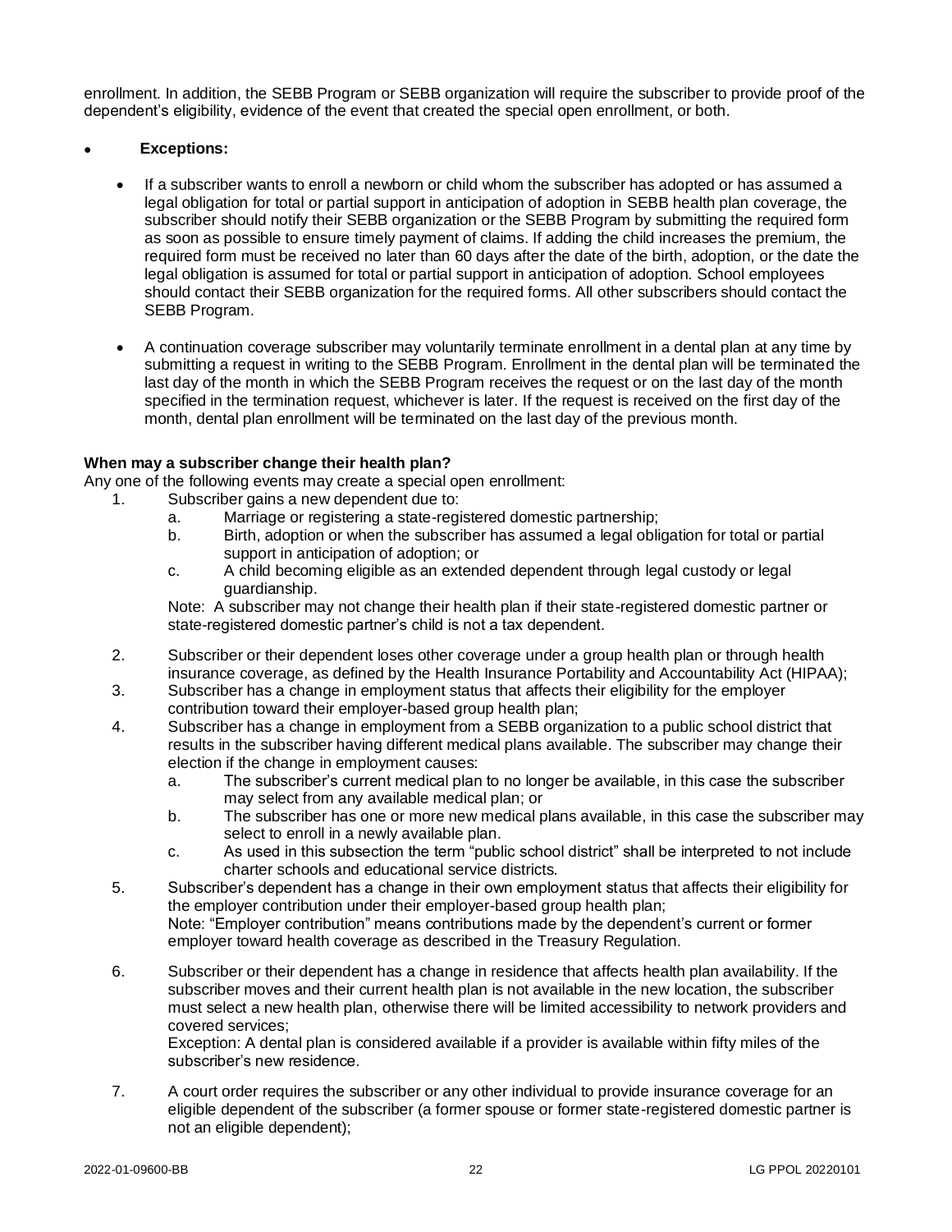enrollment. In addition, the SEBB Program or SEBB organization will require the subscriber to provide proof of the dependent's eligibility, evidence of the event that created the special open enrollment, or both.

- **Exceptions:**
  - If a subscriber wants to enroll a newborn or child whom the subscriber has adopted or has assumed a legal obligation for total or partial support in anticipation of adoption in SEBB health plan coverage, the subscriber should notify their SEBB organization or the SEBB Program by submitting the required form as soon as possible to ensure timely payment of claims. If adding the child increases the premium, the required form must be received no later than 60 days after the date of the birth, adoption, or the date the legal obligation is assumed for total or partial support in anticipation of adoption. School employees should contact their SEBB organization for the required forms. All other subscribers should contact the SEBB Program.
  - A continuation coverage subscriber may voluntarily terminate enrollment in a dental plan at any time by submitting a request in writing to the SEBB Program. Enrollment in the dental plan will be terminated the last day of the month in which the SEBB Program receives the request or on the last day of the month specified in the termination request, whichever is later. If the request is received on the first day of the month, dental plan enrollment will be terminated on the last day of the previous month.

**When may a subscriber change their health plan?**

Any one of the following events may create a special open enrollment:

1. Subscriber gains a new dependent due to:
   a. Marriage or registering a state-registered domestic partnership;
   b. Birth, adoption or when the subscriber has assumed a legal obligation for total or partial support in anticipation of adoption; or
   c. A child becoming eligible as an extended dependent through legal custody or legal guardianship.

   Note: A subscriber may not change their health plan if their state-registered domestic partner or state-registered domestic partner's child is not a tax dependent.
2. Subscriber or their dependent loses other coverage under a group health plan or through health insurance coverage, as defined by the Health Insurance Portability and Accountability Act (HIPAA);
3. Subscriber has a change in employment status that affects their eligibility for the employer contribution toward their employer-based group health plan;
4. Subscriber has a change in employment from a SEBB organization to a public school district that results in the subscriber having different medical plans available. The subscriber may change their election if the change in employment causes:
   a. The subscriber's current medical plan to no longer be available, in this case the subscriber may select from any available medical plan; or
   b. The subscriber has one or more new medical plans available, in this case the subscriber may select to enroll in a newly available plan.
   c. As used in this subsection the term "public school district" shall be interpreted to not include charter schools and educational service districts.
5. Subscriber's dependent has a change in their own employment status that affects their eligibility for the employer contribution under their employer-based group health plan;
   Note: "Employer contribution" means contributions made by the dependent's current or former employer toward health coverage as described in the Treasury Regulation.
6. Subscriber or their dependent has a change in residence that affects health plan availability. If the subscriber moves and their current health plan is not available in the new location, the subscriber must select a new health plan, otherwise there will be limited accessibility to network providers and covered services;
   Exception: A dental plan is considered available if a provider is available within fifty miles of the subscriber's new residence.
7. A court order requires the subscriber or any other individual to provide insurance coverage for an eligible dependent of the subscriber (a former spouse or former state-registered domestic partner is not an eligible dependent);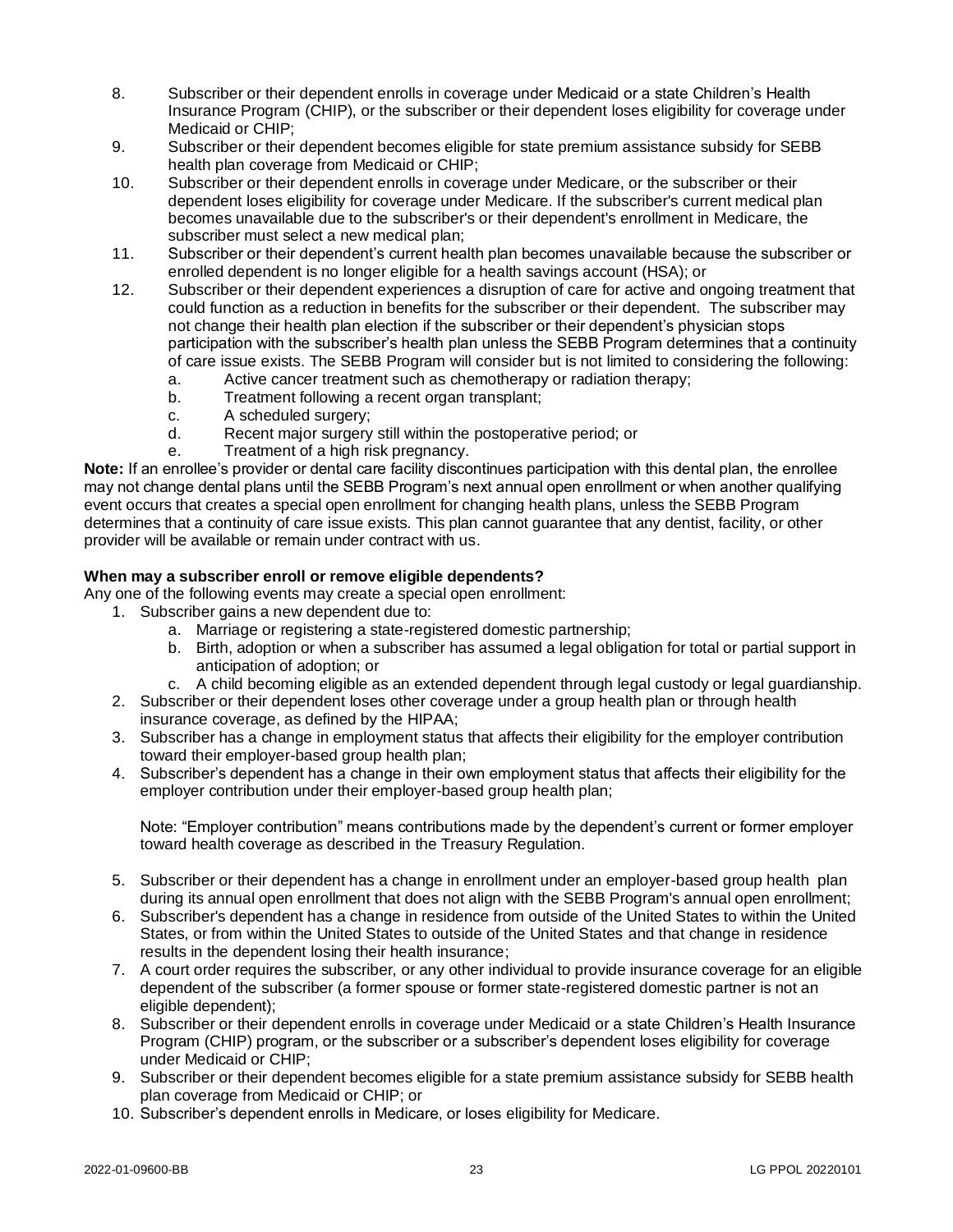8. Subscriber or their dependent enrolls in coverage under Medicaid or a state Children's Health Insurance Program (CHIP), or the subscriber or their dependent loses eligibility for coverage under Medicaid or CHIP;
9. Subscriber or their dependent becomes eligible for state premium assistance subsidy for SEBB health plan coverage from Medicaid or CHIP;
10. Subscriber or their dependent enrolls in coverage under Medicare, or the subscriber or their dependent loses eligibility for coverage under Medicare. If the subscriber's current medical plan becomes unavailable due to the subscriber's or their dependent's enrollment in Medicare, the subscriber must select a new medical plan;
11. Subscriber or their dependent's current health plan becomes unavailable because the subscriber or enrolled dependent is no longer eligible for a health savings account (HSA); or
12. Subscriber or their dependent experiences a disruption of care for active and ongoing treatment that could function as a reduction in benefits for the subscriber or their dependent. The subscriber may not change their health plan election if the subscriber or their dependent's physician stops participation with the subscriber's health plan unless the SEBB Program determines that a continuity of care issue exists. The SEBB Program will consider but is not limited to considering the following:
    a. Active cancer treatment such as chemotherapy or radiation therapy;
    b. Treatment following a recent organ transplant;
    c. A scheduled surgery;
    d. Recent major surgery still within the postoperative period; or
    e. Treatment of a high risk pregnancy.

**Note:** If an enrollee's provider or dental care facility discontinues participation with this dental plan, the enrollee may not change dental plans until the SEBB Program's next annual open enrollment or when another qualifying event occurs that creates a special open enrollment for changing health plans, unless the SEBB Program determines that a continuity of care issue exists. This plan cannot guarantee that any dentist, facility, or other provider will be available or remain under contract with us.

**When may a subscriber enroll or remove eligible dependents?**

Any one of the following events may create a special open enrollment:

1. Subscriber gains a new dependent due to:
    a. Marriage or registering a state-registered domestic partnership;
    b. Birth, adoption or when a subscriber has assumed a legal obligation for total or partial support in anticipation of adoption; or
    c. A child becoming eligible as an extended dependent through legal custody or legal guardianship.
2. Subscriber or their dependent loses other coverage under a group health plan or through health insurance coverage, as defined by the HIPAA;
3. Subscriber has a change in employment status that affects their eligibility for the employer contribution toward their employer-based group health plan;
4. Subscriber's dependent has a change in their own employment status that affects their eligibility for the employer contribution under their employer-based group health plan;

    Note: "Employer contribution" means contributions made by the dependent's current or former employer toward health coverage as described in the Treasury Regulation.

5. Subscriber or their dependent has a change in enrollment under an employer-based group health plan during its annual open enrollment that does not align with the SEBB Program's annual open enrollment;
6. Subscriber's dependent has a change in residence from outside of the United States to within the United States, or from within the United States to outside of the United States and that change in residence results in the dependent losing their health insurance;
7. A court order requires the subscriber, or any other individual to provide insurance coverage for an eligible dependent of the subscriber (a former spouse or former state-registered domestic partner is not an eligible dependent);
8. Subscriber or their dependent enrolls in coverage under Medicaid or a state Children's Health Insurance Program (CHIP) program, or the subscriber or a subscriber's dependent loses eligibility for coverage under Medicaid or CHIP;
9. Subscriber or their dependent becomes eligible for a state premium assistance subsidy for SEBB health plan coverage from Medicaid or CHIP; or
10. Subscriber's dependent enrolls in Medicare, or loses eligibility for Medicare.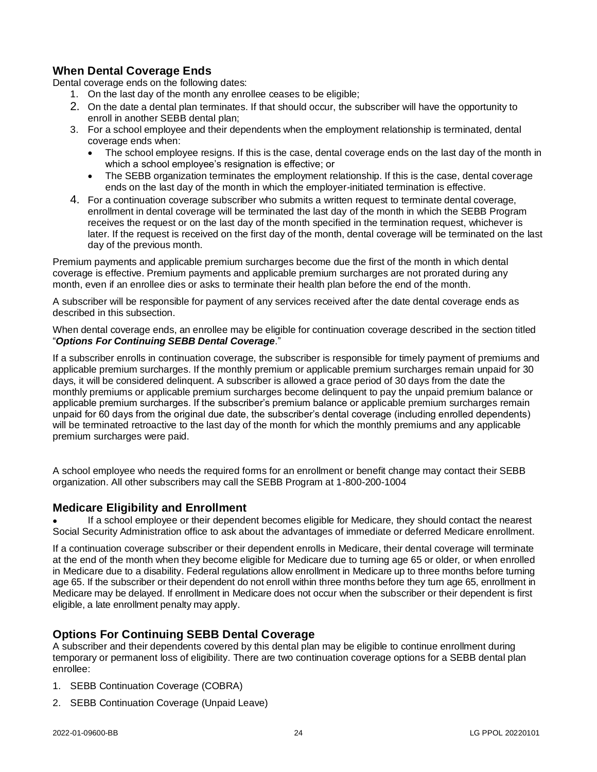## When Dental Coverage Ends

Dental coverage ends on the following dates:

1. On the last day of the month any enrollee ceases to be eligible;
2. On the date a dental plan terminates. If that should occur, the subscriber will have the opportunity to enroll in another SEBB dental plan;
3. For a school employee and their dependents when the employment relationship is terminated, dental coverage ends when:
   - The school employee resigns. If this is the case, dental coverage ends on the last day of the month in which a school employee's resignation is effective; or
   - The SEBB organization terminates the employment relationship. If this is the case, dental coverage ends on the last day of the month in which the employer-initiated termination is effective.
4. For a continuation coverage subscriber who submits a written request to terminate dental coverage, enrollment in dental coverage will be terminated the last day of the month in which the SEBB Program receives the request or on the last day of the month specified in the termination request, whichever is later. If the request is received on the first day of the month, dental coverage will be terminated on the last day of the previous month.

Premium payments and applicable premium surcharges become due the first of the month in which dental coverage is effective. Premium payments and applicable premium surcharges are not prorated during any month, even if an enrollee dies or asks to terminate their health plan before the end of the month.

A subscriber will be responsible for payment of any services received after the date dental coverage ends as described in this subsection.

When dental coverage ends, an enrollee may be eligible for continuation coverage described in the section titled "***Options For Continuing SEBB Dental Coverage***."

If a subscriber enrolls in continuation coverage, the subscriber is responsible for timely payment of premiums and applicable premium surcharges. If the monthly premium or applicable premium surcharges remain unpaid for 30 days, it will be considered delinquent. A subscriber is allowed a grace period of 30 days from the date the monthly premiums or applicable premium surcharges become delinquent to pay the unpaid premium balance or applicable premium surcharges. If the subscriber's premium balance or applicable premium surcharges remain unpaid for 60 days from the original due date, the subscriber's dental coverage (including enrolled dependents) will be terminated retroactive to the last day of the month for which the monthly premiums and any applicable premium surcharges were paid.

A school employee who needs the required forms for an enrollment or benefit change may contact their SEBB organization. All other subscribers may call the SEBB Program at 1-800-200-1004

## Medicare Eligibility and Enrollment

- If a school employee or their dependent becomes eligible for Medicare, they should contact the nearest Social Security Administration office to ask about the advantages of immediate or deferred Medicare enrollment.

If a continuation coverage subscriber or their dependent enrolls in Medicare, their dental coverage will terminate at the end of the month when they become eligible for Medicare due to turning age 65 or older, or when enrolled in Medicare due to a disability. Federal regulations allow enrollment in Medicare up to three months before turning age 65. If the subscriber or their dependent do not enroll within three months before they turn age 65, enrollment in Medicare may be delayed. If enrollment in Medicare does not occur when the subscriber or their dependent is first eligible, a late enrollment penalty may apply.

## Options For Continuing SEBB Dental Coverage

A subscriber and their dependents covered by this dental plan may be eligible to continue enrollment during temporary or permanent loss of eligibility. There are two continuation coverage options for a SEBB dental plan enrollee:

1. SEBB Continuation Coverage (COBRA)
2. SEBB Continuation Coverage (Unpaid Leave)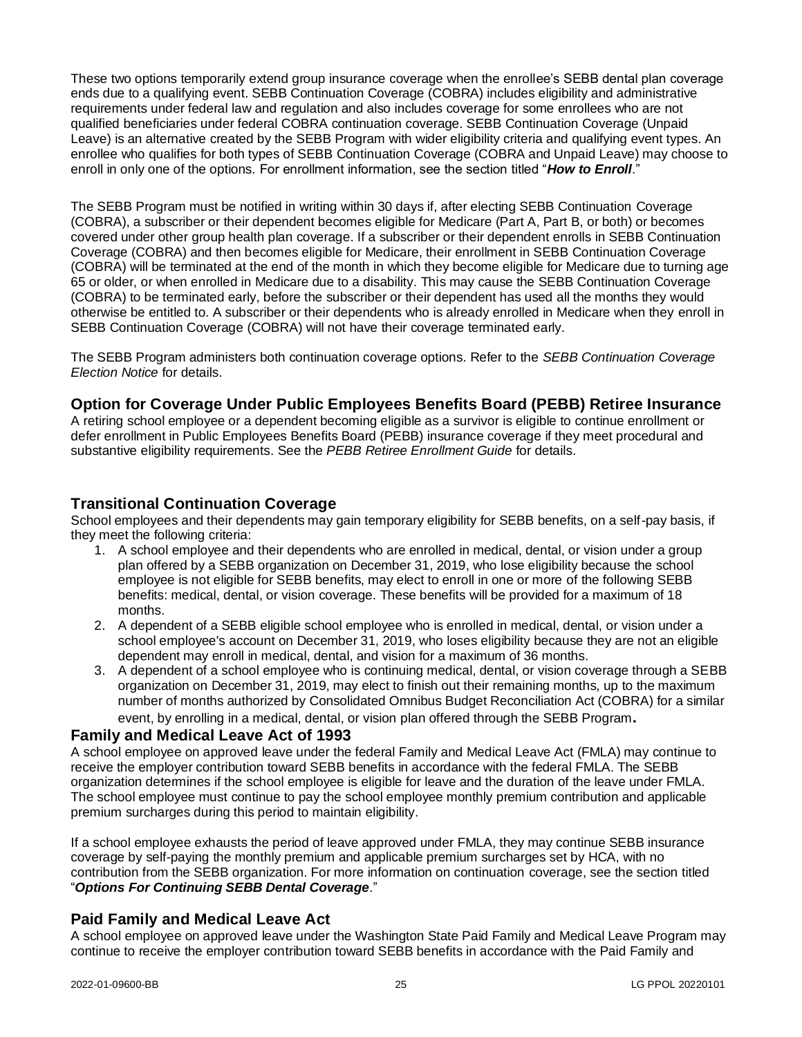These two options temporarily extend group insurance coverage when the enrollee's SEBB dental plan coverage ends due to a qualifying event. SEBB Continuation Coverage (COBRA) includes eligibility and administrative requirements under federal law and regulation and also includes coverage for some enrollees who are not qualified beneficiaries under federal COBRA continuation coverage. SEBB Continuation Coverage (Unpaid Leave) is an alternative created by the SEBB Program with wider eligibility criteria and qualifying event types. An enrollee who qualifies for both types of SEBB Continuation Coverage (COBRA and Unpaid Leave) may choose to enroll in only one of the options. For enrollment information, see the section titled "***How to Enroll***."

The SEBB Program must be notified in writing within 30 days if, after electing SEBB Continuation Coverage (COBRA), a subscriber or their dependent becomes eligible for Medicare (Part A, Part B, or both) or becomes covered under other group health plan coverage. If a subscriber or their dependent enrolls in SEBB Continuation Coverage (COBRA) and then becomes eligible for Medicare, their enrollment in SEBB Continuation Coverage (COBRA) will be terminated at the end of the month in which they become eligible for Medicare due to turning age 65 or older, or when enrolled in Medicare due to a disability. This may cause the SEBB Continuation Coverage (COBRA) to be terminated early, before the subscriber or their dependent has used all the months they would otherwise be entitled to. A subscriber or their dependents who is already enrolled in Medicare when they enroll in SEBB Continuation Coverage (COBRA) will not have their coverage terminated early.

The SEBB Program administers both continuation coverage options. Refer to the *SEBB Continuation Coverage Election Notice* for details.

## Option for Coverage Under Public Employees Benefits Board (PEBB) Retiree Insurance

A retiring school employee or a dependent becoming eligible as a survivor is eligible to continue enrollment or defer enrollment in Public Employees Benefits Board (PEBB) insurance coverage if they meet procedural and substantive eligibility requirements. See the *PEBB Retiree Enrollment Guide* for details.

## Transitional Continuation Coverage

School employees and their dependents may gain temporary eligibility for SEBB benefits, on a self-pay basis, if they meet the following criteria:

1. A school employee and their dependents who are enrolled in medical, dental, or vision under a group plan offered by a SEBB organization on December 31, 2019, who lose eligibility because the school employee is not eligible for SEBB benefits, may elect to enroll in one or more of the following SEBB benefits: medical, dental, or vision coverage. These benefits will be provided for a maximum of 18 months.
2. A dependent of a SEBB eligible school employee who is enrolled in medical, dental, or vision under a school employee's account on December 31, 2019, who loses eligibility because they are not an eligible dependent may enroll in medical, dental, and vision for a maximum of 36 months.
3. A dependent of a school employee who is continuing medical, dental, or vision coverage through a SEBB organization on December 31, 2019, may elect to finish out their remaining months, up to the maximum number of months authorized by Consolidated Omnibus Budget Reconciliation Act (COBRA) for a similar event, by enrolling in a medical, dental, or vision plan offered through the SEBB Program.

## Family and Medical Leave Act of 1993

A school employee on approved leave under the federal Family and Medical Leave Act (FMLA) may continue to receive the employer contribution toward SEBB benefits in accordance with the federal FMLA. The SEBB organization determines if the school employee is eligible for leave and the duration of the leave under FMLA. The school employee must continue to pay the school employee monthly premium contribution and applicable premium surcharges during this period to maintain eligibility.

If a school employee exhausts the period of leave approved under FMLA, they may continue SEBB insurance coverage by self-paying the monthly premium and applicable premium surcharges set by HCA, with no contribution from the SEBB organization. For more information on continuation coverage, see the section titled "***Options For Continuing SEBB Dental Coverage***."

## Paid Family and Medical Leave Act

A school employee on approved leave under the Washington State Paid Family and Medical Leave Program may continue to receive the employer contribution toward SEBB benefits in accordance with the Paid Family and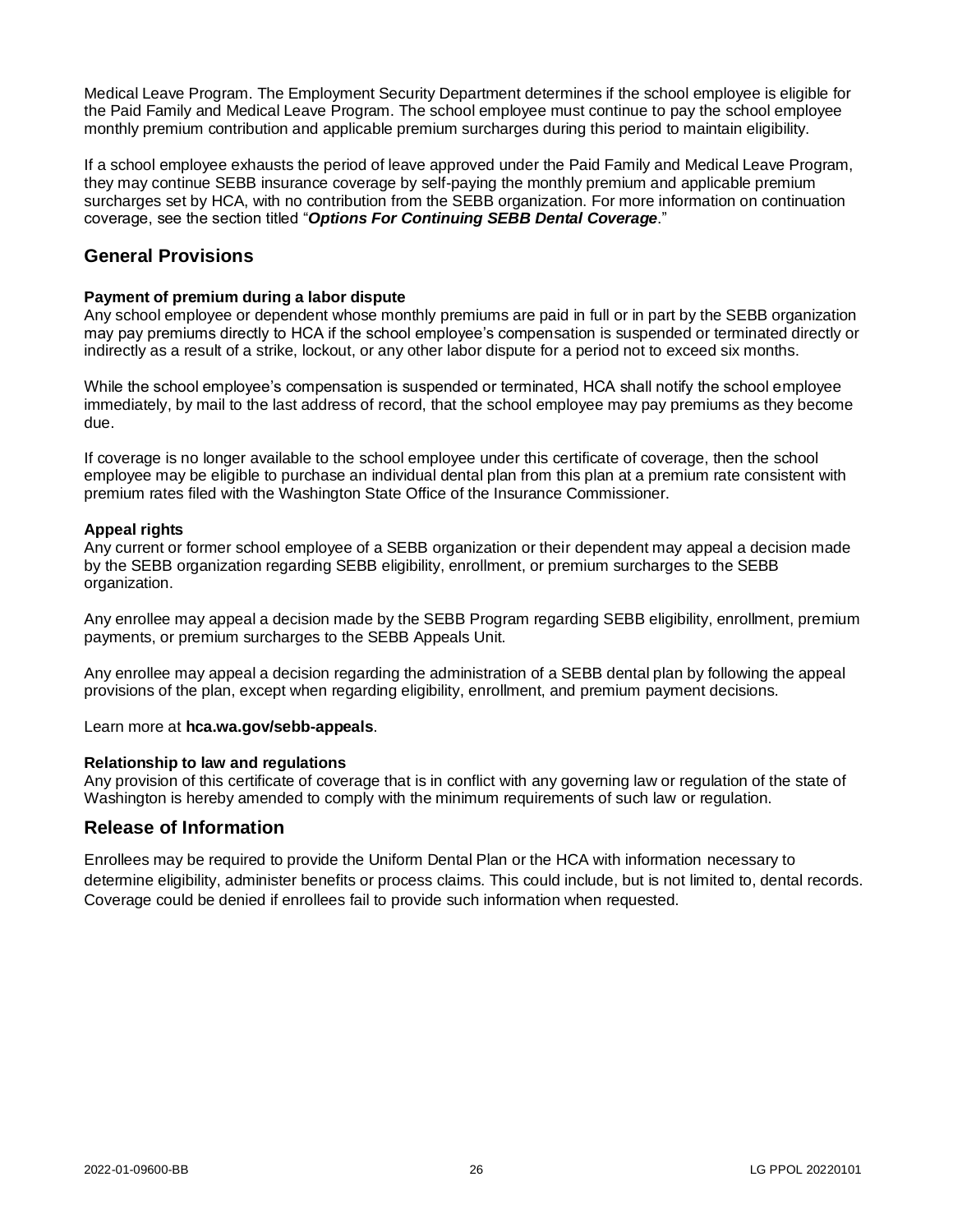Medical Leave Program. The Employment Security Department determines if the school employee is eligible for the Paid Family and Medical Leave Program. The school employee must continue to pay the school employee monthly premium contribution and applicable premium surcharges during this period to maintain eligibility.

If a school employee exhausts the period of leave approved under the Paid Family and Medical Leave Program, they may continue SEBB insurance coverage by self-paying the monthly premium and applicable premium surcharges set by HCA, with no contribution from the SEBB organization. For more information on continuation coverage, see the section titled "***Options For Continuing SEBB Dental Coverage***."

## General Provisions

**Payment of premium during a labor dispute**
Any school employee or dependent whose monthly premiums are paid in full or in part by the SEBB organization may pay premiums directly to HCA if the school employee's compensation is suspended or terminated directly or indirectly as a result of a strike, lockout, or any other labor dispute for a period not to exceed six months.

While the school employee's compensation is suspended or terminated, HCA shall notify the school employee immediately, by mail to the last address of record, that the school employee may pay premiums as they become due.

If coverage is no longer available to the school employee under this certificate of coverage, then the school employee may be eligible to purchase an individual dental plan from this plan at a premium rate consistent with premium rates filed with the Washington State Office of the Insurance Commissioner.

**Appeal rights**
Any current or former school employee of a SEBB organization or their dependent may appeal a decision made by the SEBB organization regarding SEBB eligibility, enrollment, or premium surcharges to the SEBB organization.

Any enrollee may appeal a decision made by the SEBB Program regarding SEBB eligibility, enrollment, premium payments, or premium surcharges to the SEBB Appeals Unit.

Any enrollee may appeal a decision regarding the administration of a SEBB dental plan by following the appeal provisions of the plan, except when regarding eligibility, enrollment, and premium payment decisions.

Learn more at **hca.wa.gov/sebb-appeals**.

**Relationship to law and regulations**
Any provision of this certificate of coverage that is in conflict with any governing law or regulation of the state of Washington is hereby amended to comply with the minimum requirements of such law or regulation.

## Release of Information

Enrollees may be required to provide the Uniform Dental Plan or the HCA with information necessary to determine eligibility, administer benefits or process claims. This could include, but is not limited to, dental records. Coverage could be denied if enrollees fail to provide such information when requested.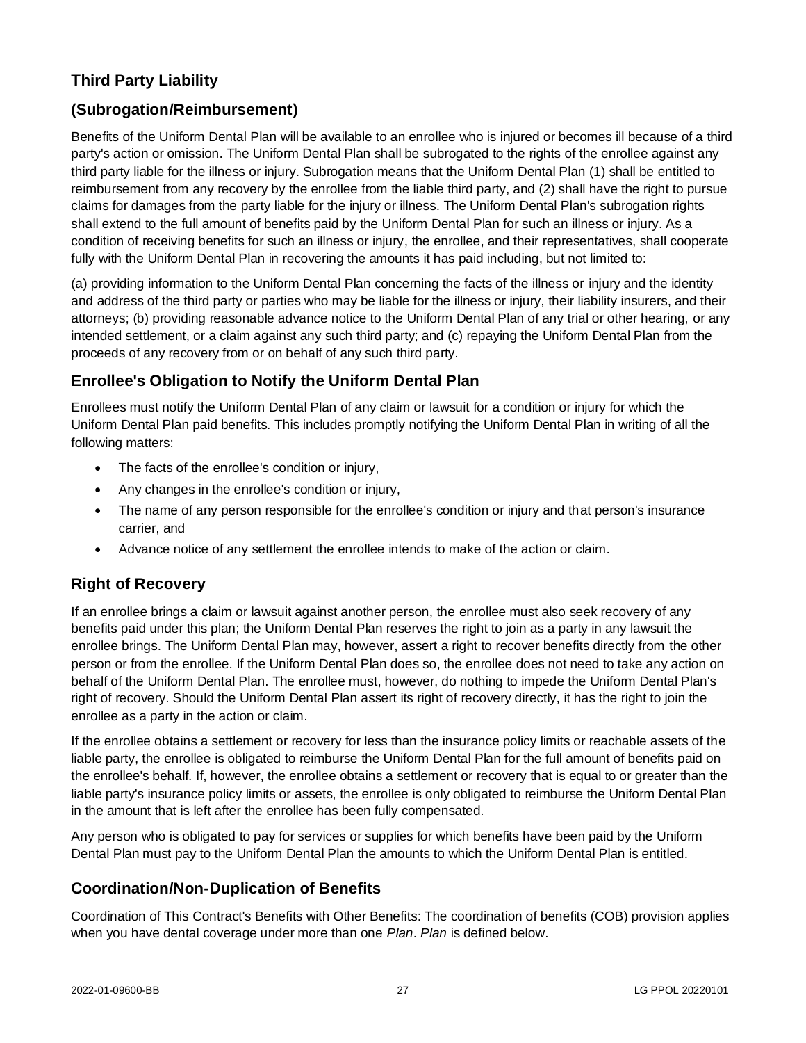## Third Party Liability

## (Subrogation/Reimbursement)

Benefits of the Uniform Dental Plan will be available to an enrollee who is injured or becomes ill because of a third party's action or omission. The Uniform Dental Plan shall be subrogated to the rights of the enrollee against any third party liable for the illness or injury. Subrogation means that the Uniform Dental Plan (1) shall be entitled to reimbursement from any recovery by the enrollee from the liable third party, and (2) shall have the right to pursue claims for damages from the party liable for the injury or illness. The Uniform Dental Plan's subrogation rights shall extend to the full amount of benefits paid by the Uniform Dental Plan for such an illness or injury. As a condition of receiving benefits for such an illness or injury, the enrollee, and their representatives, shall cooperate fully with the Uniform Dental Plan in recovering the amounts it has paid including, but not limited to:

(a) providing information to the Uniform Dental Plan concerning the facts of the illness or injury and the identity and address of the third party or parties who may be liable for the illness or injury, their liability insurers, and their attorneys; (b) providing reasonable advance notice to the Uniform Dental Plan of any trial or other hearing, or any intended settlement, or a claim against any such third party; and (c) repaying the Uniform Dental Plan from the proceeds of any recovery from or on behalf of any such third party.

### Enrollee's Obligation to Notify the Uniform Dental Plan

Enrollees must notify the Uniform Dental Plan of any claim or lawsuit for a condition or injury for which the Uniform Dental Plan paid benefits. This includes promptly notifying the Uniform Dental Plan in writing of all the following matters:

- The facts of the enrollee's condition or injury,
- Any changes in the enrollee's condition or injury,
- The name of any person responsible for the enrollee's condition or injury and that person's insurance carrier, and
- Advance notice of any settlement the enrollee intends to make of the action or claim.

### Right of Recovery

If an enrollee brings a claim or lawsuit against another person, the enrollee must also seek recovery of any benefits paid under this plan; the Uniform Dental Plan reserves the right to join as a party in any lawsuit the enrollee brings. The Uniform Dental Plan may, however, assert a right to recover benefits directly from the other person or from the enrollee. If the Uniform Dental Plan does so, the enrollee does not need to take any action on behalf of the Uniform Dental Plan. The enrollee must, however, do nothing to impede the Uniform Dental Plan's right of recovery. Should the Uniform Dental Plan assert its right of recovery directly, it has the right to join the enrollee as a party in the action or claim.

If the enrollee obtains a settlement or recovery for less than the insurance policy limits or reachable assets of the liable party, the enrollee is obligated to reimburse the Uniform Dental Plan for the full amount of benefits paid on the enrollee's behalf. If, however, the enrollee obtains a settlement or recovery that is equal to or greater than the liable party's insurance policy limits or assets, the enrollee is only obligated to reimburse the Uniform Dental Plan in the amount that is left after the enrollee has been fully compensated.

Any person who is obligated to pay for services or supplies for which benefits have been paid by the Uniform Dental Plan must pay to the Uniform Dental Plan the amounts to which the Uniform Dental Plan is entitled.

### Coordination/Non-Duplication of Benefits

Coordination of This Contract's Benefits with Other Benefits: The coordination of benefits (COB) provision applies when you have dental coverage under more than one *Plan*. *Plan* is defined below.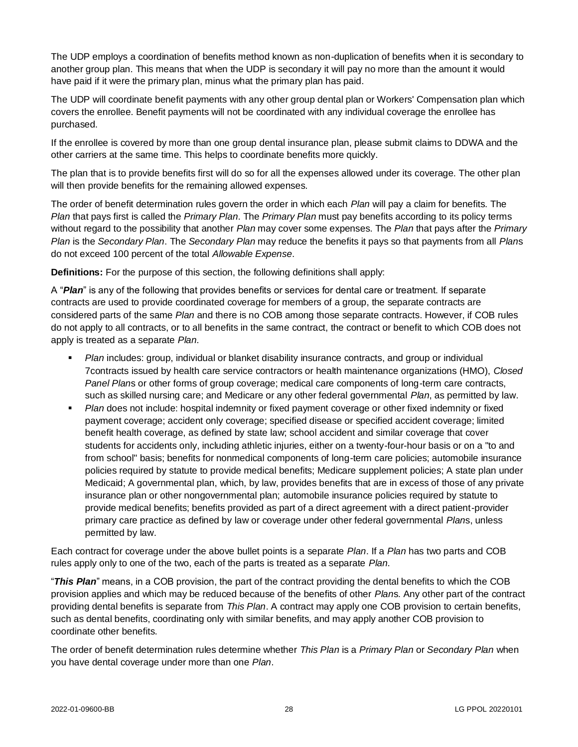The UDP employs a coordination of benefits method known as non-duplication of benefits when it is secondary to another group plan. This means that when the UDP is secondary it will pay no more than the amount it would have paid if it were the primary plan, minus what the primary plan has paid.

The UDP will coordinate benefit payments with any other group dental plan or Workers' Compensation plan which covers the enrollee. Benefit payments will not be coordinated with any individual coverage the enrollee has purchased.

If the enrollee is covered by more than one group dental insurance plan, please submit claims to DDWA and the other carriers at the same time. This helps to coordinate benefits more quickly.

The plan that is to provide benefits first will do so for all the expenses allowed under its coverage. The other plan will then provide benefits for the remaining allowed expenses.

The order of benefit determination rules govern the order in which each *Plan* will pay a claim for benefits. The *Plan* that pays first is called the *Primary Plan*. The *Primary Plan* must pay benefits according to its policy terms without regard to the possibility that another *Plan* may cover some expenses. The *Plan* that pays after the *Primary Plan* is the *Secondary Plan*. The *Secondary Plan* may reduce the benefits it pays so that payments from all *Plan*s do not exceed 100 percent of the total *Allowable Expense*.

**Definitions:** For the purpose of this section, the following definitions shall apply:

A "***Plan***" is any of the following that provides benefits or services for dental care or treatment. If separate contracts are used to provide coordinated coverage for members of a group, the separate contracts are considered parts of the same *Plan* and there is no COB among those separate contracts. However, if COB rules do not apply to all contracts, or to all benefits in the same contract, the contract or benefit to which COB does not apply is treated as a separate *Plan*.

- *Plan* includes: group, individual or blanket disability insurance contracts, and group or individual 7contracts issued by health care service contractors or health maintenance organizations (HMO), *Closed Panel Plan*s or other forms of group coverage; medical care components of long-term care contracts, such as skilled nursing care; and Medicare or any other federal governmental *Plan*, as permitted by law.
- *Plan* does not include: hospital indemnity or fixed payment coverage or other fixed indemnity or fixed payment coverage; accident only coverage; specified disease or specified accident coverage; limited benefit health coverage, as defined by state law; school accident and similar coverage that cover students for accidents only, including athletic injuries, either on a twenty-four-hour basis or on a "to and from school" basis; benefits for nonmedical components of long-term care policies; automobile insurance policies required by statute to provide medical benefits; Medicare supplement policies; A state plan under Medicaid; A governmental plan, which, by law, provides benefits that are in excess of those of any private insurance plan or other nongovernmental plan; automobile insurance policies required by statute to provide medical benefits; benefits provided as part of a direct agreement with a direct patient-provider primary care practice as defined by law or coverage under other federal governmental *Plan*s, unless permitted by law.

Each contract for coverage under the above bullet points is a separate *Plan*. If a *Plan* has two parts and COB rules apply only to one of the two, each of the parts is treated as a separate *Plan*.

"***This Plan***" means, in a COB provision, the part of the contract providing the dental benefits to which the COB provision applies and which may be reduced because of the benefits of other *Plan*s. Any other part of the contract providing dental benefits is separate from *This Plan*. A contract may apply one COB provision to certain benefits, such as dental benefits, coordinating only with similar benefits, and may apply another COB provision to coordinate other benefits.

The order of benefit determination rules determine whether *This Plan* is a *Primary Plan* or *Secondary Plan* when you have dental coverage under more than one *Plan*.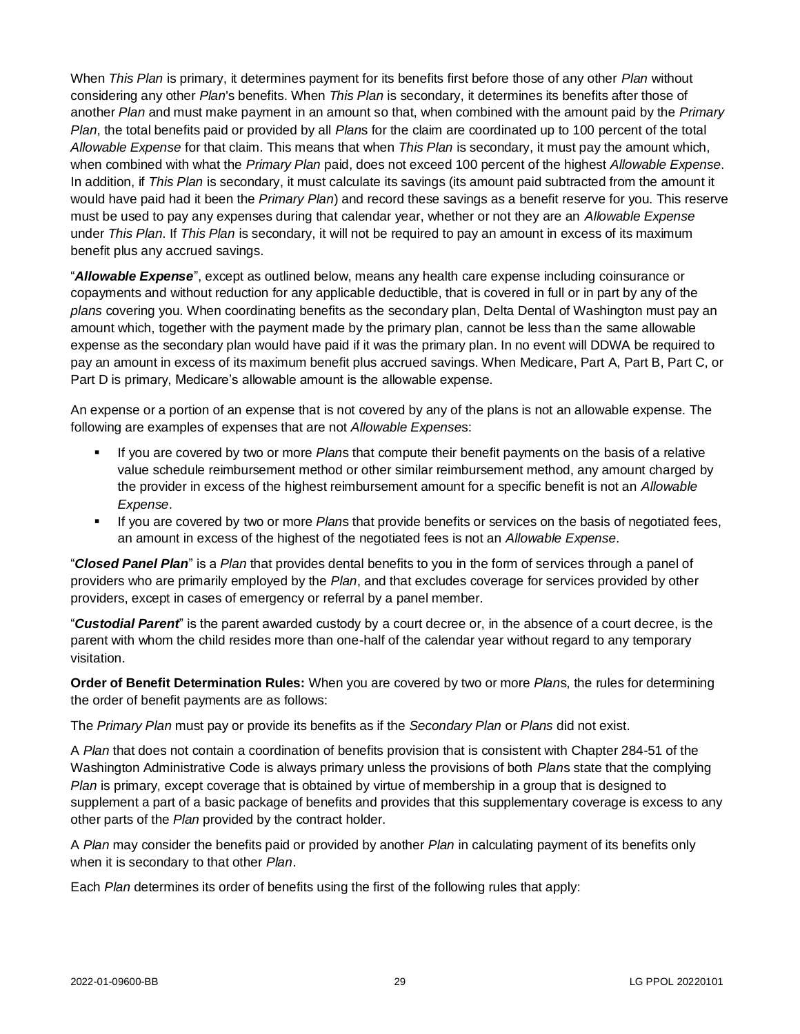When *This Plan* is primary, it determines payment for its benefits first before those of any other *Plan* without considering any other *Plan*'s benefits. When *This Plan* is secondary, it determines its benefits after those of another *Plan* and must make payment in an amount so that, when combined with the amount paid by the *Primary Plan*, the total benefits paid or provided by all *Plan*s for the claim are coordinated up to 100 percent of the total *Allowable Expense* for that claim. This means that when *This Plan* is secondary, it must pay the amount which, when combined with what the *Primary Plan* paid, does not exceed 100 percent of the highest *Allowable Expense*. In addition, if *This Plan* is secondary, it must calculate its savings (its amount paid subtracted from the amount it would have paid had it been the *Primary Plan*) and record these savings as a benefit reserve for you. This reserve must be used to pay any expenses during that calendar year, whether or not they are an *Allowable Expense* under *This Plan*. If *This Plan* is secondary, it will not be required to pay an amount in excess of its maximum benefit plus any accrued savings.

"***Allowable Expense***", except as outlined below, means any health care expense including coinsurance or copayments and without reduction for any applicable deductible, that is covered in full or in part by any of the *plans* covering you. When coordinating benefits as the secondary plan, Delta Dental of Washington must pay an amount which, together with the payment made by the primary plan, cannot be less than the same allowable expense as the secondary plan would have paid if it was the primary plan. In no event will DDWA be required to pay an amount in excess of its maximum benefit plus accrued savings. When Medicare, Part A, Part B, Part C, or Part D is primary, Medicare's allowable amount is the allowable expense.

An expense or a portion of an expense that is not covered by any of the plans is not an allowable expense. The following are examples of expenses that are not *Allowable Expense*s:

- If you are covered by two or more *Plan*s that compute their benefit payments on the basis of a relative value schedule reimbursement method or other similar reimbursement method, any amount charged by the provider in excess of the highest reimbursement amount for a specific benefit is not an *Allowable Expense*.
- If you are covered by two or more *Plan*s that provide benefits or services on the basis of negotiated fees, an amount in excess of the highest of the negotiated fees is not an *Allowable Expense*.

"***Closed Panel Plan***" is a *Plan* that provides dental benefits to you in the form of services through a panel of providers who are primarily employed by the *Plan*, and that excludes coverage for services provided by other providers, except in cases of emergency or referral by a panel member.

"***Custodial Parent***" is the parent awarded custody by a court decree or, in the absence of a court decree, is the parent with whom the child resides more than one-half of the calendar year without regard to any temporary visitation.

**Order of Benefit Determination Rules:** When you are covered by two or more *Plan*s, the rules for determining the order of benefit payments are as follows:

The *Primary Plan* must pay or provide its benefits as if the *Secondary Plan* or *Plans* did not exist.

A *Plan* that does not contain a coordination of benefits provision that is consistent with Chapter 284-51 of the Washington Administrative Code is always primary unless the provisions of both *Plan*s state that the complying *Plan* is primary, except coverage that is obtained by virtue of membership in a group that is designed to supplement a part of a basic package of benefits and provides that this supplementary coverage is excess to any other parts of the *Plan* provided by the contract holder.

A *Plan* may consider the benefits paid or provided by another *Plan* in calculating payment of its benefits only when it is secondary to that other *Plan*.

Each *Plan* determines its order of benefits using the first of the following rules that apply: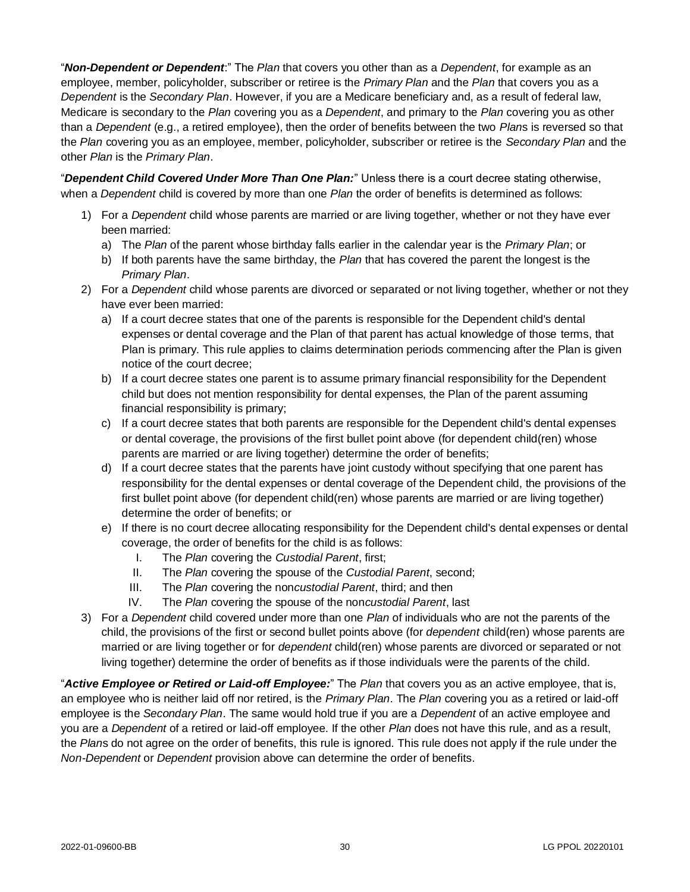"***Non-Dependent or Dependent***:" The *Plan* that covers you other than as a *Dependent*, for example as an employee, member, policyholder, subscriber or retiree is the *Primary Plan* and the *Plan* that covers you as a *Dependent* is the *Secondary Plan*. However, if you are a Medicare beneficiary and, as a result of federal law, Medicare is secondary to the *Plan* covering you as a *Dependent*, and primary to the *Plan* covering you as other than a *Dependent* (e.g., a retired employee), then the order of benefits between the two *Plan*s is reversed so that the *Plan* covering you as an employee, member, policyholder, subscriber or retiree is the *Secondary Plan* and the other *Plan* is the *Primary Plan*.

"***Dependent Child Covered Under More Than One Plan:***" Unless there is a court decree stating otherwise, when a *Dependent* child is covered by more than one *Plan* the order of benefits is determined as follows:

1) For a *Dependent* child whose parents are married or are living together, whether or not they have ever been married:
   a) The *Plan* of the parent whose birthday falls earlier in the calendar year is the *Primary Plan*; or
   b) If both parents have the same birthday, the *Plan* that has covered the parent the longest is the *Primary Plan*.
2) For a *Dependent* child whose parents are divorced or separated or not living together, whether or not they have ever been married:
   a) If a court decree states that one of the parents is responsible for the Dependent child's dental expenses or dental coverage and the Plan of that parent has actual knowledge of those terms, that Plan is primary. This rule applies to claims determination periods commencing after the Plan is given notice of the court decree;
   b) If a court decree states one parent is to assume primary financial responsibility for the Dependent child but does not mention responsibility for dental expenses, the Plan of the parent assuming financial responsibility is primary;
   c) If a court decree states that both parents are responsible for the Dependent child's dental expenses or dental coverage, the provisions of the first bullet point above (for dependent child(ren) whose parents are married or are living together) determine the order of benefits;
   d) If a court decree states that the parents have joint custody without specifying that one parent has responsibility for the dental expenses or dental coverage of the Dependent child, the provisions of the first bullet point above (for dependent child(ren) whose parents are married or are living together) determine the order of benefits; or
   e) If there is no court decree allocating responsibility for the Dependent child's dental expenses or dental coverage, the order of benefits for the child is as follows:
      I. The *Plan* covering the *Custodial Parent*, first;
      II. The *Plan* covering the spouse of the *Custodial Parent*, second;
      III. The *Plan* covering the non*custodial Parent*, third; and then
      IV. The *Plan* covering the spouse of the non*custodial Parent*, last
3) For a *Dependent* child covered under more than one *Plan* of individuals who are not the parents of the child, the provisions of the first or second bullet points above (for *dependent* child(ren) whose parents are married or are living together or for *dependent* child(ren) whose parents are divorced or separated or not living together) determine the order of benefits as if those individuals were the parents of the child.

"***Active Employee or Retired or Laid-off Employee:***" The *Plan* that covers you as an active employee, that is, an employee who is neither laid off nor retired, is the *Primary Plan*. The *Plan* covering you as a retired or laid-off employee is the *Secondary Plan*. The same would hold true if you are a *Dependent* of an active employee and you are a *Dependent* of a retired or laid-off employee. If the other *Plan* does not have this rule, and as a result, the *Plan*s do not agree on the order of benefits, this rule is ignored. This rule does not apply if the rule under the *Non-Dependent* or *Dependent* provision above can determine the order of benefits.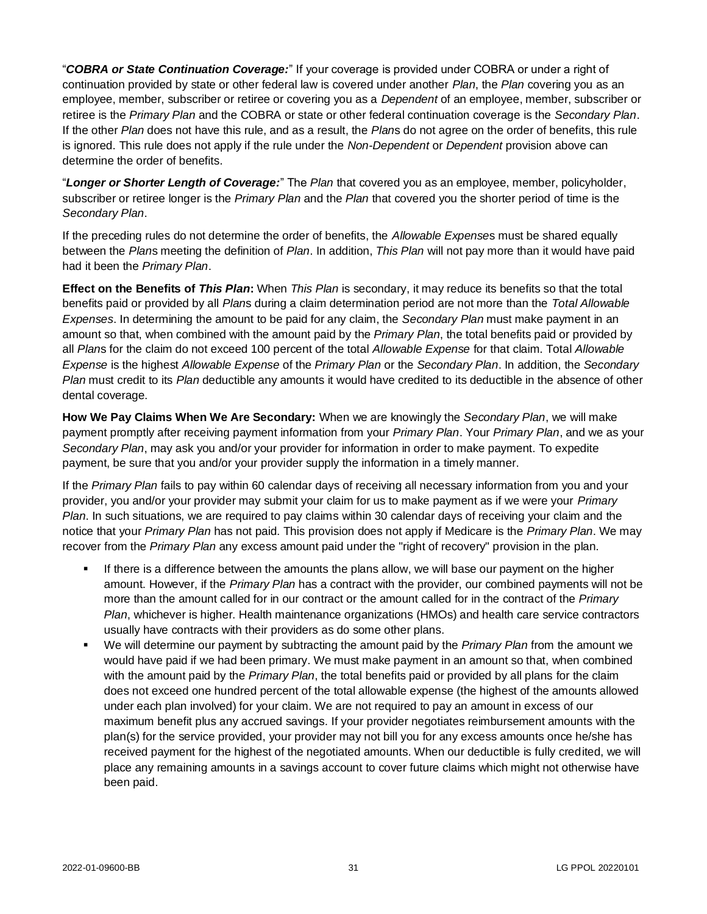"***COBRA or State Continuation Coverage:***" If your coverage is provided under COBRA or under a right of continuation provided by state or other federal law is covered under another *Plan*, the *Plan* covering you as an employee, member, subscriber or retiree or covering you as a *Dependent* of an employee, member, subscriber or retiree is the *Primary Plan* and the COBRA or state or other federal continuation coverage is the *Secondary Plan*. If the other *Plan* does not have this rule, and as a result, the *Plan*s do not agree on the order of benefits, this rule is ignored. This rule does not apply if the rule under the *Non-Dependent* or *Dependent* provision above can determine the order of benefits.

"***Longer or Shorter Length of Coverage:***" The *Plan* that covered you as an employee, member, policyholder, subscriber or retiree longer is the *Primary Plan* and the *Plan* that covered you the shorter period of time is the *Secondary Plan*.

If the preceding rules do not determine the order of benefits, the *Allowable Expense*s must be shared equally between the *Plan*s meeting the definition of *Plan*. In addition, *This Plan* will not pay more than it would have paid had it been the *Primary Plan*.

**Effect on the Benefits of *This Plan*:** When *This Plan* is secondary, it may reduce its benefits so that the total benefits paid or provided by all *Plan*s during a claim determination period are not more than the *Total Allowable Expenses*. In determining the amount to be paid for any claim, the *Secondary Plan* must make payment in an amount so that, when combined with the amount paid by the *Primary Plan*, the total benefits paid or provided by all *Plan*s for the claim do not exceed 100 percent of the total *Allowable Expense* for that claim. Total *Allowable Expense* is the highest *Allowable Expense* of the *Primary Plan* or the *Secondary Plan*. In addition, the *Secondary Plan* must credit to its *Plan* deductible any amounts it would have credited to its deductible in the absence of other dental coverage.

**How We Pay Claims When We Are Secondary:** When we are knowingly the *Secondary Plan*, we will make payment promptly after receiving payment information from your *Primary Plan*. Your *Primary Plan*, and we as your *Secondary Plan*, may ask you and/or your provider for information in order to make payment. To expedite payment, be sure that you and/or your provider supply the information in a timely manner.

If the *Primary Plan* fails to pay within 60 calendar days of receiving all necessary information from you and your provider, you and/or your provider may submit your claim for us to make payment as if we were your *Primary Plan*. In such situations, we are required to pay claims within 30 calendar days of receiving your claim and the notice that your *Primary Plan* has not paid. This provision does not apply if Medicare is the *Primary Plan*. We may recover from the *Primary Plan* any excess amount paid under the "right of recovery" provision in the plan.

- If there is a difference between the amounts the plans allow, we will base our payment on the higher amount. However, if the *Primary Plan* has a contract with the provider, our combined payments will not be more than the amount called for in our contract or the amount called for in the contract of the *Primary Plan*, whichever is higher. Health maintenance organizations (HMOs) and health care service contractors usually have contracts with their providers as do some other plans.
- We will determine our payment by subtracting the amount paid by the *Primary Plan* from the amount we would have paid if we had been primary. We must make payment in an amount so that, when combined with the amount paid by the *Primary Plan*, the total benefits paid or provided by all plans for the claim does not exceed one hundred percent of the total allowable expense (the highest of the amounts allowed under each plan involved) for your claim. We are not required to pay an amount in excess of our maximum benefit plus any accrued savings. If your provider negotiates reimbursement amounts with the plan(s) for the service provided, your provider may not bill you for any excess amounts once he/she has received payment for the highest of the negotiated amounts. When our deductible is fully credited, we will place any remaining amounts in a savings account to cover future claims which might not otherwise have been paid.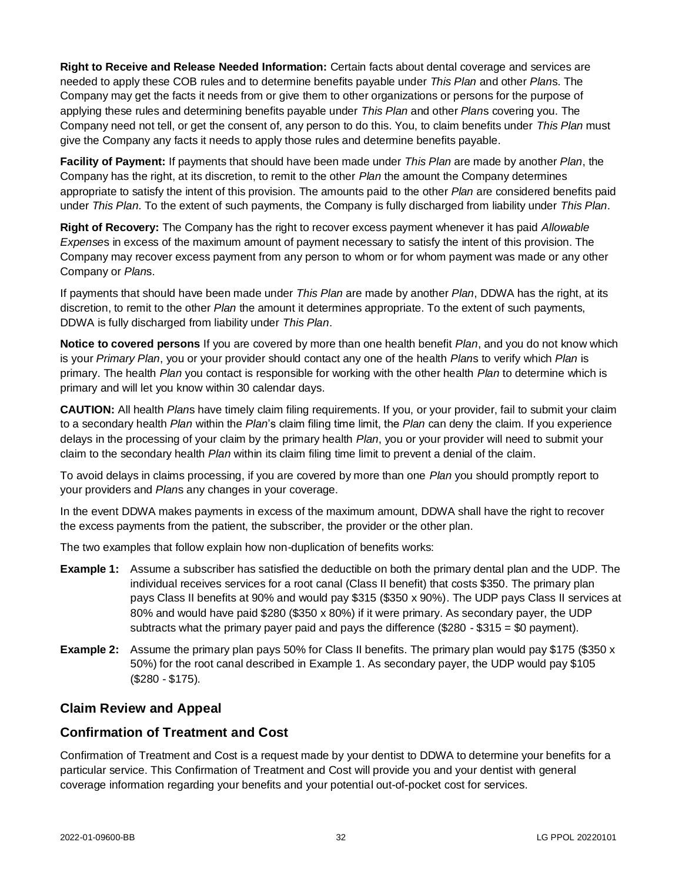**Right to Receive and Release Needed Information:** Certain facts about dental coverage and services are needed to apply these COB rules and to determine benefits payable under *This Plan* and other *Plan*s. The Company may get the facts it needs from or give them to other organizations or persons for the purpose of applying these rules and determining benefits payable under *This Plan* and other *Plan*s covering you. The Company need not tell, or get the consent of, any person to do this. You, to claim benefits under *This Plan* must give the Company any facts it needs to apply those rules and determine benefits payable.

**Facility of Payment:** If payments that should have been made under *This Plan* are made by another *Plan*, the Company has the right, at its discretion, to remit to the other *Plan* the amount the Company determines appropriate to satisfy the intent of this provision. The amounts paid to the other *Plan* are considered benefits paid under *This Plan*. To the extent of such payments, the Company is fully discharged from liability under *This Plan*.

**Right of Recovery:** The Company has the right to recover excess payment whenever it has paid *Allowable Expense*s in excess of the maximum amount of payment necessary to satisfy the intent of this provision. The Company may recover excess payment from any person to whom or for whom payment was made or any other Company or *Plan*s.

If payments that should have been made under *This Plan* are made by another *Plan*, DDWA has the right, at its discretion, to remit to the other *Plan* the amount it determines appropriate. To the extent of such payments, DDWA is fully discharged from liability under *This Plan*.

**Notice to covered persons** If you are covered by more than one health benefit *Plan*, and you do not know which is your *Primary Plan*, you or your provider should contact any one of the health *Plan*s to verify which *Plan* is primary. The health *Plan* you contact is responsible for working with the other health *Plan* to determine which is primary and will let you know within 30 calendar days.

**CAUTION:** All health *Plan*s have timely claim filing requirements. If you, or your provider, fail to submit your claim to a secondary health *Plan* within the *Plan*'s claim filing time limit, the *Plan* can deny the claim. If you experience delays in the processing of your claim by the primary health *Plan*, you or your provider will need to submit your claim to the secondary health *Plan* within its claim filing time limit to prevent a denial of the claim.

To avoid delays in claims processing, if you are covered by more than one *Plan* you should promptly report to your providers and *Plan*s any changes in your coverage.

In the event DDWA makes payments in excess of the maximum amount, DDWA shall have the right to recover the excess payments from the patient, the subscriber, the provider or the other plan.

The two examples that follow explain how non-duplication of benefits works:

**Example 1:** Assume a subscriber has satisfied the deductible on both the primary dental plan and the UDP. The individual receives services for a root canal (Class II benefit) that costs $350. The primary plan pays Class II benefits at 90% and would pay $315 ($350 x 90%). The UDP pays Class II services at 80% and would have paid $280 ($350 x 80%) if it were primary. As secondary payer, the UDP subtracts what the primary payer paid and pays the difference ($280 - $315 = $0 payment).

**Example 2:** Assume the primary plan pays 50% for Class II benefits. The primary plan would pay $175 ($350 x 50%) for the root canal described in Example 1. As secondary payer, the UDP would pay $105 ($280 - $175).

## Claim Review and Appeal

## Confirmation of Treatment and Cost

Confirmation of Treatment and Cost is a request made by your dentist to DDWA to determine your benefits for a particular service. This Confirmation of Treatment and Cost will provide you and your dentist with general coverage information regarding your benefits and your potential out-of-pocket cost for services.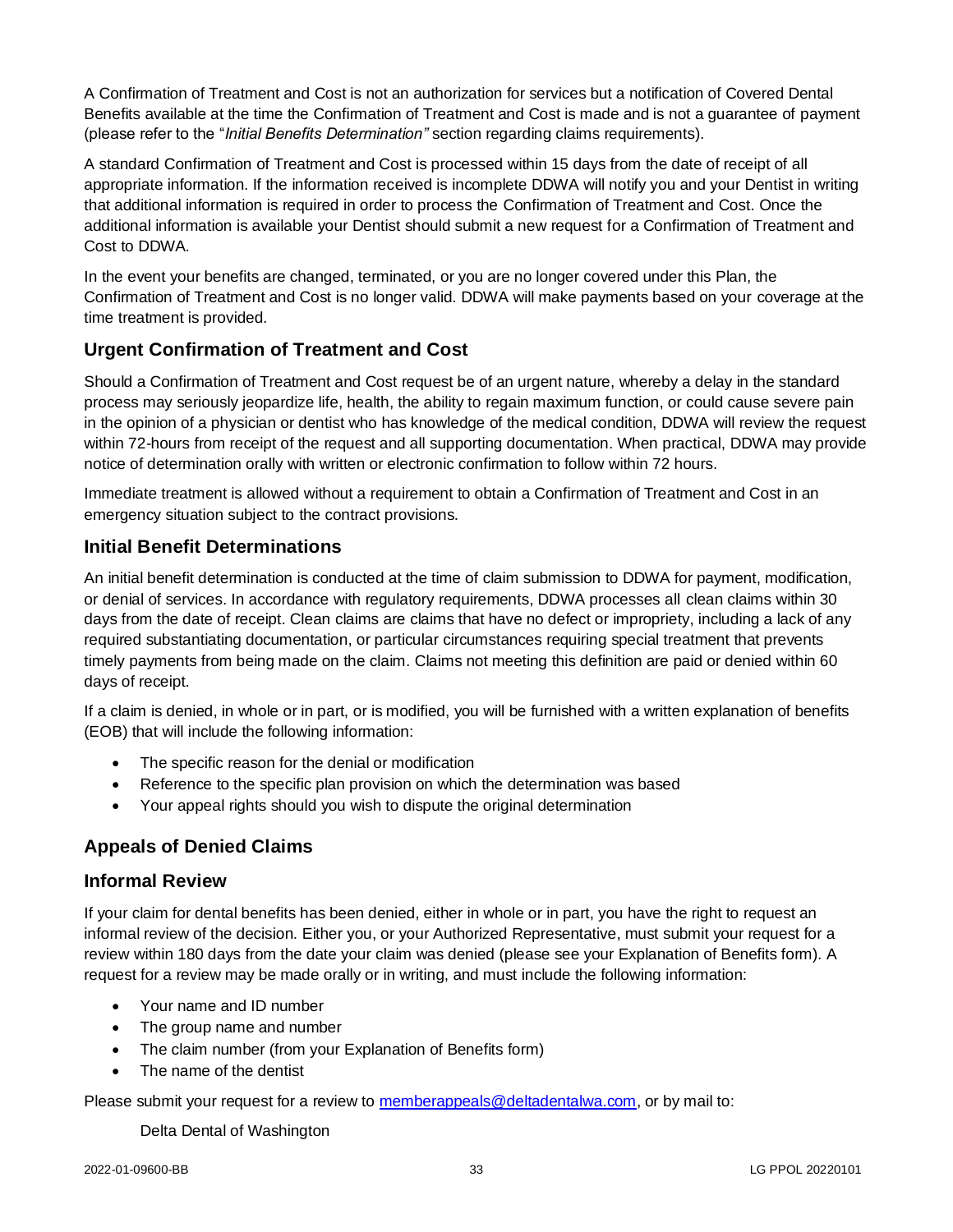A Confirmation of Treatment and Cost is not an authorization for services but a notification of Covered Dental Benefits available at the time the Confirmation of Treatment and Cost is made and is not a guarantee of payment (please refer to the "*Initial Benefits Determination"* section regarding claims requirements).

A standard Confirmation of Treatment and Cost is processed within 15 days from the date of receipt of all appropriate information. If the information received is incomplete DDWA will notify you and your Dentist in writing that additional information is required in order to process the Confirmation of Treatment and Cost. Once the additional information is available your Dentist should submit a new request for a Confirmation of Treatment and Cost to DDWA.

In the event your benefits are changed, terminated, or you are no longer covered under this Plan, the Confirmation of Treatment and Cost is no longer valid. DDWA will make payments based on your coverage at the time treatment is provided.

## Urgent Confirmation of Treatment and Cost

Should a Confirmation of Treatment and Cost request be of an urgent nature, whereby a delay in the standard process may seriously jeopardize life, health, the ability to regain maximum function, or could cause severe pain in the opinion of a physician or dentist who has knowledge of the medical condition, DDWA will review the request within 72-hours from receipt of the request and all supporting documentation. When practical, DDWA may provide notice of determination orally with written or electronic confirmation to follow within 72 hours.

Immediate treatment is allowed without a requirement to obtain a Confirmation of Treatment and Cost in an emergency situation subject to the contract provisions.

## Initial Benefit Determinations

An initial benefit determination is conducted at the time of claim submission to DDWA for payment, modification, or denial of services. In accordance with regulatory requirements, DDWA processes all clean claims within 30 days from the date of receipt. Clean claims are claims that have no defect or impropriety, including a lack of any required substantiating documentation, or particular circumstances requiring special treatment that prevents timely payments from being made on the claim. Claims not meeting this definition are paid or denied within 60 days of receipt.

If a claim is denied, in whole or in part, or is modified, you will be furnished with a written explanation of benefits (EOB) that will include the following information:

- The specific reason for the denial or modification
- Reference to the specific plan provision on which the determination was based
- Your appeal rights should you wish to dispute the original determination

## Appeals of Denied Claims

## Informal Review

If your claim for dental benefits has been denied, either in whole or in part, you have the right to request an informal review of the decision. Either you, or your Authorized Representative, must submit your request for a review within 180 days from the date your claim was denied (please see your Explanation of Benefits form). A request for a review may be made orally or in writing, and must include the following information:

- Your name and ID number
- The group name and number
- The claim number (from your Explanation of Benefits form)
- The name of the dentist

Please submit your request for a review to memberappeals@deltadentalwa.com, or by mail to:

Delta Dental of Washington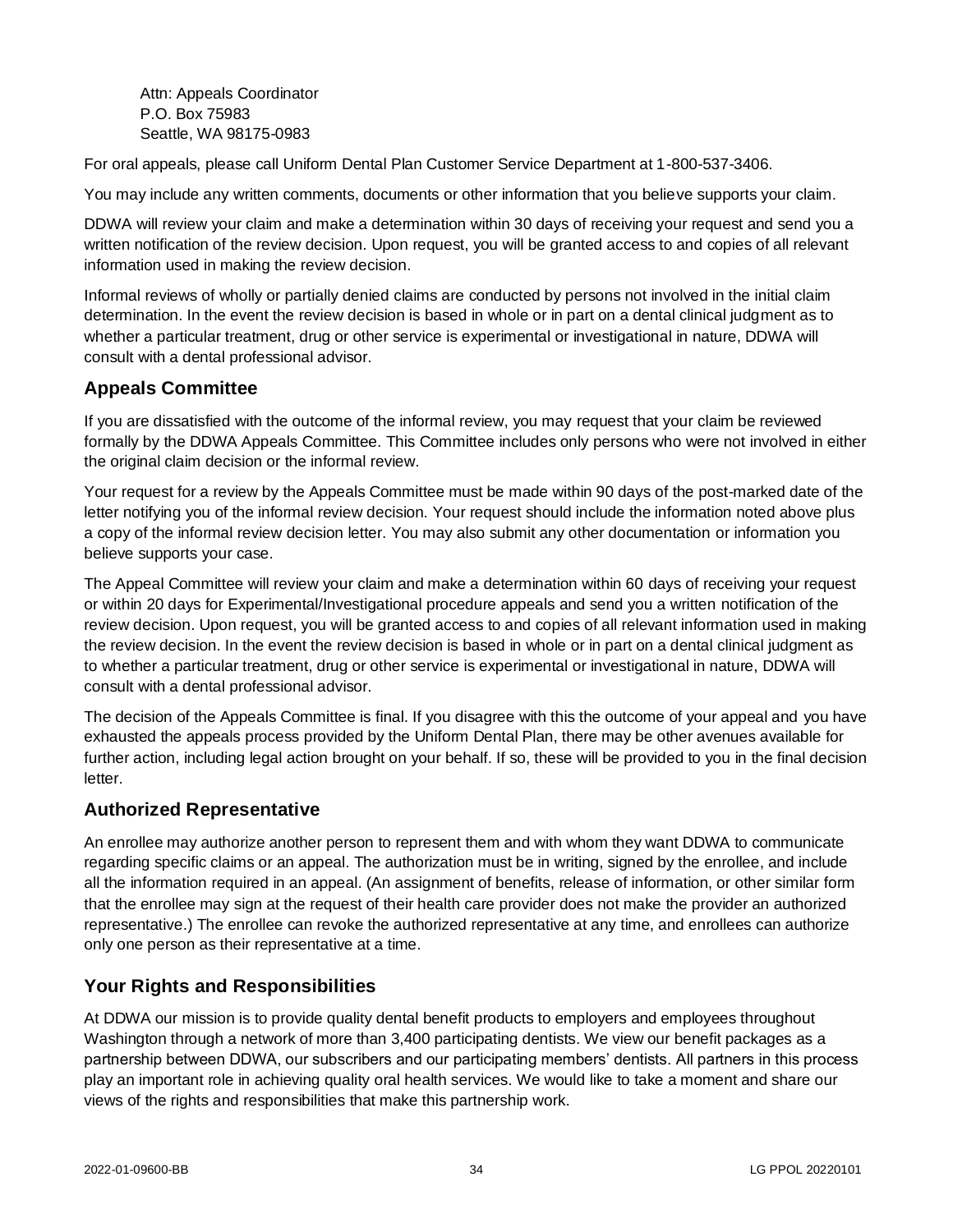Attn: Appeals Coordinator
P.O. Box 75983
Seattle, WA 98175-0983

For oral appeals, please call Uniform Dental Plan Customer Service Department at 1-800-537-3406.

You may include any written comments, documents or other information that you believe supports your claim.

DDWA will review your claim and make a determination within 30 days of receiving your request and send you a written notification of the review decision. Upon request, you will be granted access to and copies of all relevant information used in making the review decision.

Informal reviews of wholly or partially denied claims are conducted by persons not involved in the initial claim determination. In the event the review decision is based in whole or in part on a dental clinical judgment as to whether a particular treatment, drug or other service is experimental or investigational in nature, DDWA will consult with a dental professional advisor.

## Appeals Committee

If you are dissatisfied with the outcome of the informal review, you may request that your claim be reviewed formally by the DDWA Appeals Committee. This Committee includes only persons who were not involved in either the original claim decision or the informal review.

Your request for a review by the Appeals Committee must be made within 90 days of the post-marked date of the letter notifying you of the informal review decision. Your request should include the information noted above plus a copy of the informal review decision letter. You may also submit any other documentation or information you believe supports your case.

The Appeal Committee will review your claim and make a determination within 60 days of receiving your request or within 20 days for Experimental/Investigational procedure appeals and send you a written notification of the review decision. Upon request, you will be granted access to and copies of all relevant information used in making the review decision. In the event the review decision is based in whole or in part on a dental clinical judgment as to whether a particular treatment, drug or other service is experimental or investigational in nature, DDWA will consult with a dental professional advisor.

The decision of the Appeals Committee is final. If you disagree with this the outcome of your appeal and you have exhausted the appeals process provided by the Uniform Dental Plan, there may be other avenues available for further action, including legal action brought on your behalf. If so, these will be provided to you in the final decision letter.

## Authorized Representative

An enrollee may authorize another person to represent them and with whom they want DDWA to communicate regarding specific claims or an appeal. The authorization must be in writing, signed by the enrollee, and include all the information required in an appeal. (An assignment of benefits, release of information, or other similar form that the enrollee may sign at the request of their health care provider does not make the provider an authorized representative.) The enrollee can revoke the authorized representative at any time, and enrollees can authorize only one person as their representative at a time.

## Your Rights and Responsibilities

At DDWA our mission is to provide quality dental benefit products to employers and employees throughout Washington through a network of more than 3,400 participating dentists. We view our benefit packages as a partnership between DDWA, our subscribers and our participating members' dentists. All partners in this process play an important role in achieving quality oral health services. We would like to take a moment and share our views of the rights and responsibilities that make this partnership work.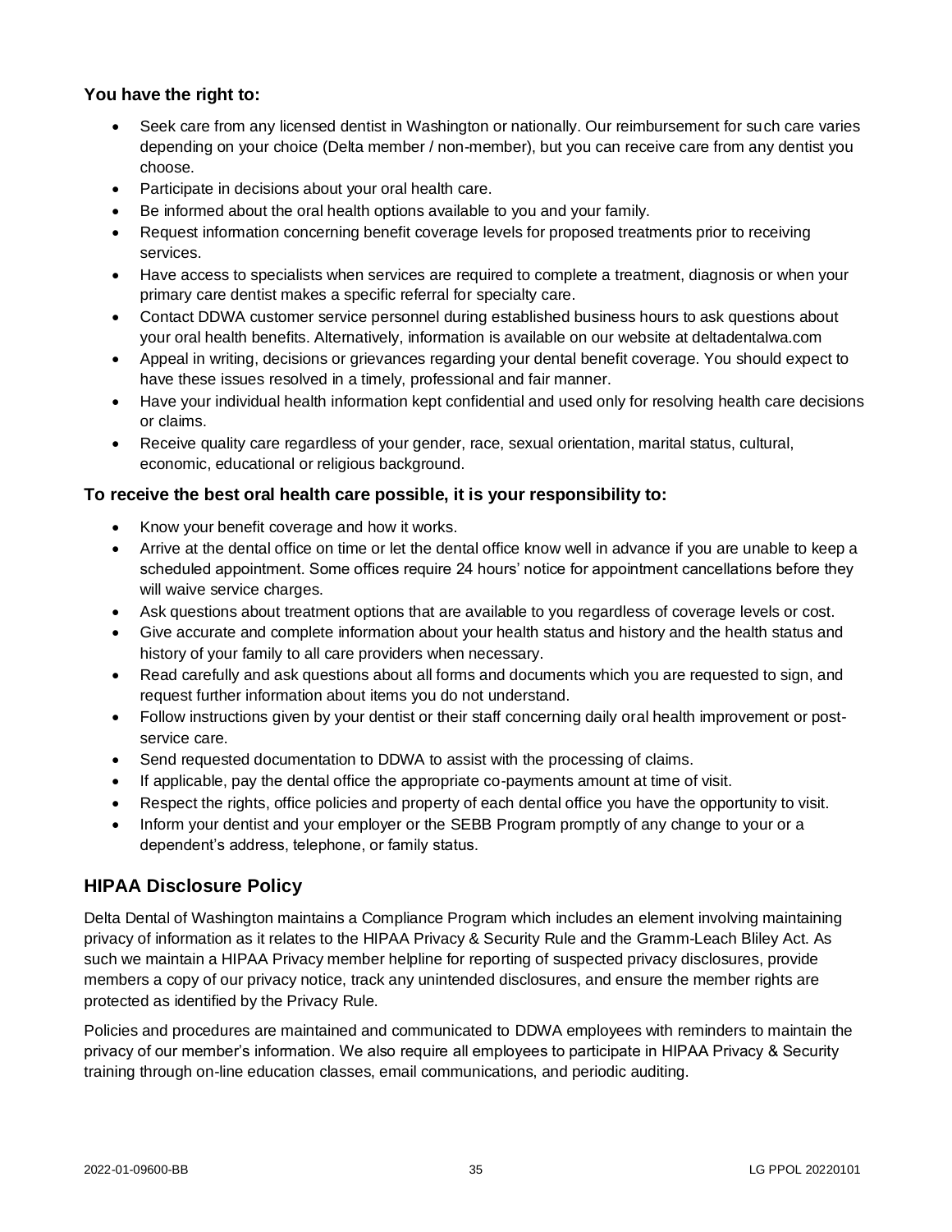### You have the right to:

- Seek care from any licensed dentist in Washington or nationally. Our reimbursement for such care varies depending on your choice (Delta member / non-member), but you can receive care from any dentist you choose.
- Participate in decisions about your oral health care.
- Be informed about the oral health options available to you and your family.
- Request information concerning benefit coverage levels for proposed treatments prior to receiving services.
- Have access to specialists when services are required to complete a treatment, diagnosis or when your primary care dentist makes a specific referral for specialty care.
- Contact DDWA customer service personnel during established business hours to ask questions about your oral health benefits. Alternatively, information is available on our website at deltadentalwa.com
- Appeal in writing, decisions or grievances regarding your dental benefit coverage. You should expect to have these issues resolved in a timely, professional and fair manner.
- Have your individual health information kept confidential and used only for resolving health care decisions or claims.
- Receive quality care regardless of your gender, race, sexual orientation, marital status, cultural, economic, educational or religious background.

### To receive the best oral health care possible, it is your responsibility to:

- Know your benefit coverage and how it works.
- Arrive at the dental office on time or let the dental office know well in advance if you are unable to keep a scheduled appointment. Some offices require 24 hours' notice for appointment cancellations before they will waive service charges.
- Ask questions about treatment options that are available to you regardless of coverage levels or cost.
- Give accurate and complete information about your health status and history and the health status and history of your family to all care providers when necessary.
- Read carefully and ask questions about all forms and documents which you are requested to sign, and request further information about items you do not understand.
- Follow instructions given by your dentist or their staff concerning daily oral health improvement or post-service care.
- Send requested documentation to DDWA to assist with the processing of claims.
- If applicable, pay the dental office the appropriate co-payments amount at time of visit.
- Respect the rights, office policies and property of each dental office you have the opportunity to visit.
- Inform your dentist and your employer or the SEBB Program promptly of any change to your or a dependent's address, telephone, or family status.

## HIPAA Disclosure Policy

Delta Dental of Washington maintains a Compliance Program which includes an element involving maintaining privacy of information as it relates to the HIPAA Privacy & Security Rule and the Gramm-Leach Bliley Act. As such we maintain a HIPAA Privacy member helpline for reporting of suspected privacy disclosures, provide members a copy of our privacy notice, track any unintended disclosures, and ensure the member rights are protected as identified by the Privacy Rule.

Policies and procedures are maintained and communicated to DDWA employees with reminders to maintain the privacy of our member's information. We also require all employees to participate in HIPAA Privacy & Security training through on-line education classes, email communications, and periodic auditing.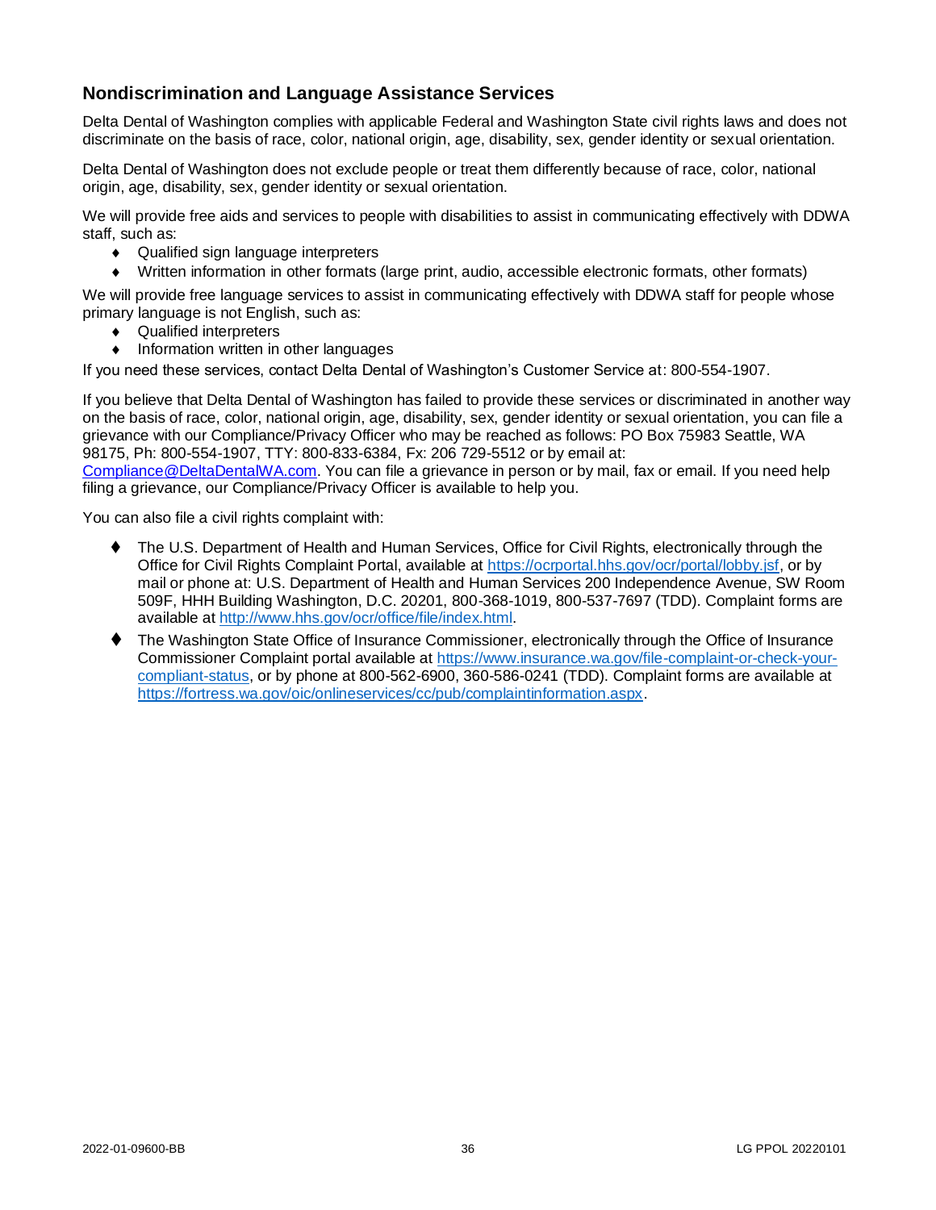## Nondiscrimination and Language Assistance Services

Delta Dental of Washington complies with applicable Federal and Washington State civil rights laws and does not discriminate on the basis of race, color, national origin, age, disability, sex, gender identity or sexual orientation.

Delta Dental of Washington does not exclude people or treat them differently because of race, color, national origin, age, disability, sex, gender identity or sexual orientation.

We will provide free aids and services to people with disabilities to assist in communicating effectively with DDWA staff, such as:

- Qualified sign language interpreters
- Written information in other formats (large print, audio, accessible electronic formats, other formats)

We will provide free language services to assist in communicating effectively with DDWA staff for people whose primary language is not English, such as:

- Qualified interpreters
- Information written in other languages

If you need these services, contact Delta Dental of Washington's Customer Service at: 800-554-1907.

If you believe that Delta Dental of Washington has failed to provide these services or discriminated in another way on the basis of race, color, national origin, age, disability, sex, gender identity or sexual orientation, you can file a grievance with our Compliance/Privacy Officer who may be reached as follows: PO Box 75983 Seattle, WA 98175, Ph: 800-554-1907, TTY: 800-833-6384, Fx: 206 729-5512 or by email at: Compliance@DeltaDentalWA.com. You can file a grievance in person or by mail, fax or email. If you need help filing a grievance, our Compliance/Privacy Officer is available to help you.

You can also file a civil rights complaint with:

- The U.S. Department of Health and Human Services, Office for Civil Rights, electronically through the Office for Civil Rights Complaint Portal, available at https://ocrportal.hhs.gov/ocr/portal/lobby.jsf, or by mail or phone at: U.S. Department of Health and Human Services 200 Independence Avenue, SW Room 509F, HHH Building Washington, D.C. 20201, 800-368-1019, 800-537-7697 (TDD). Complaint forms are available at http://www.hhs.gov/ocr/office/file/index.html.
- The Washington State Office of Insurance Commissioner, electronically through the Office of Insurance Commissioner Complaint portal available at https://www.insurance.wa.gov/file-complaint-or-check-your-compliant-status, or by phone at 800-562-6900, 360-586-0241 (TDD). Complaint forms are available at https://fortress.wa.gov/oic/onlineservices/cc/pub/complaintinformation.aspx.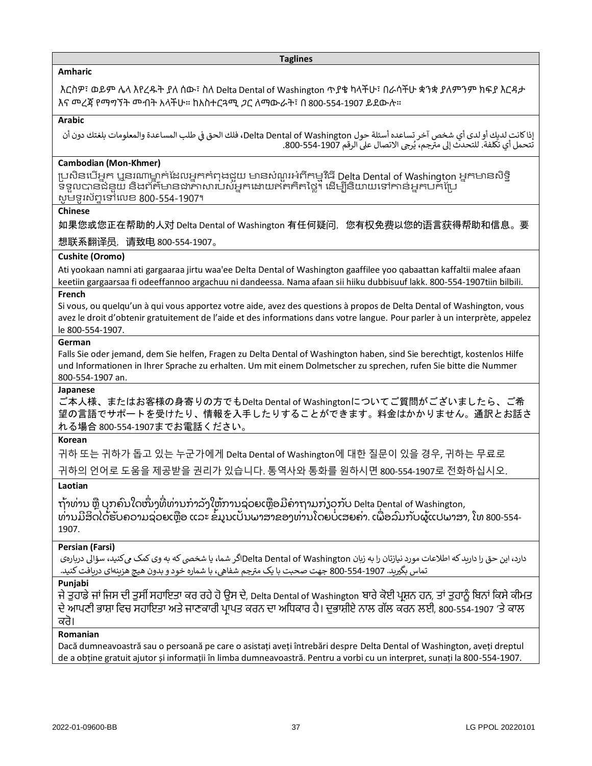## Taglines

**Amharic**

እርስዎ፣ ወይም ሌላ እየረዱት ያለ ሰው፣ ስለ Delta Dental of Washington ጥያቄ ካላችሁ፣ በራሳችሁ ቋንቋ ያለምንም ክፍያ እርዳታ እና መረጃ የማግኘት መብት አላችሁ። ከአስተርጓሚ ጋር ለማውራት፣ በ 800-554-1907 ይደውሉ።

**Arabic**

إذا كانت لديك أو لدى أي شخص آخر تساعده أسئلة حول Delta Dental of Washington، فلك الحق في طلب المساعدة والمعلومات بلغتك دون أن تتحمل أي تكلفة. للتحدث إلى مترجم، يُرجى الاتصال على الرقم 800-554-1907.

**Cambodian (Mon-Khmer)**

ប្រសិនបើអ្នក ឬនរណាម្នាក់ដែលអ្នកកំពុងជួយ មានសំណួរអំពីកម្មវិធី Delta Dental of Washington អ្នកមានសិទ្ធិទទួលបានជំនួយ និងព័ត៌មានជាភាសារបស់អ្នកដោយឥតគិតថ្លៃ។ ដើម្បីនិយាយទៅកាន់អ្នកបកប្រែ សូមទូរស័ព្ទទៅលេខ 800-554-1907។

**Chinese**

如果您或您正在帮助的人对 Delta Dental of Washington 有任何疑问，您有权免费以您的语言获得帮助和信息。要想联系翻译员，请致电 800-554-1907。

**Cushite (Oromo)**

Ati yookaan namni ati gargaaraa jirtu waa'ee Delta Dental of Washington gaaffilee yoo qabaattan kaffaltii malee afaan keetiin gargaarsaa fi odeeffannoo argachuu ni dandeessa. Nama afaan sii hiiku dubbisuuf lakk. 800-554-1907tiin bilbili.

**French**

Si vous, ou quelqu'un à qui vous apportez votre aide, avez des questions à propos de Delta Dental of Washington, vous avez le droit d'obtenir gratuitement de l'aide et des informations dans votre langue. Pour parler à un interprète, appelez le 800-554-1907.

**German**

Falls Sie oder jemand, dem Sie helfen, Fragen zu Delta Dental of Washington haben, sind Sie berechtigt, kostenlos Hilfe und Informationen in Ihrer Sprache zu erhalten. Um mit einem Dolmetscher zu sprechen, rufen Sie bitte die Nummer 800-554-1907 an.

**Japanese**

ご本人様、またはお客様の身寄りの方でもDelta Dental of Washingtonについてご質問がございましたら、ご希望の言語でサポートを受けたり、情報を入手したりすることができます。料金はかかりません。通訳とお話される場合 800-554-1907までお電話ください。

**Korean**

귀하 또는 귀하가 돕고 있는 누군가에게 Delta Dental of Washington에 대한 질문이 있을 경우, 귀하는 무료로 귀하의 언어로 도움을 제공받을 권리가 있습니다. 통역사와 통화를 원하시면 800-554-1907로 전화하십시오.

**Laotian**

ຖ້າທ່ານ ຫຼື ບຸກຄົນໃດໜຶ່ງທີ່ທ່ານກຳລັງໃຫ້ການຊ່ວຍເຫຼືອມີຄຳຖາມກ່ຽວກັບ Delta Dental of Washington, ທ່ານມີສິດໄດ້ຮັບຄວາມຊ່ວຍເຫຼືອ ແລະ ຂໍ້ມູນເປັນພາສາຂອງທ່ານໂດຍບໍ່ເສຍຄ່າ. ເພື່ອລົມກັບຜູ້ແປພາສາ, ໂທ 800-554-1907.

**Persian (Farsi)**

اگر شما، یا شخصی که به وی کمک می‌کنید، سؤالی درباره‌ی Delta Dental of Washington دارد، این حق را دارید که اطلاعات مورد نیازتان را به زبان خود و بدون هیچ هزینه‌ای دریافت کنید. جهت صحبت با یک مترجم شفاهی، با شماره 800-554-1907 تماس بگیرید.

**Punjabi**

ਜੇ ਤੁਹਾਡੇ ਜਾਂ ਜਿਸ ਦੀ ਤੁਸੀਂ ਸਹਾਇਤਾ ਕਰ ਰਹੇ ਹੋ ਉਸ ਦੇ, Delta Dental of Washington ਬਾਰੇ ਕੋਈ ਪ੍ਰਸ਼ਨ ਹਨ, ਤਾਂ ਤੁਹਾਨੂੰ ਬਿਨਾਂ ਕਿਸੇ ਕੀਮਤ ਦੇ ਆਪਣੀ ਭਾਸ਼ਾ ਵਿਚ ਸਹਾਇਤਾ ਅਤੇ ਜਾਣਕਾਰੀ ਪ੍ਰਾਪਤ ਕਰਨ ਦਾ ਅਧਿਕਾਰ ਹੈ। ਦੁਭਾਸ਼ੀਏ ਨਾਲ ਗੱਲ ਕਰਨ ਲਈ, 800-554-1907 'ਤੇ ਕਾਲ ਕਰੋ।

**Romanian**

Dacă dumneavoastră sau o persoană pe care o asistați aveți întrebări despre Delta Dental of Washington, aveți dreptul de a obține gratuit ajutor și informații în limba dumneavoastră. Pentru a vorbi cu un interpret, sunați la 800-554-1907.

2022-01-09600-BB LG PPOL 20220101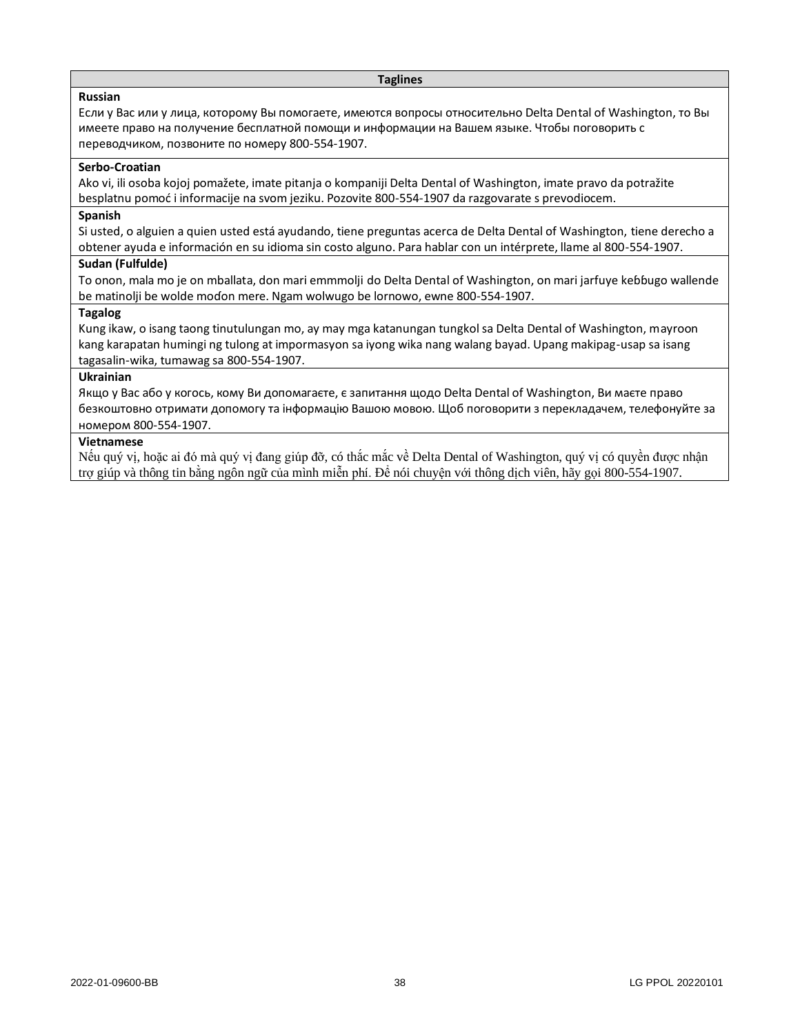| Taglines |
| --- |
| **Russian**<br>Если у Вас или у лица, которому Вы помогаете, имеются вопросы относительно Delta Dental of Washington, то Вы имеете право на получение бесплатной помощи и информации на Вашем языке. Чтобы поговорить с переводчиком, позвоните по номеру 800-554-1907. |
| **Serbo-Croatian**<br>Ako vi, ili osoba kojoj pomažete, imate pitanja o kompaniji Delta Dental of Washington, imate pravo da potražite besplatnu pomoć i informacije na svom jeziku. Pozovite 800-554-1907 da razgovarate s prevodiocem. |
| **Spanish**<br>Si usted, o alguien a quien usted está ayudando, tiene preguntas acerca de Delta Dental of Washington, tiene derecho a obtener ayuda e información en su idioma sin costo alguno. Para hablar con un intérprete, llame al 800-554-1907. |
| **Sudan (Fulfulde)**<br>To onon, mala mo je on mballata, don mari emmmolji do Delta Dental of Washington, on mari jarfuye keɓɓugo wallende be matinolji be wolde moɗon mere. Ngam wolwugo be lornowo, ewne 800-554-1907. |
| **Tagalog**<br>Kung ikaw, o isang taong tinutulungan mo, ay may mga katanungan tungkol sa Delta Dental of Washington, mayroon kang karapatan humingi ng tulong at impormasyon sa iyong wika nang walang bayad. Upang makipag-usap sa isang tagasalin-wika, tumawag sa 800-554-1907. |
| **Ukrainian**<br>Якщо у Вас або у когось, кому Ви допомагаєте, є запитання щодо Delta Dental of Washington, Ви маєте право безкоштовно отримати допомогу та інформацію Вашою мовою. Щоб поговорити з перекладачем, телефонуйте за номером 800-554-1907. |
| **Vietnamese**<br>Nếu quý vị, hoặc ai đó mà quý vị đang giúp đỡ, có thắc mắc về Delta Dental of Washington, quý vị có quyền được nhận trợ giúp và thông tin bằng ngôn ngữ của mình miễn phí. Để nói chuyện với thông dịch viên, hãy gọi 800-554-1907. |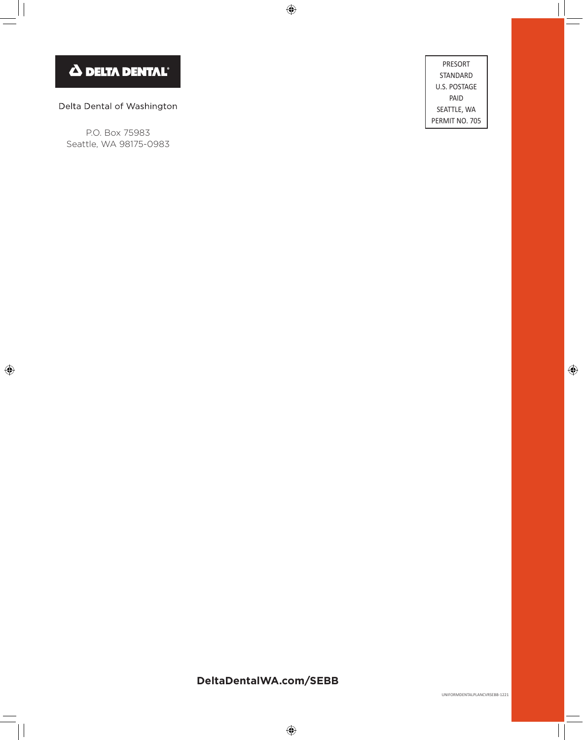DELTA DENTAL®

Delta Dental of Washington

P.O. Box 75983
Seattle, WA 98175-0983

PRESORT
STANDARD
U.S. POSTAGE
PAID
SEATTLE, WA
PERMIT NO. 705

**DeltaDentalWA.com/SEBB**

UNIFORMDENTALPLANCVRSEBB-1221